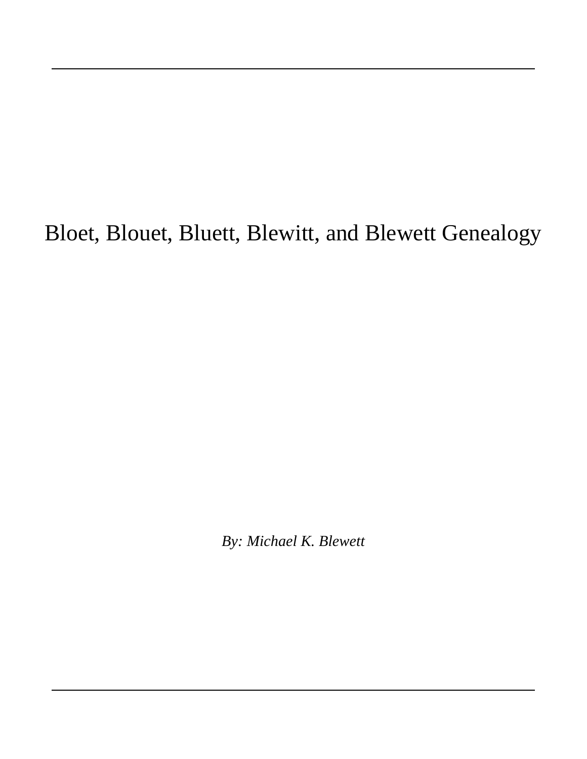# Bloet, Blouet, Bluett, Blewitt, and Blewett Genealogy

*By: Michael K. Blewett*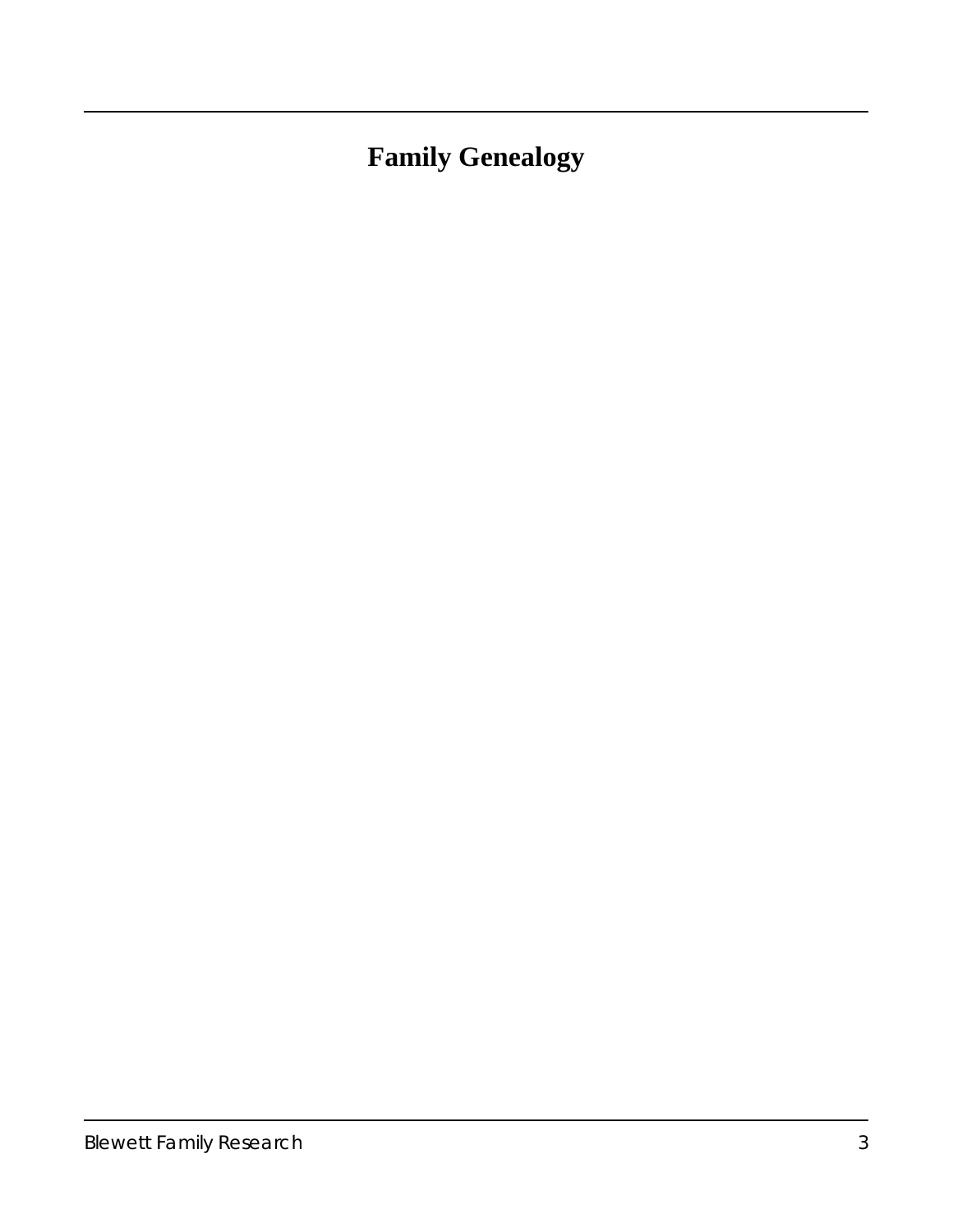# Family Genealogy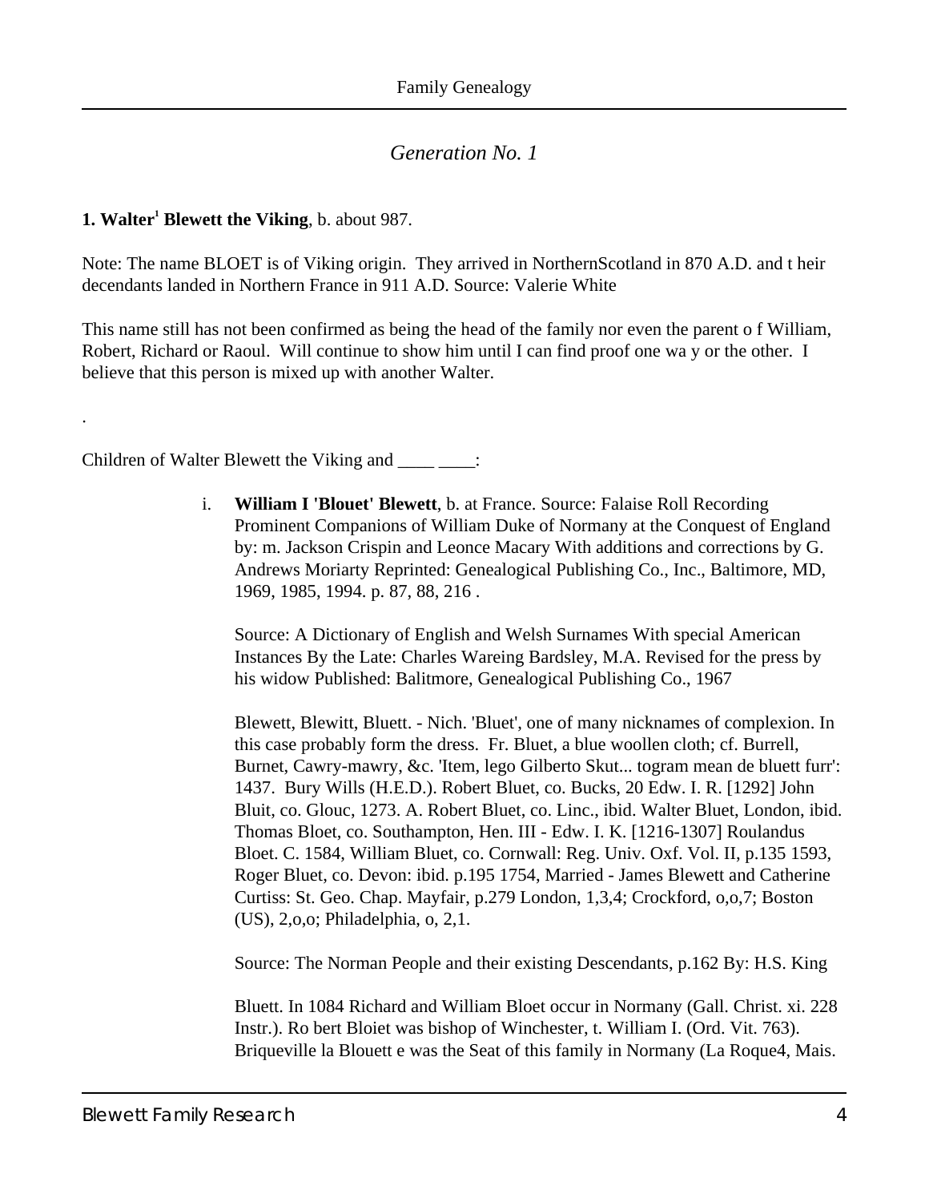## *Generation No. 1*

**1. Walter[1] Blewett the Viking**, b. about 987.

Note: The name BLOET is of Viking origin. They arrived in NorthernScotland in 870 A.D. and t heir decendants landed in Northern France in 911 A.D. Source: Valerie White

This name still has not been confirmed as being the head of the family nor even the parent o f William, Robert, Richard or Raoul. Will continue to show him until I can find proof one wa y or the other. I believe that this person is mixed up with another Walter.

.

Children of Walter Blewett the Viking and ____ ____:

i. **William I 'Blouet' Blewett**, b. at France. Source: Falaise Roll Recording Prominent Companions of William Duke of Normany at the Conquest of England by: m. Jackson Crispin and Leonce Macary With additions and corrections by G. Andrews Moriarty Reprinted: Genealogical Publishing Co., Inc., Baltimore, MD, 1969, 1985, 1994. p. 87, 88, 216 .

   Source: A Dictionary of English and Welsh Surnames With special American Instances By the Late: Charles Wareing Bardsley, M.A. Revised for the press by his widow Published: Balitmore, Genealogical Publishing Co., 1967

   Blewett, Blewitt, Bluett. - Nich. 'Bluet', one of many nicknames of complexion. In this case probably form the dress. Fr. Bluet, a blue woollen cloth; cf. Burrell, Burnet, Cawry-mawry, &c. 'Item, lego Gilberto Skut... togram mean de bluett furr': 1437. Bury Wills (H.E.D.). Robert Bluet, co. Bucks, 20 Edw. I. R. [1292] John Bluit, co. Glouc, 1273. A. Robert Bluet, co. Linc., ibid. Walter Bluet, London, ibid. Thomas Bloet, co. Southampton, Hen. III - Edw. I. K. [1216-1307] Roulandus Bloet. C. 1584, William Bluet, co. Cornwall: Reg. Univ. Oxf. Vol. II, p.135 1593, Roger Bluet, co. Devon: ibid. p.195 1754, Married - James Blewett and Catherine Curtiss: St. Geo. Chap. Mayfair, p.279 London, 1,3,4; Crockford, o,o,7; Boston (US), 2,o,o; Philadelphia, o, 2,1.

   Source: The Norman People and their existing Descendants, p.162 By: H.S. King

   Bluett. In 1084 Richard and William Bloet occur in Normany (Gall. Christ. xi. 228 Instr.). Ro bert Bloiet was bishop of Winchester, t. William I. (Ord. Vit. 763). Briqueville la Blouett e was the Seat of this family in Normany (La Roque4, Mais.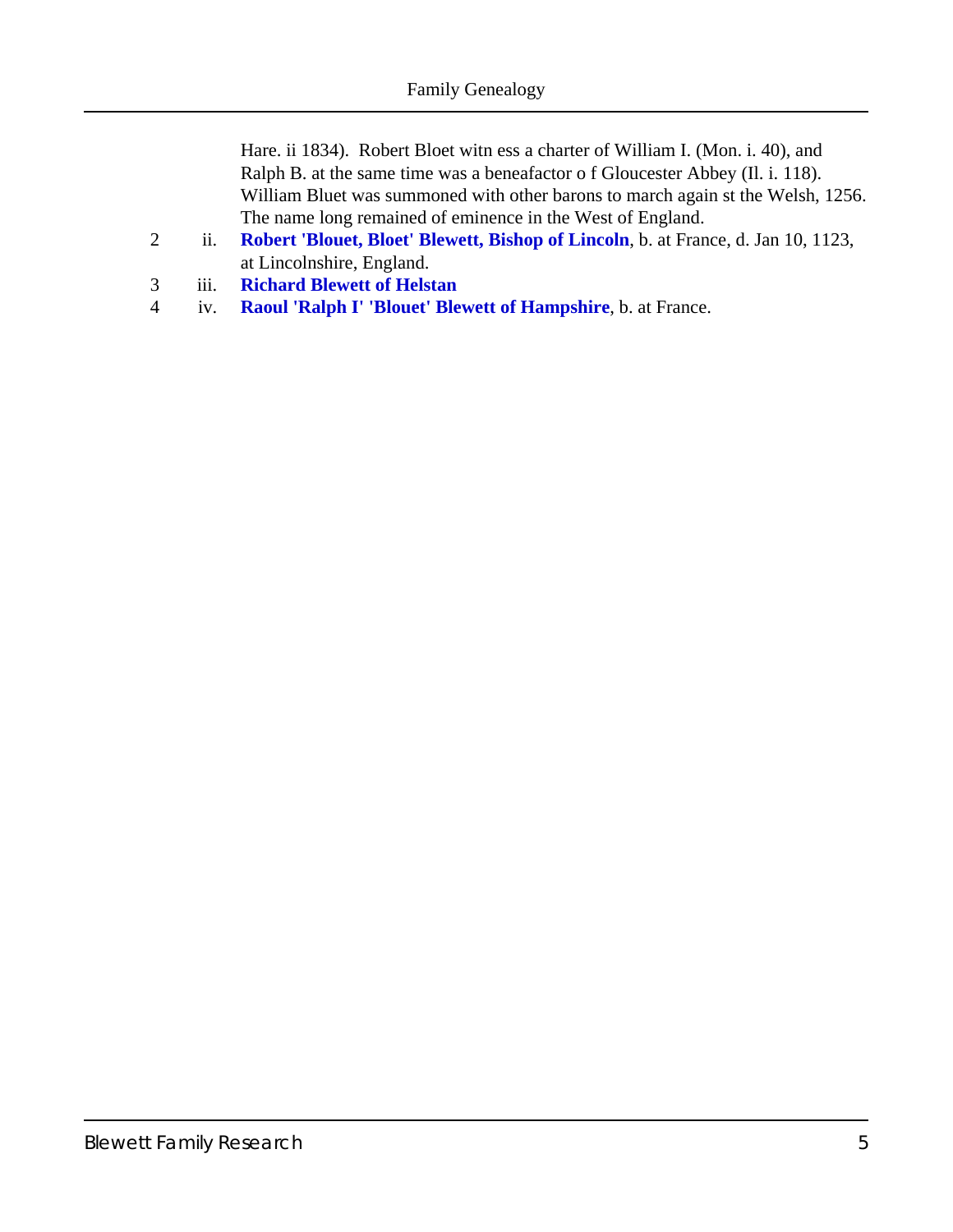Hare. ii 1834). Robert Bloet witn ess a charter of William I. (Mon. i. 40), and Ralph B. at the same time was a beneafactor o f Gloucester Abbey (Il. i. 118). William Bluet was summoned with other barons to march again st the Welsh, 1256. The name long remained of eminence in the West of England.

2 ii. **Robert 'Blouet, Bloet' Blewett, Bishop of Lincoln**, b. at France, d. Jan 10, 1123, at Lincolnshire, England.

3 iii. **Richard Blewett of Helstan**

4 iv. **Raoul 'Ralph I' 'Blouet' Blewett of Hampshire**, b. at France.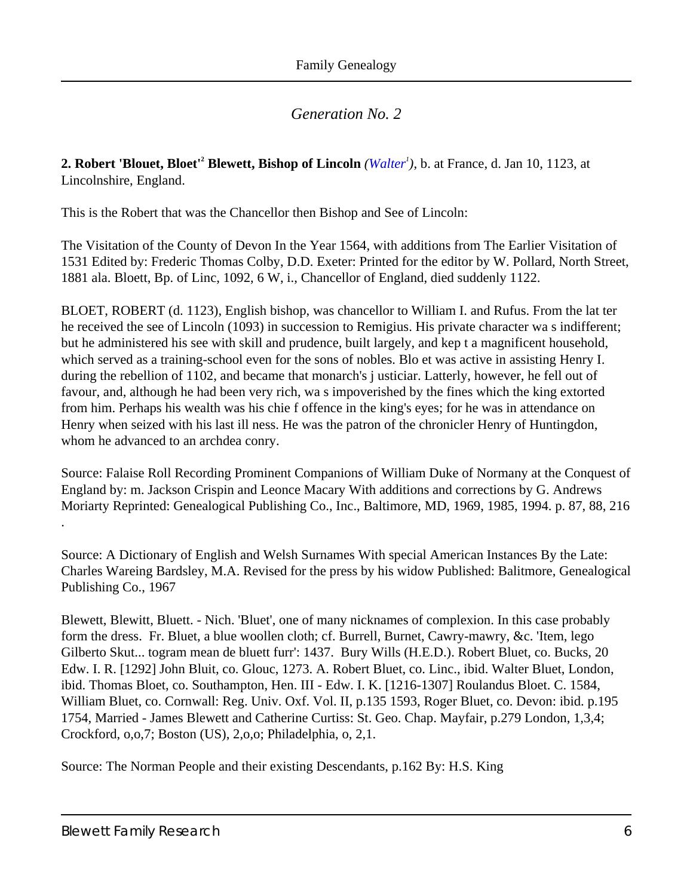*Generation No. 2*

**2. Robert 'Blouet, Bloet'[2] Blewett, Bishop of Lincoln** *(Walter[1])*, b. at France, d. Jan 10, 1123, at Lincolnshire, England.

This is the Robert that was the Chancellor then Bishop and See of Lincoln:

The Visitation of the County of Devon In the Year 1564, with additions from The Earlier Visitation of 1531 Edited by: Frederic Thomas Colby, D.D. Exeter: Printed for the editor by W. Pollard, North Street, 1881 ala. Bloett, Bp. of Linc, 1092, 6 W, i., Chancellor of England, died suddenly 1122.

BLOET, ROBERT (d. 1123), English bishop, was chancellor to William I. and Rufus. From the lat ter he received the see of Lincoln (1093) in succession to Remigius. His private character wa s indifferent; but he administered his see with skill and prudence, built largely, and kep t a magnificent household, which served as a training-school even for the sons of nobles. Blo et was active in assisting Henry I. during the rebellion of 1102, and became that monarch's j usticiar. Latterly, however, he fell out of favour, and, although he had been very rich, wa s impoverished by the fines which the king extorted from him. Perhaps his wealth was his chie f offence in the king's eyes; for he was in attendance on Henry when seized with his last ill ness. He was the patron of the chronicler Henry of Huntingdon, whom he advanced to an archdea conry.

Source: Falaise Roll Recording Prominent Companions of William Duke of Normany at the Conquest of England by: m. Jackson Crispin and Leonce Macary With additions and corrections by G. Andrews Moriarty Reprinted: Genealogical Publishing Co., Inc., Baltimore, MD, 1969, 1985, 1994. p. 87, 88, 216 .

Source: A Dictionary of English and Welsh Surnames With special American Instances By the Late: Charles Wareing Bardsley, M.A. Revised for the press by his widow Published: Balitmore, Genealogical Publishing Co., 1967

Blewett, Blewitt, Bluett. - Nich. 'Bluet', one of many nicknames of complexion. In this case probably form the dress. Fr. Bluet, a blue woollen cloth; cf. Burrell, Burnet, Cawry-mawry, &c. 'Item, lego Gilberto Skut... togram mean de bluett furr': 1437. Bury Wills (H.E.D.). Robert Bluet, co. Bucks, 20 Edw. I. R. [1292] John Bluit, co. Glouc, 1273. A. Robert Bluet, co. Linc., ibid. Walter Bluet, London, ibid. Thomas Bloet, co. Southampton, Hen. III - Edw. I. K. [1216-1307] Roulandus Bloet. C. 1584, William Bluet, co. Cornwall: Reg. Univ. Oxf. Vol. II, p.135 1593, Roger Bluet, co. Devon: ibid. p.195 1754, Married - James Blewett and Catherine Curtiss: St. Geo. Chap. Mayfair, p.279 London, 1,3,4; Crockford, o,o,7; Boston (US), 2,o,o; Philadelphia, o, 2,1.

Source: The Norman People and their existing Descendants, p.162 By: H.S. King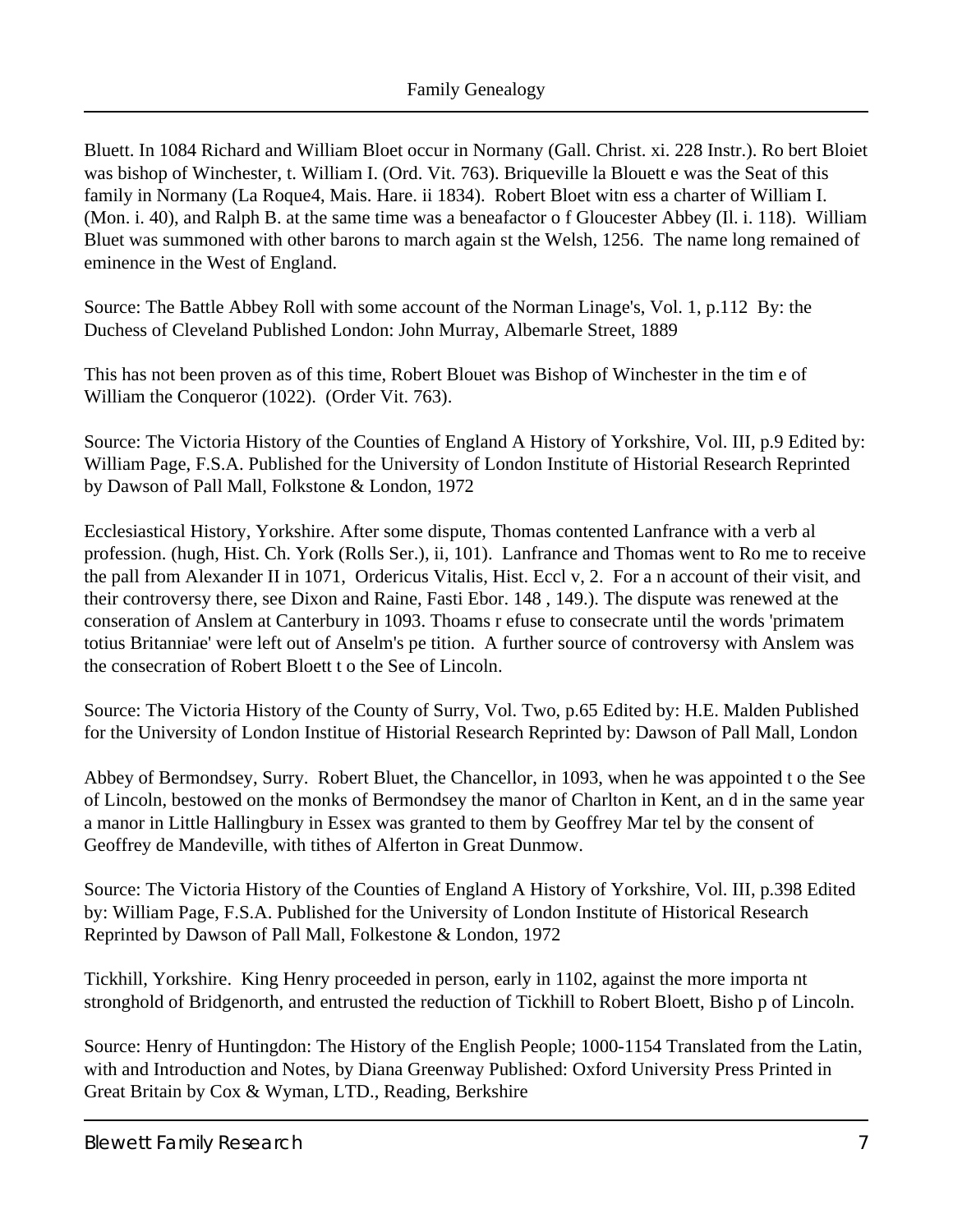Bluett. In 1084 Richard and William Bloet occur in Normany (Gall. Christ. xi. 228 Instr.). Ro bert Bloiet was bishop of Winchester, t. William I. (Ord. Vit. 763). Briqueville la Blouett e was the Seat of this family in Normany (La Roque4, Mais. Hare. ii 1834). Robert Bloet witn ess a charter of William I. (Mon. i. 40), and Ralph B. at the same time was a beneafactor o f Gloucester Abbey (Il. i. 118). William Bluet was summoned with other barons to march again st the Welsh, 1256. The name long remained of eminence in the West of England.

Source: The Battle Abbey Roll with some account of the Norman Linage's, Vol. 1, p.112 By: the Duchess of Cleveland Published London: John Murray, Albemarle Street, 1889

This has not been proven as of this time, Robert Blouet was Bishop of Winchester in the tim e of William the Conqueror (1022). (Order Vit. 763).

Source: The Victoria History of the Counties of England A History of Yorkshire, Vol. III, p.9 Edited by: William Page, F.S.A. Published for the University of London Institute of Historial Research Reprinted by Dawson of Pall Mall, Folkstone & London, 1972

Ecclesiastical History, Yorkshire. After some dispute, Thomas contented Lanfrance with a verb al profession. (hugh, Hist. Ch. York (Rolls Ser.), ii, 101). Lanfrance and Thomas went to Ro me to receive the pall from Alexander II in 1071, Ordericus Vitalis, Hist. Eccl v, 2. For a n account of their visit, and their controversy there, see Dixon and Raine, Fasti Ebor. 148 , 149.). The dispute was renewed at the conseration of Anslem at Canterbury in 1093. Thoams r efuse to consecrate until the words 'primatem totius Britanniae' were left out of Anselm's pe tition. A further source of controversy with Anslem was the consecration of Robert Bloett t o the See of Lincoln.

Source: The Victoria History of the County of Surry, Vol. Two, p.65 Edited by: H.E. Malden Published for the University of London Institue of Historial Research Reprinted by: Dawson of Pall Mall, London

Abbey of Bermondsey, Surry. Robert Bluet, the Chancellor, in 1093, when he was appointed t o the See of Lincoln, bestowed on the monks of Bermondsey the manor of Charlton in Kent, an d in the same year a manor in Little Hallingbury in Essex was granted to them by Geoffrey Mar tel by the consent of Geoffrey de Mandeville, with tithes of Alferton in Great Dunmow.

Source: The Victoria History of the Counties of England A History of Yorkshire, Vol. III, p.398 Edited by: William Page, F.S.A. Published for the University of London Institute of Historical Research Reprinted by Dawson of Pall Mall, Folkestone & London, 1972

Tickhill, Yorkshire. King Henry proceeded in person, early in 1102, against the more importa nt stronghold of Bridgenorth, and entrusted the reduction of Tickhill to Robert Bloett, Bisho p of Lincoln.

Source: Henry of Huntingdon: The History of the English People; 1000-1154 Translated from the Latin, with and Introduction and Notes, by Diana Greenway Published: Oxford University Press Printed in Great Britain by Cox & Wyman, LTD., Reading, Berkshire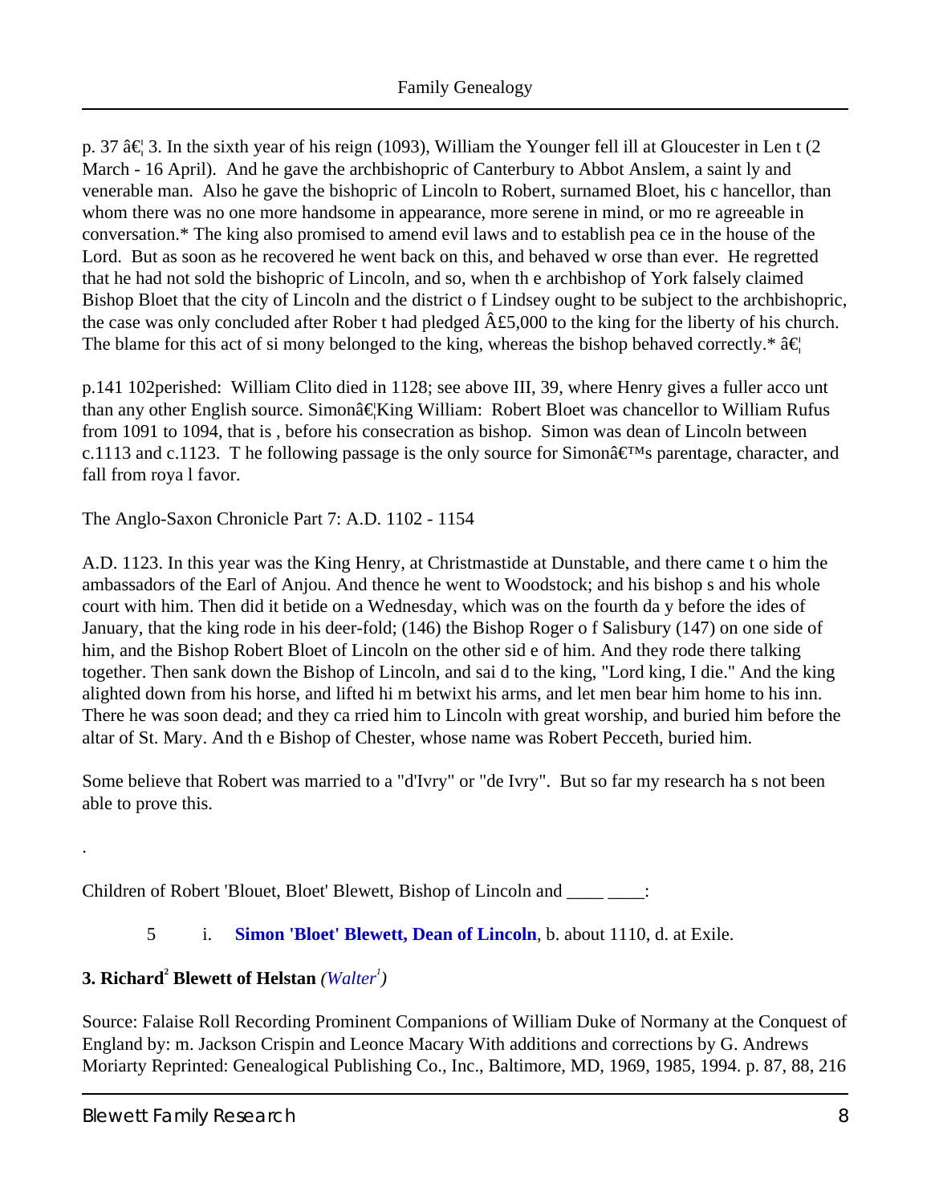p. 37 â€¦ 3. In the sixth year of his reign (1093), William the Younger fell ill at Gloucester in Len t (2 March - 16 April). And he gave the archbishopric of Canterbury to Abbot Anslem, a saint ly and venerable man. Also he gave the bishopric of Lincoln to Robert, surnamed Bloet, his c hancellor, than whom there was no one more handsome in appearance, more serene in mind, or mo re agreeable in conversation.* The king also promised to amend evil laws and to establish pea ce in the house of the Lord. But as soon as he recovered he went back on this, and behaved w orse than ever. He regretted that he had not sold the bishopric of Lincoln, and so, when th e archbishop of York falsely claimed Bishop Bloet that the city of Lincoln and the district o f Lindsey ought to be subject to the archbishopric, the case was only concluded after Rober t had pledged Â£5,000 to the king for the liberty of his church. The blame for this act of si mony belonged to the king, whereas the bishop behaved correctly.* â€¦

p.141 102perished: William Clito died in 1128; see above III, 39, where Henry gives a fuller acco unt than any other English source. Simonâ€¦King William: Robert Bloet was chancellor to William Rufus from 1091 to 1094, that is , before his consecration as bishop. Simon was dean of Lincoln between c.1113 and c.1123. T he following passage is the only source for Simonâ€™s parentage, character, and fall from roya l favor.

The Anglo-Saxon Chronicle Part 7: A.D. 1102 - 1154

A.D. 1123. In this year was the King Henry, at Christmastide at Dunstable, and there came t o him the ambassadors of the Earl of Anjou. And thence he went to Woodstock; and his bishop s and his whole court with him. Then did it betide on a Wednesday, which was on the fourth da y before the ides of January, that the king rode in his deer-fold; (146) the Bishop Roger o f Salisbury (147) on one side of him, and the Bishop Robert Bloet of Lincoln on the other sid e of him. And they rode there talking together. Then sank down the Bishop of Lincoln, and sai d to the king, "Lord king, I die." And the king alighted down from his horse, and lifted hi m betwixt his arms, and let men bear him home to his inn. There he was soon dead; and they ca rried him to Lincoln with great worship, and buried him before the altar of St. Mary. And th e Bishop of Chester, whose name was Robert Pecceth, buried him.

Some believe that Robert was married to a "d'Ivry" or "de Ivry". But so far my research ha s not been able to prove this.

.

Children of Robert 'Blouet, Bloet' Blewett, Bishop of Lincoln and ____ ____:

5 i. **Simon 'Bloet' Blewett, Dean of Lincoln**, b. about 1110, d. at Exile.

**3. Richard[2] Blewett of Helstan** *(Walter[1])*

Source: Falaise Roll Recording Prominent Companions of William Duke of Normany at the Conquest of England by: m. Jackson Crispin and Leonce Macary With additions and corrections by G. Andrews Moriarty Reprinted: Genealogical Publishing Co., Inc., Baltimore, MD, 1969, 1985, 1994. p. 87, 88, 216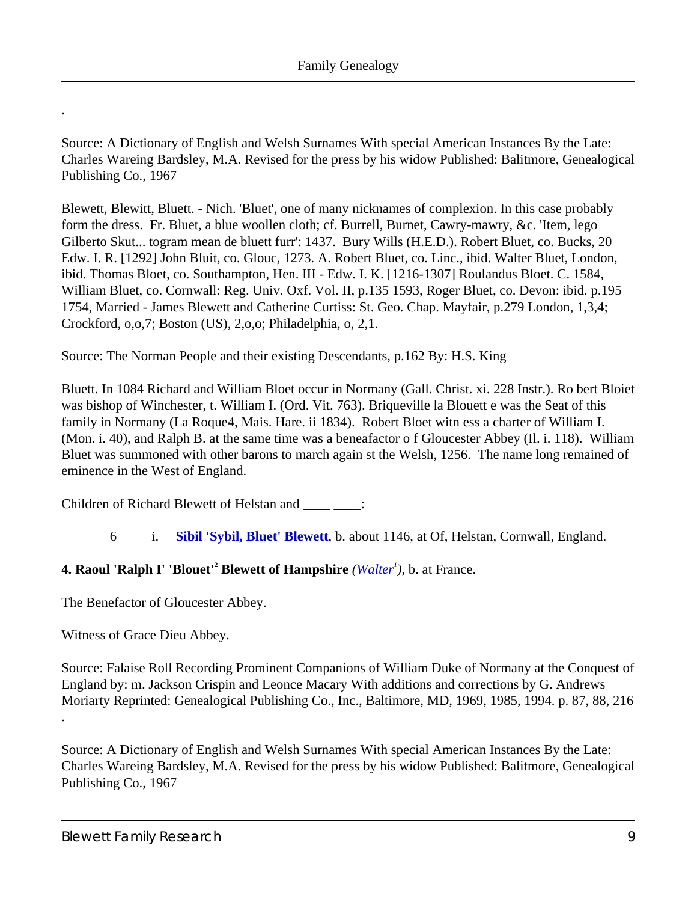.

Source: A Dictionary of English and Welsh Surnames With special American Instances By the Late: Charles Wareing Bardsley, M.A. Revised for the press by his widow Published: Balitmore, Genealogical Publishing Co., 1967

Blewett, Blewitt, Bluett. - Nich. 'Bluet', one of many nicknames of complexion. In this case probably form the dress. Fr. Bluet, a blue woollen cloth; cf. Burrell, Burnet, Cawry-mawry, &c. 'Item, lego Gilberto Skut... togram mean de bluett furr': 1437. Bury Wills (H.E.D.). Robert Bluet, co. Bucks, 20 Edw. I. R. [1292] John Bluit, co. Glouc, 1273. A. Robert Bluet, co. Linc., ibid. Walter Bluet, London, ibid. Thomas Bloet, co. Southampton, Hen. III - Edw. I. K. [1216-1307] Roulandus Bloet. C. 1584, William Bluet, co. Cornwall: Reg. Univ. Oxf. Vol. II, p.135 1593, Roger Bluet, co. Devon: ibid. p.195 1754, Married - James Blewett and Catherine Curtiss: St. Geo. Chap. Mayfair, p.279 London, 1,3,4; Crockford, o,o,7; Boston (US), 2,o,o; Philadelphia, o, 2,1.

Source: The Norman People and their existing Descendants, p.162 By: H.S. King

Bluett. In 1084 Richard and William Bloet occur in Normany (Gall. Christ. xi. 228 Instr.). Ro bert Bloiet was bishop of Winchester, t. William I. (Ord. Vit. 763). Briqueville la Blouett e was the Seat of this family in Normany (La Roque4, Mais. Hare. ii 1834). Robert Bloet witn ess a charter of William I. (Mon. i. 40), and Ralph B. at the same time was a beneafactor o f Gloucester Abbey (Il. i. 118). William Bluet was summoned with other barons to march again st the Welsh, 1256. The name long remained of eminence in the West of England.

Children of Richard Blewett of Helstan and ____ ____:

6 i. **Sibil 'Sybil, Bluet' Blewett**, b. about 1146, at Of, Helstan, Cornwall, England.

**4. Raoul 'Ralph I' 'Blouet'[2] Blewett of Hampshire** *(Walter[1])*, b. at France.

The Benefactor of Gloucester Abbey.

Witness of Grace Dieu Abbey.

Source: Falaise Roll Recording Prominent Companions of William Duke of Normany at the Conquest of England by: m. Jackson Crispin and Leonce Macary With additions and corrections by G. Andrews Moriarty Reprinted: Genealogical Publishing Co., Inc., Baltimore, MD, 1969, 1985, 1994. p. 87, 88, 216 .

Source: A Dictionary of English and Welsh Surnames With special American Instances By the Late: Charles Wareing Bardsley, M.A. Revised for the press by his widow Published: Balitmore, Genealogical Publishing Co., 1967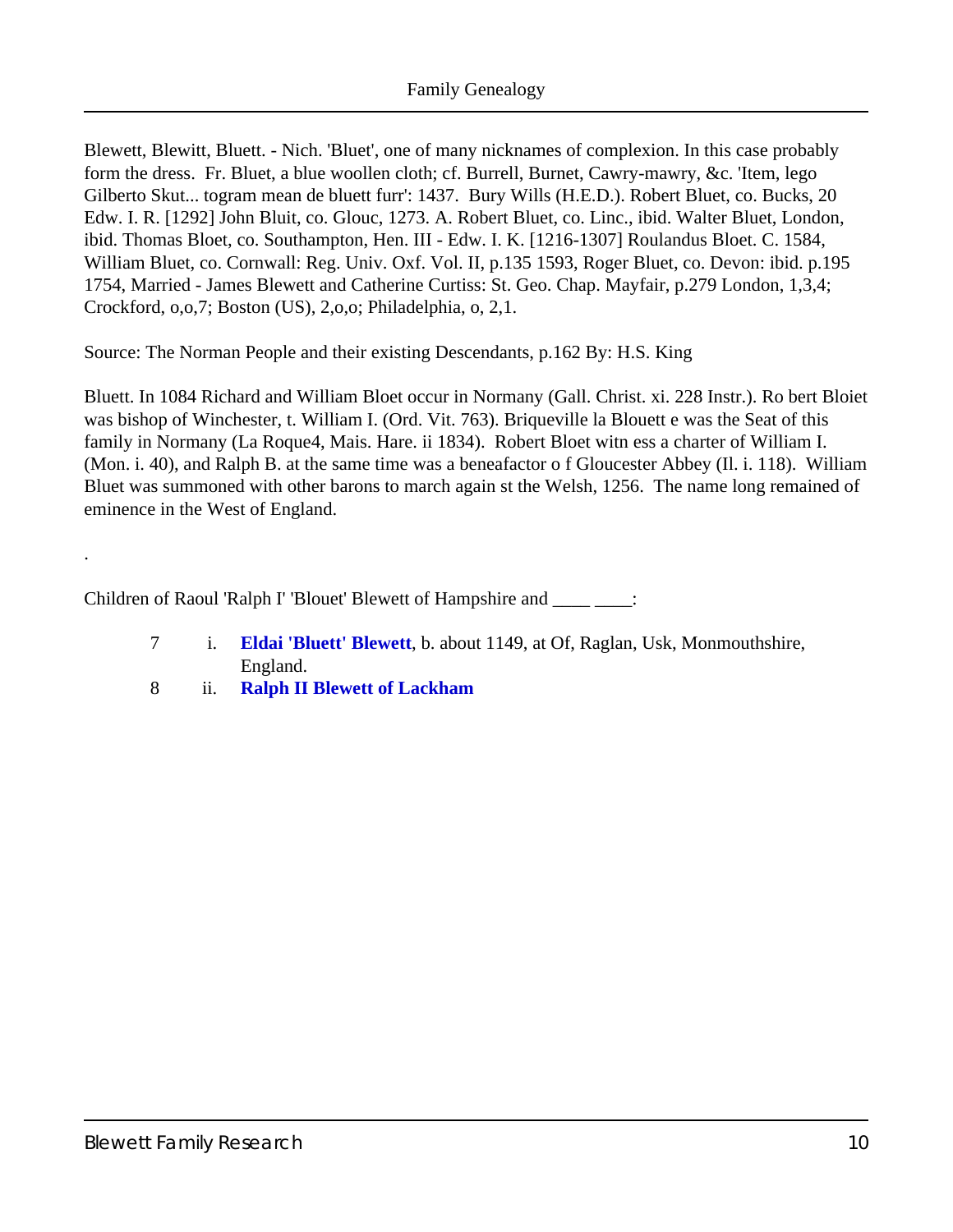Blewett, Blewitt, Bluett. - Nich. 'Bluet', one of many nicknames of complexion. In this case probably form the dress. Fr. Bluet, a blue woollen cloth; cf. Burrell, Burnet, Cawry-mawry, &c. 'Item, lego Gilberto Skut... togram mean de bluett furr': 1437. Bury Wills (H.E.D.). Robert Bluet, co. Bucks, 20 Edw. I. R. [1292] John Bluit, co. Glouc, 1273. A. Robert Bluet, co. Linc., ibid. Walter Bluet, London, ibid. Thomas Bloet, co. Southampton, Hen. III - Edw. I. K. [1216-1307] Roulandus Bloet. C. 1584, William Bluet, co. Cornwall: Reg. Univ. Oxf. Vol. II, p.135 1593, Roger Bluet, co. Devon: ibid. p.195 1754, Married - James Blewett and Catherine Curtiss: St. Geo. Chap. Mayfair, p.279 London, 1,3,4; Crockford, o,o,7; Boston (US), 2,o,o; Philadelphia, o, 2,1.

Source: The Norman People and their existing Descendants, p.162 By: H.S. King

Bluett. In 1084 Richard and William Bloet occur in Normany (Gall. Christ. xi. 228 Instr.). Ro bert Bloiet was bishop of Winchester, t. William I. (Ord. Vit. 763). Briqueville la Blouett e was the Seat of this family in Normany (La Roque4, Mais. Hare. ii 1834). Robert Bloet witn ess a charter of William I. (Mon. i. 40), and Ralph B. at the same time was a beneafactor o f Gloucester Abbey (Il. i. 118). William Bluet was summoned with other barons to march again st the Welsh, 1256. The name long remained of eminence in the West of England.

.

Children of Raoul 'Ralph I' 'Blouet' Blewett of Hampshire and ____ ____:

- 7 i. **Eldai 'Bluett' Blewett**, b. about 1149, at Of, Raglan, Usk, Monmouthshire, England.
- 8 ii. **Ralph II Blewett of Lackham**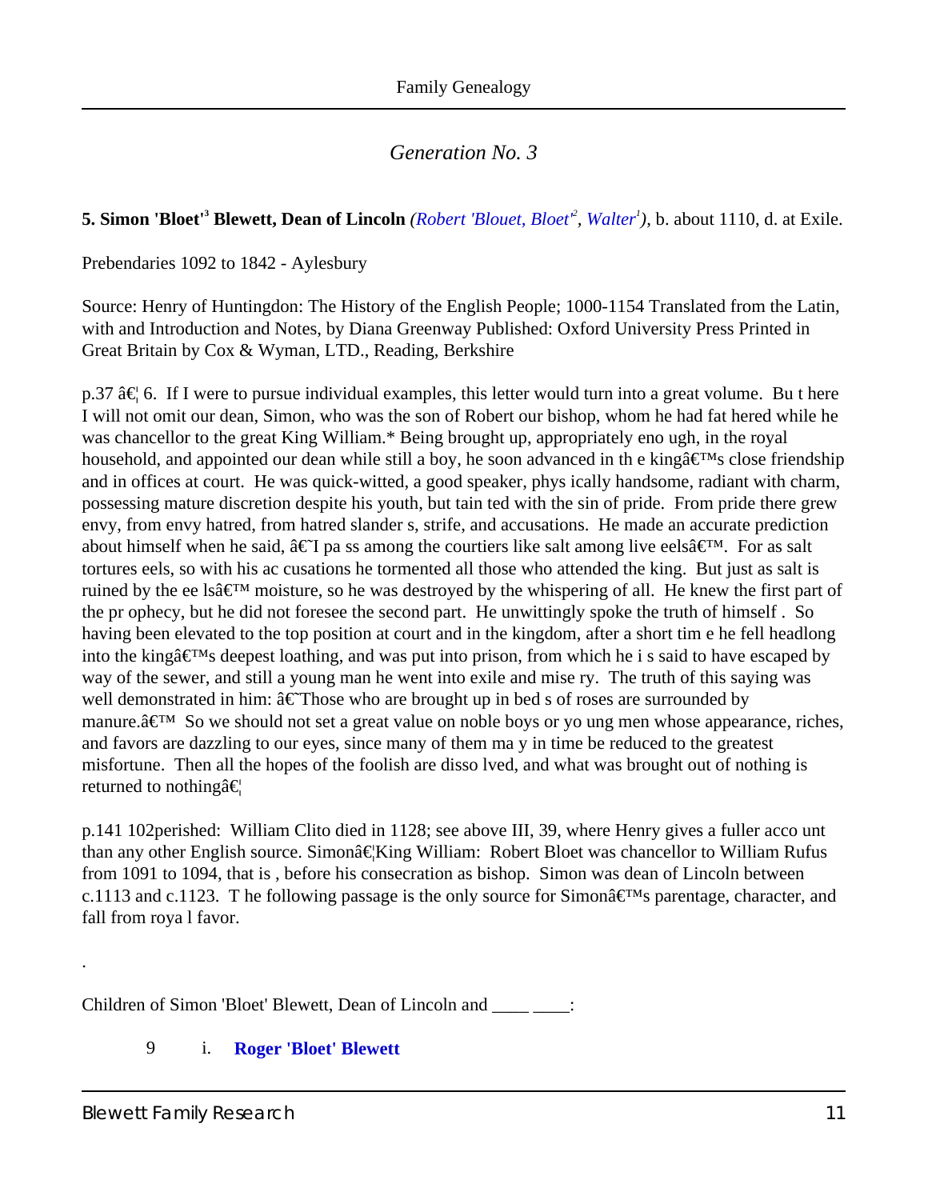## *Generation No. 3*

**5. Simon 'Bloet'[3] Blewett, Dean of Lincoln** *(Robert 'Blouet, Bloet'[2], Walter[1])*, b. about 1110, d. at Exile.

Prebendaries 1092 to 1842 - Aylesbury

Source: Henry of Huntingdon: The History of the English People; 1000-1154 Translated from the Latin, with and Introduction and Notes, by Diana Greenway Published: Oxford University Press Printed in Great Britain by Cox & Wyman, LTD., Reading, Berkshire

p.37 â€¦ 6. If I were to pursue individual examples, this letter would turn into a great volume. Bu t here I will not omit our dean, Simon, who was the son of Robert our bishop, whom he had fat hered while he was chancellor to the great King William.* Being brought up, appropriately eno ugh, in the royal household, and appointed our dean while still a boy, he soon advanced in th e kingâ€™s close friendship and in offices at court. He was quick-witted, a good speaker, phys ically handsome, radiant with charm, possessing mature discretion despite his youth, but tain ted with the sin of pride. From pride there grew envy, from envy hatred, from hatred slander s, strife, and accusations. He made an accurate prediction about himself when he said, â€˜I pa ss among the courtiers like salt among live eelsâ€™. For as salt tortures eels, so with his ac cusations he tormented all those who attended the king. But just as salt is ruined by the ee lsâ€™ moisture, so he was destroyed by the whispering of all. He knew the first part of the pr ophecy, but he did not foresee the second part. He unwittingly spoke the truth of himself . So having been elevated to the top position at court and in the kingdom, after a short tim e he fell headlong into the kingâ€™s deepest loathing, and was put into prison, from which he i s said to have escaped by way of the sewer, and still a young man he went into exile and mise ry. The truth of this saying was well demonstrated in him: â€˜Those who are brought up in bed s of roses are surrounded by manure.â€™ So we should not set a great value on noble boys or yo ung men whose appearance, riches, and favors are dazzling to our eyes, since many of them ma y in time be reduced to the greatest misfortune. Then all the hopes of the foolish are disso lved, and what was brought out of nothing is returned to nothingâ€¦

p.141 102perished: William Clito died in 1128; see above III, 39, where Henry gives a fuller acco unt than any other English source. Simonâ€¦King William: Robert Bloet was chancellor to William Rufus from 1091 to 1094, that is , before his consecration as bishop. Simon was dean of Lincoln between c.1113 and c.1123. T he following passage is the only source for Simonâ€™s parentage, character, and fall from roya l favor.

.

Children of Simon 'Bloet' Blewett, Dean of Lincoln and ____ ____:

9 i. **Roger 'Bloet' Blewett**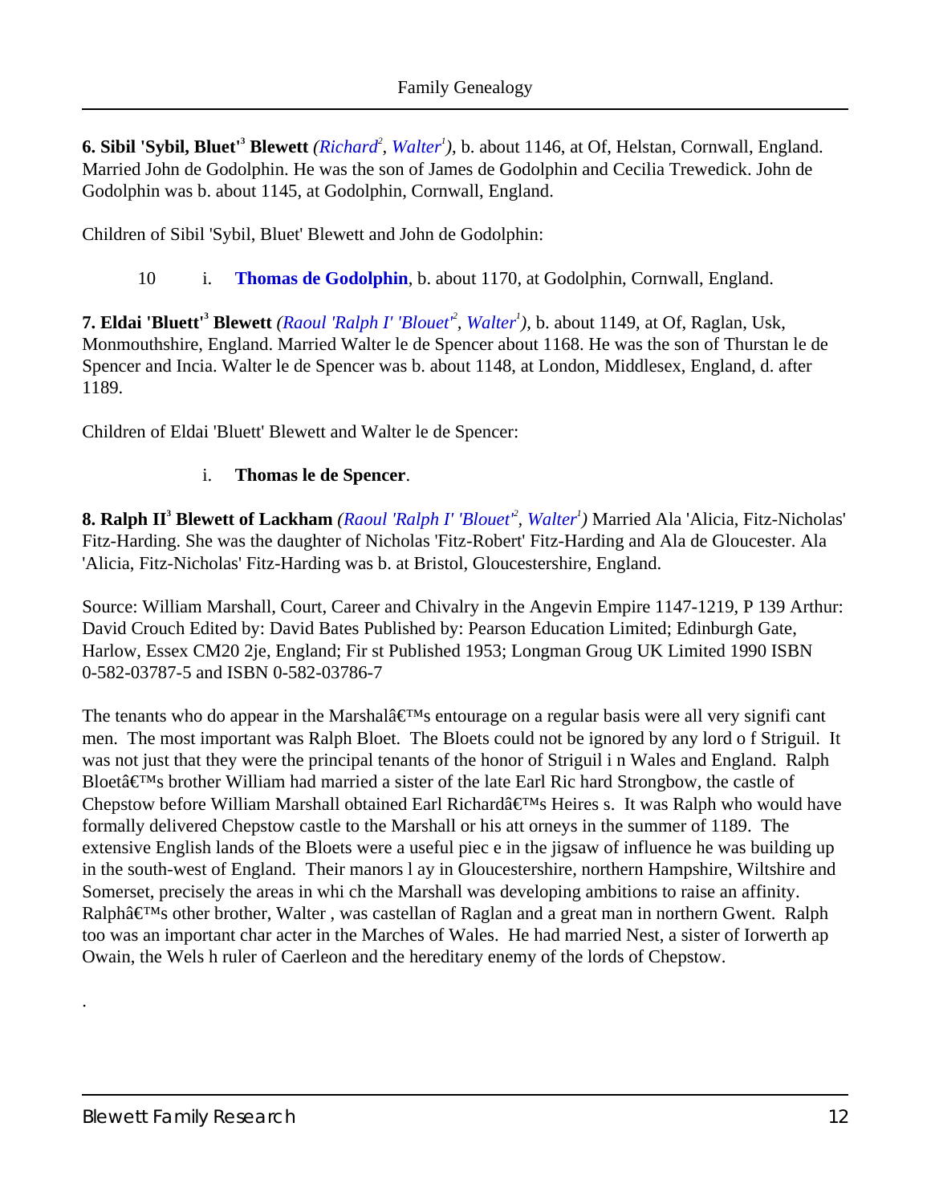**6. Sibil 'Sybil, Bluet'[3] Blewett** *(Richard[2], Walter[1])*, b. about 1146, at Of, Helstan, Cornwall, England. Married John de Godolphin. He was the son of James de Godolphin and Cecilia Trewedick. John de Godolphin was b. about 1145, at Godolphin, Cornwall, England.

Children of Sibil 'Sybil, Bluet' Blewett and John de Godolphin:

10 i. **Thomas de Godolphin**, b. about 1170, at Godolphin, Cornwall, England.

**7. Eldai 'Bluett'[3] Blewett** *(Raoul 'Ralph I' 'Blouet'[2], Walter[1])*, b. about 1149, at Of, Raglan, Usk, Monmouthshire, England. Married Walter le de Spencer about 1168. He was the son of Thurstan le de Spencer and Incia. Walter le de Spencer was b. about 1148, at London, Middlesex, England, d. after 1189.

Children of Eldai 'Bluett' Blewett and Walter le de Spencer:

i. **Thomas le de Spencer**.

**8. Ralph II[3] Blewett of Lackham** *(Raoul 'Ralph I' 'Blouet'[2], Walter[1])* Married Ala 'Alicia, Fitz-Nicholas' Fitz-Harding. She was the daughter of Nicholas 'Fitz-Robert' Fitz-Harding and Ala de Gloucester. Ala 'Alicia, Fitz-Nicholas' Fitz-Harding was b. at Bristol, Gloucestershire, England.

Source: William Marshall, Court, Career and Chivalry in the Angevin Empire 1147-1219, P 139 Arthur: David Crouch Edited by: David Bates Published by: Pearson Education Limited; Edinburgh Gate, Harlow, Essex CM20 2je, England; Fir st Published 1953; Longman Groug UK Limited 1990 ISBN 0-582-03787-5 and ISBN 0-582-03786-7

The tenants who do appear in the Marshalâ€™s entourage on a regular basis were all very signifi cant men. The most important was Ralph Bloet. The Bloets could not be ignored by any lord o f Striguil. It was not just that they were the principal tenants of the honor of Striguil i n Wales and England. Ralph Bloetâ€™s brother William had married a sister of the late Earl Ric hard Strongbow, the castle of Chepstow before William Marshall obtained Earl Richardâ€™s Heires s. It was Ralph who would have formally delivered Chepstow castle to the Marshall or his att orneys in the summer of 1189. The extensive English lands of the Bloets were a useful piec e in the jigsaw of influence he was building up in the south-west of England. Their manors l ay in Gloucestershire, northern Hampshire, Wiltshire and Somerset, precisely the areas in whi ch the Marshall was developing ambitions to raise an affinity. Ralphâ€™s other brother, Walter , was castellan of Raglan and a great man in northern Gwent. Ralph too was an important char acter in the Marches of Wales. He had married Nest, a sister of Iorwerth ap Owain, the Wels h ruler of Caerleon and the hereditary enemy of the lords of Chepstow.

.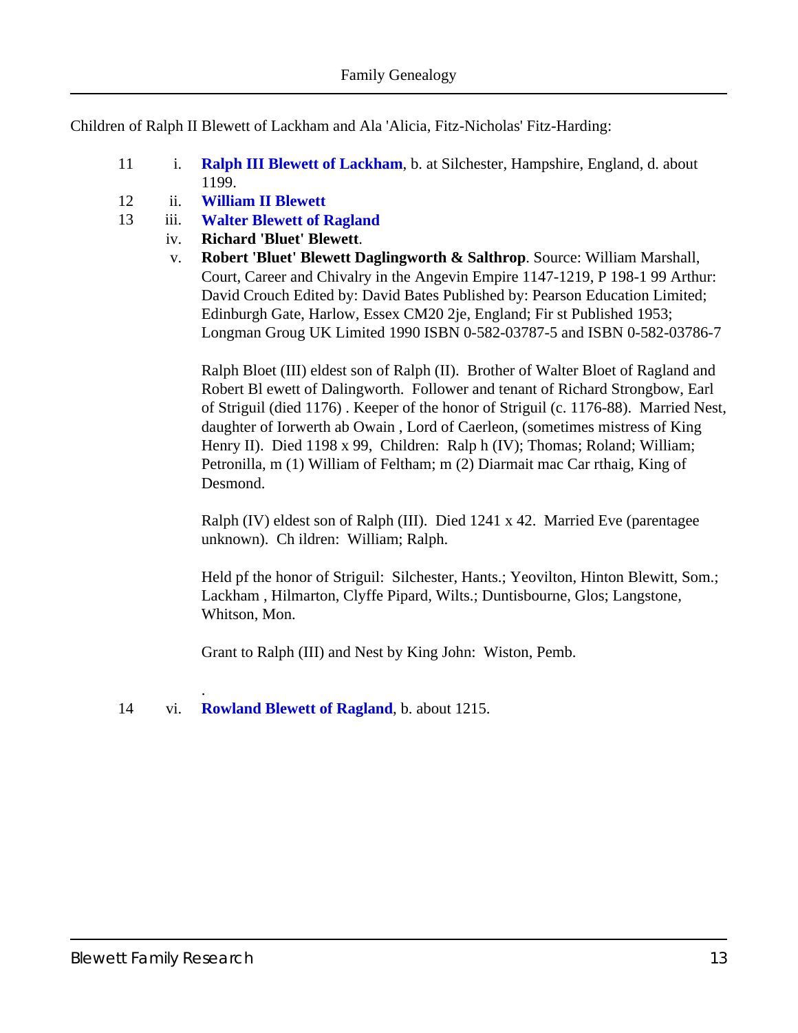Children of Ralph II Blewett of Lackham and Ala 'Alicia, Fitz-Nicholas' Fitz-Harding:

11 i. **Ralph III Blewett of Lackham**, b. at Silchester, Hampshire, England, d. about 1199.

12 ii. **William II Blewett**

13 iii. **Walter Blewett of Ragland**

iv. **Richard 'Bluet' Blewett**.

v. **Robert 'Bluet' Blewett Daglingworth & Salthrop**. Source: William Marshall, Court, Career and Chivalry in the Angevin Empire 1147-1219, P 198-1 99 Arthur: David Crouch Edited by: David Bates Published by: Pearson Education Limited; Edinburgh Gate, Harlow, Essex CM20 2je, England; Fir st Published 1953; Longman Groug UK Limited 1990 ISBN 0-582-03787-5 and ISBN 0-582-03786-7

Ralph Bloet (III) eldest son of Ralph (II). Brother of Walter Bloet of Ragland and Robert Bl ewett of Dalingworth. Follower and tenant of Richard Strongbow, Earl of Striguil (died 1176) . Keeper of the honor of Striguil (c. 1176-88). Married Nest, daughter of Iorwerth ab Owain , Lord of Caerleon, (sometimes mistress of King Henry II). Died 1198 x 99, Children: Ralp h (IV); Thomas; Roland; William; Petronilla, m (1) William of Feltham; m (2) Diarmait mac Car rthaig, King of Desmond.

Ralph (IV) eldest son of Ralph (III). Died 1241 x 42. Married Eve (parentagee unknown). Ch ildren: William; Ralph.

Held pf the honor of Striguil: Silchester, Hants.; Yeovilton, Hinton Blewitt, Som.; Lackham , Hilmarton, Clyffe Pipard, Wilts.; Duntisbourne, Glos; Langstone, Whitson, Mon.

Grant to Ralph (III) and Nest by King John: Wiston, Pemb.

.

14 vi. **Rowland Blewett of Ragland**, b. about 1215.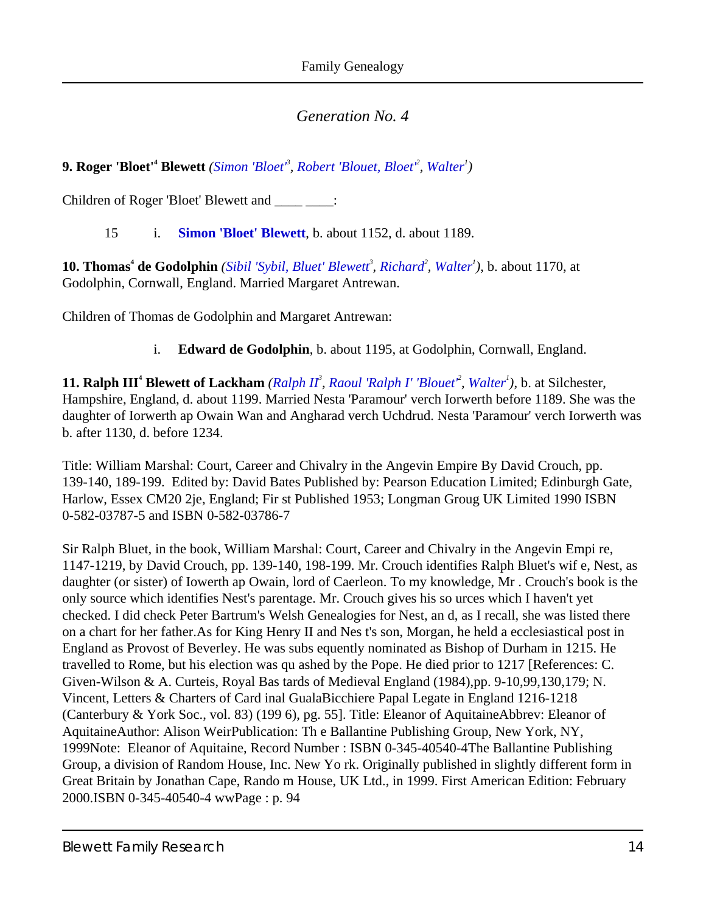## *Generation No. 4*

**9. Roger 'Bloet'[4] Blewett** *(Simon 'Bloet'[3], Robert 'Blouet, Bloet'[2], Walter[1])*

Children of Roger 'Bloet' Blewett and ____ ____:

15 i. **Simon 'Bloet' Blewett**, b. about 1152, d. about 1189.

**10. Thomas[4] de Godolphin** *(Sibil 'Sybil, Bluet' Blewett[3], Richard[2], Walter[1])*, b. about 1170, at Godolphin, Cornwall, England. Married Margaret Antrewan.

Children of Thomas de Godolphin and Margaret Antrewan:

i. **Edward de Godolphin**, b. about 1195, at Godolphin, Cornwall, England.

**11. Ralph III[4] Blewett of Lackham** *(Ralph II[3], Raoul 'Ralph I' 'Blouet'[2], Walter[1])*, b. at Silchester, Hampshire, England, d. about 1199. Married Nesta 'Paramour' verch Iorwerth before 1189. She was the daughter of Iorwerth ap Owain Wan and Angharad verch Uchdrud. Nesta 'Paramour' verch Iorwerth was b. after 1130, d. before 1234.

Title: William Marshal: Court, Career and Chivalry in the Angevin Empire By David Crouch, pp. 139-140, 189-199. Edited by: David Bates Published by: Pearson Education Limited; Edinburgh Gate, Harlow, Essex CM20 2je, England; Fir st Published 1953; Longman Groug UK Limited 1990 ISBN 0-582-03787-5 and ISBN 0-582-03786-7

Sir Ralph Bluet, in the book, William Marshal: Court, Career and Chivalry in the Angevin Empi re, 1147-1219, by David Crouch, pp. 139-140, 198-199. Mr. Crouch identifies Ralph Bluet's wif e, Nest, as daughter (or sister) of Iowerth ap Owain, lord of Caerleon. To my knowledge, Mr . Crouch's book is the only source which identifies Nest's parentage. Mr. Crouch gives his so urces which I haven't yet checked. I did check Peter Bartrum's Welsh Genealogies for Nest, an d, as I recall, she was listed there on a chart for her father.As for King Henry II and Nes t's son, Morgan, he held a ecclesiastical post in England as Provost of Beverley. He was subs equently nominated as Bishop of Durham in 1215. He travelled to Rome, but his election was qu ashed by the Pope. He died prior to 1217 [References: C. Given-Wilson & A. Curteis, Royal Bas tards of Medieval England (1984),pp. 9-10,99,130,179; N. Vincent, Letters & Charters of Card inal GualaBicchiere Papal Legate in England 1216-1218 (Canterbury & York Soc., vol. 83) (199 6), pg. 55]. Title: Eleanor of AquitaineAbbrev: Eleanor of AquitaineAuthor: Alison WeirPublication: Th e Ballantine Publishing Group, New York, NY, 1999Note: Eleanor of Aquitaine, Record Number : ISBN 0-345-40540-4The Ballantine Publishing Group, a division of Random House, Inc. New Yo rk. Originally published in slightly different form in Great Britain by Jonathan Cape, Rando m House, UK Ltd., in 1999. First American Edition: February 2000.ISBN 0-345-40540-4 wwPage : p. 94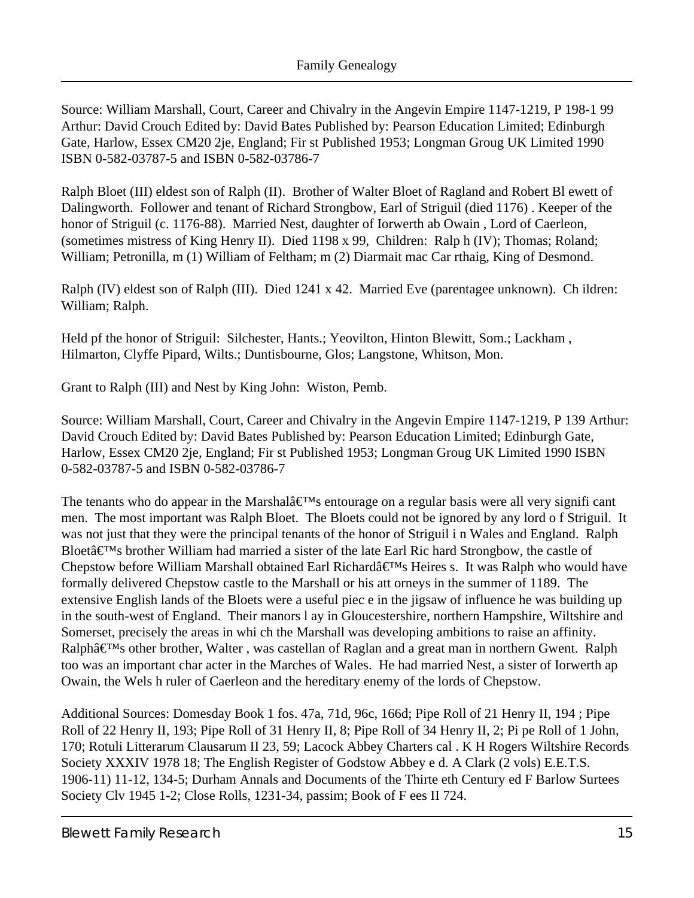Source: William Marshall, Court, Career and Chivalry in the Angevin Empire 1147-1219, P 198-1 99 Arthur: David Crouch Edited by: David Bates Published by: Pearson Education Limited; Edinburgh Gate, Harlow, Essex CM20 2je, England; Fir st Published 1953; Longman Groug UK Limited 1990 ISBN 0-582-03787-5 and ISBN 0-582-03786-7

Ralph Bloet (III) eldest son of Ralph (II). Brother of Walter Bloet of Ragland and Robert Bl ewett of Dalingworth. Follower and tenant of Richard Strongbow, Earl of Striguil (died 1176) . Keeper of the honor of Striguil (c. 1176-88). Married Nest, daughter of Iorwerth ab Owain , Lord of Caerleon, (sometimes mistress of King Henry II). Died 1198 x 99, Children: Ralp h (IV); Thomas; Roland; William; Petronilla, m (1) William of Feltham; m (2) Diarmait mac Car rthaig, King of Desmond.

Ralph (IV) eldest son of Ralph (III). Died 1241 x 42. Married Eve (parentagee unknown). Ch ildren: William; Ralph.

Held pf the honor of Striguil: Silchester, Hants.; Yeovilton, Hinton Blewitt, Som.; Lackham , Hilmarton, Clyffe Pipard, Wilts.; Duntisbourne, Glos; Langstone, Whitson, Mon.

Grant to Ralph (III) and Nest by King John: Wiston, Pemb.

Source: William Marshall, Court, Career and Chivalry in the Angevin Empire 1147-1219, P 139 Arthur: David Crouch Edited by: David Bates Published by: Pearson Education Limited; Edinburgh Gate, Harlow, Essex CM20 2je, England; Fir st Published 1953; Longman Groug UK Limited 1990 ISBN 0-582-03787-5 and ISBN 0-582-03786-7

The tenants who do appear in the Marshalâ€™s entourage on a regular basis were all very signifi cant men. The most important was Ralph Bloet. The Bloets could not be ignored by any lord o f Striguil. It was not just that they were the principal tenants of the honor of Striguil i n Wales and England. Ralph Bloetâ€™s brother William had married a sister of the late Earl Ric hard Strongbow, the castle of Chepstow before William Marshall obtained Earl Richardâ€™s Heires s. It was Ralph who would have formally delivered Chepstow castle to the Marshall or his att orneys in the summer of 1189. The extensive English lands of the Bloets were a useful piec e in the jigsaw of influence he was building up in the south-west of England. Their manors l ay in Gloucestershire, northern Hampshire, Wiltshire and Somerset, precisely the areas in whi ch the Marshall was developing ambitions to raise an affinity. Ralphâ€™s other brother, Walter , was castellan of Raglan and a great man in northern Gwent. Ralph too was an important char acter in the Marches of Wales. He had married Nest, a sister of Iorwerth ap Owain, the Wels h ruler of Caerleon and the hereditary enemy of the lords of Chepstow.

Additional Sources: Domesday Book 1 fos. 47a, 71d, 96c, 166d; Pipe Roll of 21 Henry II, 194 ; Pipe Roll of 22 Henry II, 193; Pipe Roll of 31 Henry II, 8; Pipe Roll of 34 Henry II, 2; Pi pe Roll of 1 John, 170; Rotuli Litterarum Clausarum II 23, 59; Lacock Abbey Charters cal . K H Rogers Wiltshire Records Society XXXIV 1978 18; The English Register of Godstow Abbey e d. A Clark (2 vols) E.E.T.S. 1906-11) 11-12, 134-5; Durham Annals and Documents of the Thirte eth Century ed F Barlow Surtees Society Clv 1945 1-2; Close Rolls, 1231-34, passim; Book of F ees II 724.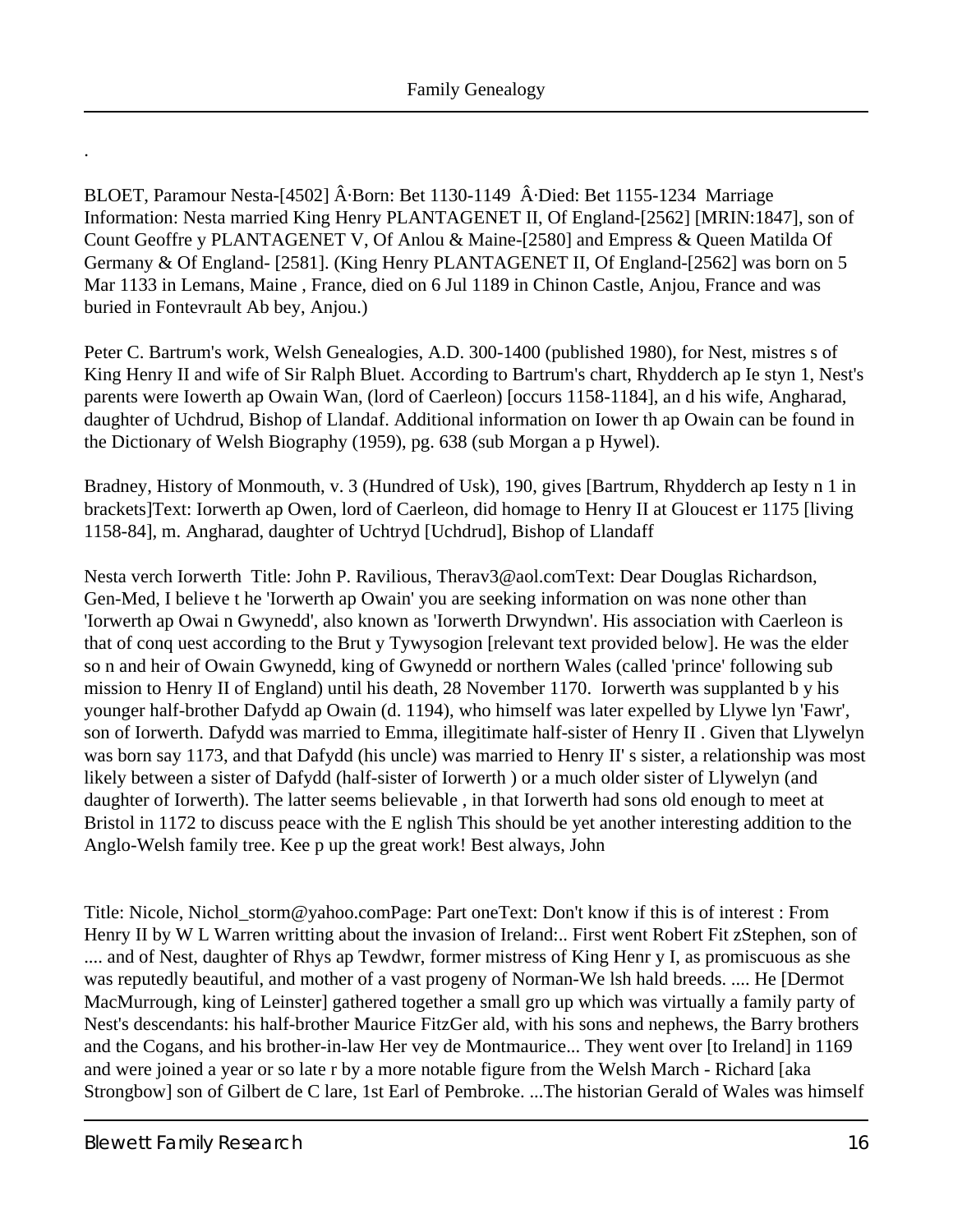.

BLOET, Paramour Nesta-[4502] Â·Born: Bet 1130-1149 Â·Died: Bet 1155-1234 Marriage Information: Nesta married King Henry PLANTAGENET II, Of England-[2562] [MRIN:1847], son of Count Geoffre y PLANTAGENET V, Of Anlou & Maine-[2580] and Empress & Queen Matilda Of Germany & Of England- [2581]. (King Henry PLANTAGENET II, Of England-[2562] was born on 5 Mar 1133 in Lemans, Maine , France, died on 6 Jul 1189 in Chinon Castle, Anjou, France and was buried in Fontevrault Ab bey, Anjou.)

Peter C. Bartrum's work, Welsh Genealogies, A.D. 300-1400 (published 1980), for Nest, mistres s of King Henry II and wife of Sir Ralph Bluet. According to Bartrum's chart, Rhydderch ap Ie styn 1, Nest's parents were Iowerth ap Owain Wan, (lord of Caerleon) [occurs 1158-1184], an d his wife, Angharad, daughter of Uchdrud, Bishop of Llandaf. Additional information on Iower th ap Owain can be found in the Dictionary of Welsh Biography (1959), pg. 638 (sub Morgan a p Hywel).

Bradney, History of Monmouth, v. 3 (Hundred of Usk), 190, gives [Bartrum, Rhydderch ap Iesty n 1 in brackets]Text: Iorwerth ap Owen, lord of Caerleon, did homage to Henry II at Gloucest er 1175 [living 1158-84], m. Angharad, daughter of Uchtryd [Uchdrud], Bishop of Llandaff

Nesta verch Iorwerth Title: John P. Ravilious, Therav3@aol.comText: Dear Douglas Richardson, Gen-Med, I believe t he 'Iorwerth ap Owain' you are seeking information on was none other than 'Iorwerth ap Owai n Gwynedd', also known as 'Iorwerth Drwyndwn'. His association with Caerleon is that of conq uest according to the Brut y Tywysogion [relevant text provided below]. He was the elder so n and heir of Owain Gwynedd, king of Gwynedd or northern Wales (called 'prince' following sub mission to Henry II of England) until his death, 28 November 1170. Iorwerth was supplanted b y his younger half-brother Dafydd ap Owain (d. 1194), who himself was later expelled by Llywe lyn 'Fawr', son of Iorwerth. Dafydd was married to Emma, illegitimate half-sister of Henry II . Given that Llywelyn was born say 1173, and that Dafydd (his uncle) was married to Henry II' s sister, a relationship was most likely between a sister of Dafydd (half-sister of Iorwerth ) or a much older sister of Llywelyn (and daughter of Iorwerth). The latter seems believable , in that Iorwerth had sons old enough to meet at Bristol in 1172 to discuss peace with the E nglish This should be yet another interesting addition to the Anglo-Welsh family tree. Kee p up the great work! Best always, John

Title: Nicole, Nichol_storm@yahoo.comPage: Part oneText: Don't know if this is of interest : From Henry II by W L Warren writting about the invasion of Ireland:.. First went Robert Fit zStephen, son of .... and of Nest, daughter of Rhys ap Tewdwr, former mistress of King Henr y I, as promiscuous as she was reputedly beautiful, and mother of a vast progeny of Norman-We lsh hald breeds. .... He [Dermot MacMurrough, king of Leinster] gathered together a small gro up which was virtually a family party of Nest's descendants: his half-brother Maurice FitzGer ald, with his sons and nephews, the Barry brothers and the Cogans, and his brother-in-law Her vey de Montmaurice... They went over [to Ireland] in 1169 and were joined a year or so late r by a more notable figure from the Welsh March - Richard [aka Strongbow] son of Gilbert de C lare, 1st Earl of Pembroke. ...The historian Gerald of Wales was himself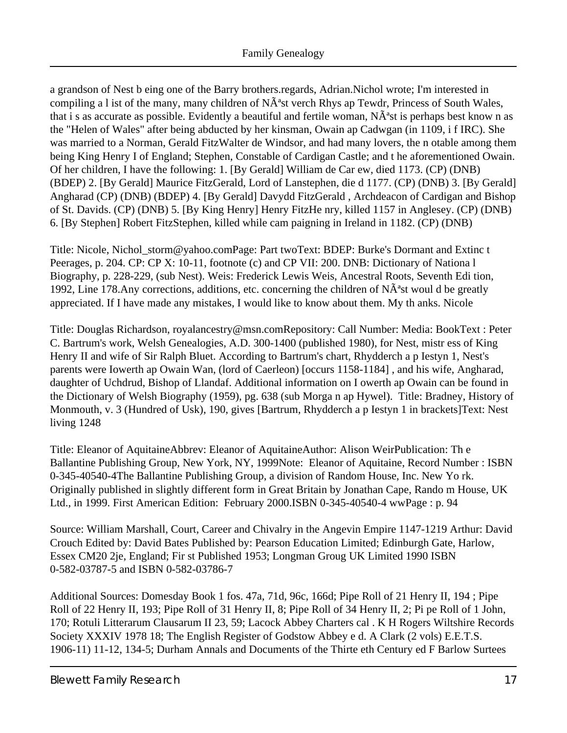a grandson of Nest b eing one of the Barry brothers.regards, Adrian.Nichol wrote; I'm interested in compiling a l ist of the many, many children of NÃªst verch Rhys ap Tewdr, Princess of South Wales, that i s as accurate as possible. Evidently a beautiful and fertile woman, NÃªst is perhaps best know n as the "Helen of Wales" after being abducted by her kinsman, Owain ap Cadwgan (in 1109, i f IRC). She was married to a Norman, Gerald FitzWalter de Windsor, and had many lovers, the n otable among them being King Henry I of England; Stephen, Constable of Cardigan Castle; and t he aforementioned Owain. Of her children, I have the following: 1. [By Gerald] William de Car ew, died 1173. (CP) (DNB) (BDEP) 2. [By Gerald] Maurice FitzGerald, Lord of Lanstephen, die d 1177. (CP) (DNB) 3. [By Gerald] Angharad (CP) (DNB) (BDEP) 4. [By Gerald] Davydd FitzGerald , Archdeacon of Cardigan and Bishop of St. Davids. (CP) (DNB) 5. [By King Henry] Henry FitzHe nry, killed 1157 in Anglesey. (CP) (DNB) 6. [By Stephen] Robert FitzStephen, killed while cam paigning in Ireland in 1182. (CP) (DNB)

Title: Nicole, Nichol_storm@yahoo.comPage: Part twoText: BDEP: Burke's Dormant and Extinc t Peerages, p. 204. CP: CP X: 10-11, footnote (c) and CP VII: 200. DNB: Dictionary of Nationa l Biography, p. 228-229, (sub Nest). Weis: Frederick Lewis Weis, Ancestral Roots, Seventh Edi tion, 1992, Line 178.Any corrections, additions, etc. concerning the children of NÃªst woul d be greatly appreciated. If I have made any mistakes, I would like to know about them. My th anks. Nicole

Title: Douglas Richardson, royalancestry@msn.comRepository: Call Number: Media: BookText : Peter C. Bartrum's work, Welsh Genealogies, A.D. 300-1400 (published 1980), for Nest, mistr ess of King Henry II and wife of Sir Ralph Bluet. According to Bartrum's chart, Rhydderch a p Iestyn 1, Nest's parents were Iowerth ap Owain Wan, (lord of Caerleon) [occurs 1158-1184] , and his wife, Angharad, daughter of Uchdrud, Bishop of Llandaf. Additional information on I owerth ap Owain can be found in the Dictionary of Welsh Biography (1959), pg. 638 (sub Morga n ap Hywel). Title: Bradney, History of Monmouth, v. 3 (Hundred of Usk), 190, gives [Bartrum, Rhydderch a p Iestyn 1 in brackets]Text: Nest living 1248

Title: Eleanor of AquitaineAbbrev: Eleanor of AquitaineAuthor: Alison WeirPublication: Th e Ballantine Publishing Group, New York, NY, 1999Note: Eleanor of Aquitaine, Record Number : ISBN 0-345-40540-4The Ballantine Publishing Group, a division of Random House, Inc. New Yo rk. Originally published in slightly different form in Great Britain by Jonathan Cape, Rando m House, UK Ltd., in 1999. First American Edition: February 2000.ISBN 0-345-40540-4 wwPage : p. 94

Source: William Marshall, Court, Career and Chivalry in the Angevin Empire 1147-1219 Arthur: David Crouch Edited by: David Bates Published by: Pearson Education Limited; Edinburgh Gate, Harlow, Essex CM20 2je, England; Fir st Published 1953; Longman Groug UK Limited 1990 ISBN 0-582-03787-5 and ISBN 0-582-03786-7

Additional Sources: Domesday Book 1 fos. 47a, 71d, 96c, 166d; Pipe Roll of 21 Henry II, 194 ; Pipe Roll of 22 Henry II, 193; Pipe Roll of 31 Henry II, 8; Pipe Roll of 34 Henry II, 2; Pi pe Roll of 1 John, 170; Rotuli Litterarum Clausarum II 23, 59; Lacock Abbey Charters cal . K H Rogers Wiltshire Records Society XXXIV 1978 18; The English Register of Godstow Abbey e d. A Clark (2 vols) E.E.T.S. 1906-11) 11-12, 134-5; Durham Annals and Documents of the Thirte eth Century ed F Barlow Surtees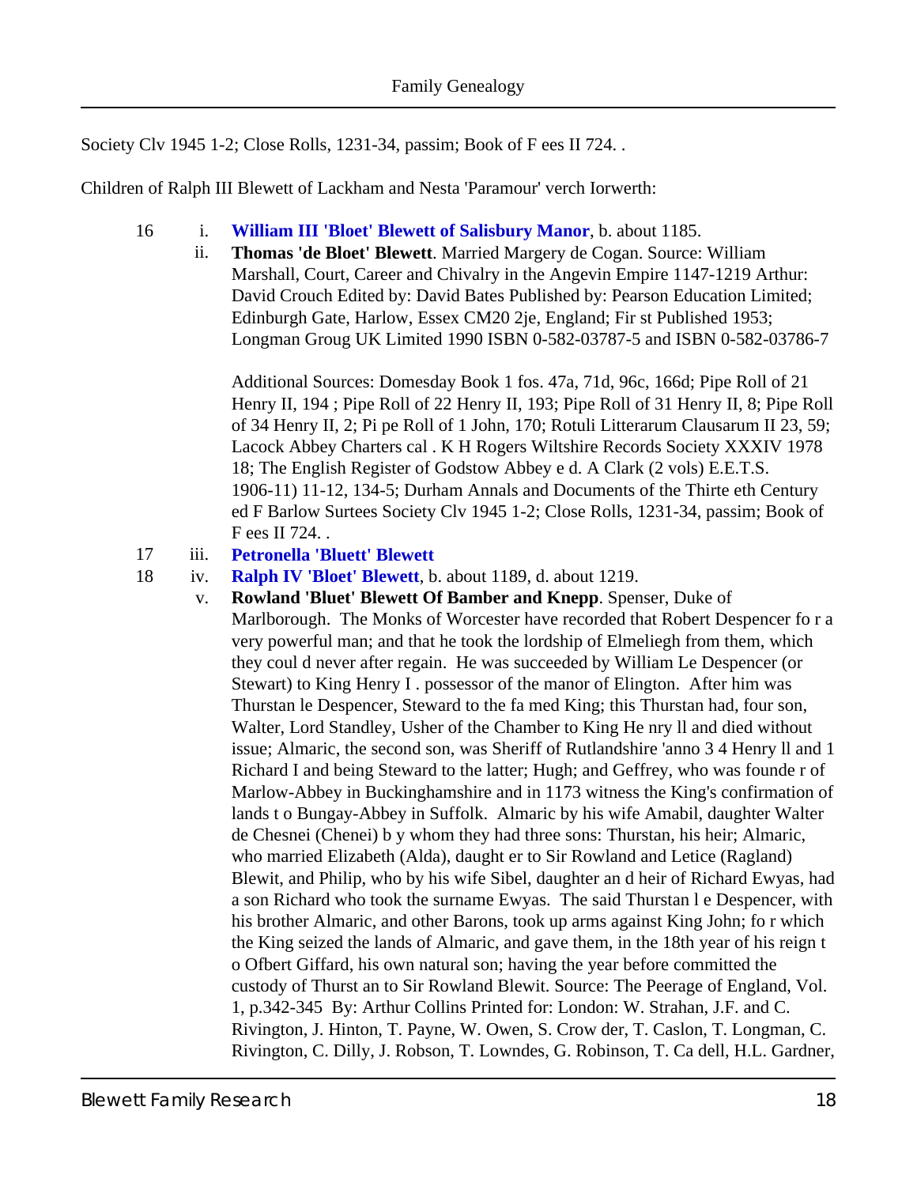Society Clv 1945 1-2; Close Rolls, 1231-34, passim; Book of F ees II 724. .

Children of Ralph III Blewett of Lackham and Nesta 'Paramour' verch Iorwerth:

16 i. **William III 'Bloet' Blewett of Salisbury Manor**, b. about 1185.

ii. **Thomas 'de Bloet' Blewett**. Married Margery de Cogan. Source: William Marshall, Court, Career and Chivalry in the Angevin Empire 1147-1219 Arthur: David Crouch Edited by: David Bates Published by: Pearson Education Limited; Edinburgh Gate, Harlow, Essex CM20 2je, England; Fir st Published 1953; Longman Groug UK Limited 1990 ISBN 0-582-03787-5 and ISBN 0-582-03786-7

Additional Sources: Domesday Book 1 fos. 47a, 71d, 96c, 166d; Pipe Roll of 21 Henry II, 194 ; Pipe Roll of 22 Henry II, 193; Pipe Roll of 31 Henry II, 8; Pipe Roll of 34 Henry II, 2; Pi pe Roll of 1 John, 170; Rotuli Litterarum Clausarum II 23, 59; Lacock Abbey Charters cal . K H Rogers Wiltshire Records Society XXXIV 1978 18; The English Register of Godstow Abbey e d. A Clark (2 vols) E.E.T.S. 1906-11) 11-12, 134-5; Durham Annals and Documents of the Thirte eth Century ed F Barlow Surtees Society Clv 1945 1-2; Close Rolls, 1231-34, passim; Book of F ees II 724. .

17 iii. **Petronella 'Bluett' Blewett**

18 iv. **Ralph IV 'Bloet' Blewett**, b. about 1189, d. about 1219.

v. **Rowland 'Bluet' Blewett Of Bamber and Knepp**. Spenser, Duke of Marlborough. The Monks of Worcester have recorded that Robert Despencer fo r a very powerful man; and that he took the lordship of Elmeliegh from them, which they coul d never after regain. He was succeeded by William Le Despencer (or Stewart) to King Henry I . possessor of the manor of Elington. After him was Thurstan le Despencer, Steward to the fa med King; this Thurstan had, four son, Walter, Lord Standley, Usher of the Chamber to King He nry ll and died without issue; Almaric, the second son, was Sheriff of Rutlandshire 'anno 3 4 Henry ll and 1 Richard I and being Steward to the latter; Hugh; and Geffrey, who was founde r of Marlow-Abbey in Buckinghamshire and in 1173 witness the King's confirmation of lands t o Bungay-Abbey in Suffolk. Almaric by his wife Amabil, daughter Walter de Chesnei (Chenei) b y whom they had three sons: Thurstan, his heir; Almaric, who married Elizabeth (Alda), daught er to Sir Rowland and Letice (Ragland) Blewit, and Philip, who by his wife Sibel, daughter an d heir of Richard Ewyas, had a son Richard who took the surname Ewyas. The said Thurstan l e Despencer, with his brother Almaric, and other Barons, took up arms against King John; fo r which the King seized the lands of Almaric, and gave them, in the 18th year of his reign t o Ofbert Giffard, his own natural son; having the year before committed the custody of Thurst an to Sir Rowland Blewit. Source: The Peerage of England, Vol. 1, p.342-345 By: Arthur Collins Printed for: London: W. Strahan, J.F. and C. Rivington, J. Hinton, T. Payne, W. Owen, S. Crow der, T. Caslon, T. Longman, C. Rivington, C. Dilly, J. Robson, T. Lowndes, G. Robinson, T. Ca dell, H.L. Gardner,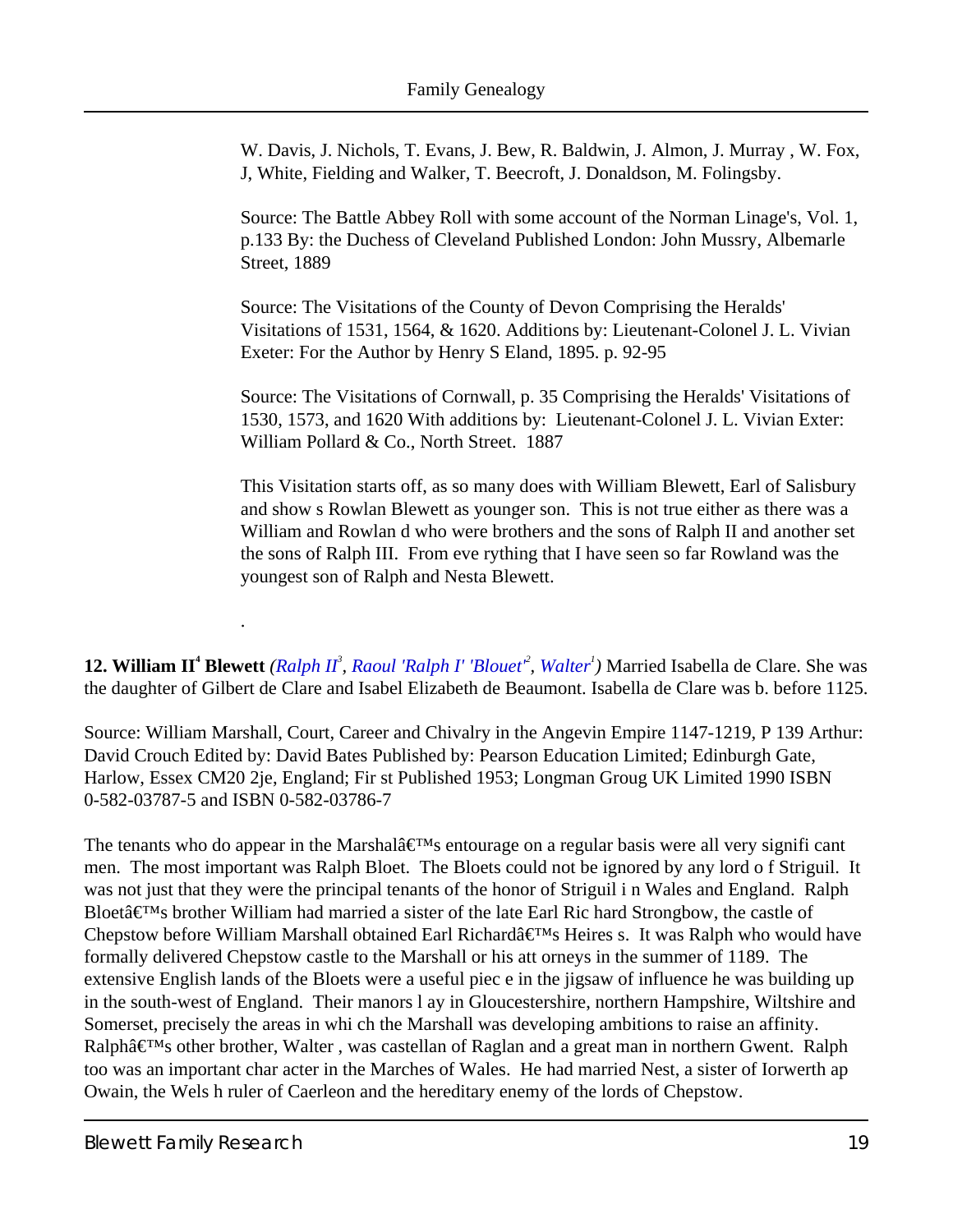W. Davis, J. Nichols, T. Evans, J. Bew, R. Baldwin, J. Almon, J. Murray , W. Fox, J, White, Fielding and Walker, T. Beecroft, J. Donaldson, M. Folingsby.

Source: The Battle Abbey Roll with some account of the Norman Linage's, Vol. 1, p.133 By: the Duchess of Cleveland Published London: John Mussry, Albemarle Street, 1889

Source: The Visitations of the County of Devon Comprising the Heralds' Visitations of 1531, 1564, & 1620. Additions by: Lieutenant-Colonel J. L. Vivian Exeter: For the Author by Henry S Eland, 1895. p. 92-95

Source: The Visitations of Cornwall, p. 35 Comprising the Heralds' Visitations of 1530, 1573, and 1620 With additions by: Lieutenant-Colonel J. L. Vivian Exter: William Pollard & Co., North Street. 1887

This Visitation starts off, as so many does with William Blewett, Earl of Salisbury and show s Rowlan Blewett as younger son. This is not true either as there was a William and Rowlan d who were brothers and the sons of Ralph II and another set the sons of Ralph III. From eve rything that I have seen so far Rowland was the youngest son of Ralph and Nesta Blewett.

.

**12. William II[4] Blewett** *(Ralph II[3], Raoul 'Ralph I' 'Blouet'[2], Walter[1])* Married Isabella de Clare. She was the daughter of Gilbert de Clare and Isabel Elizabeth de Beaumont. Isabella de Clare was b. before 1125.

Source: William Marshall, Court, Career and Chivalry in the Angevin Empire 1147-1219, P 139 Arthur: David Crouch Edited by: David Bates Published by: Pearson Education Limited; Edinburgh Gate, Harlow, Essex CM20 2je, England; Fir st Published 1953; Longman Groug UK Limited 1990 ISBN 0-582-03787-5 and ISBN 0-582-03786-7

The tenants who do appear in the Marshalâ€™s entourage on a regular basis were all very signifi cant men. The most important was Ralph Bloet. The Bloets could not be ignored by any lord o f Striguil. It was not just that they were the principal tenants of the honor of Striguil i n Wales and England. Ralph Bloetâ€™s brother William had married a sister of the late Earl Ric hard Strongbow, the castle of Chepstow before William Marshall obtained Earl Richardâ€™s Heires s. It was Ralph who would have formally delivered Chepstow castle to the Marshall or his att orneys in the summer of 1189. The extensive English lands of the Bloets were a useful piec e in the jigsaw of influence he was building up in the south-west of England. Their manors l ay in Gloucestershire, northern Hampshire, Wiltshire and Somerset, precisely the areas in whi ch the Marshall was developing ambitions to raise an affinity. Ralphâ€™s other brother, Walter , was castellan of Raglan and a great man in northern Gwent. Ralph too was an important char acter in the Marches of Wales. He had married Nest, a sister of Iorwerth ap Owain, the Wels h ruler of Caerleon and the hereditary enemy of the lords of Chepstow.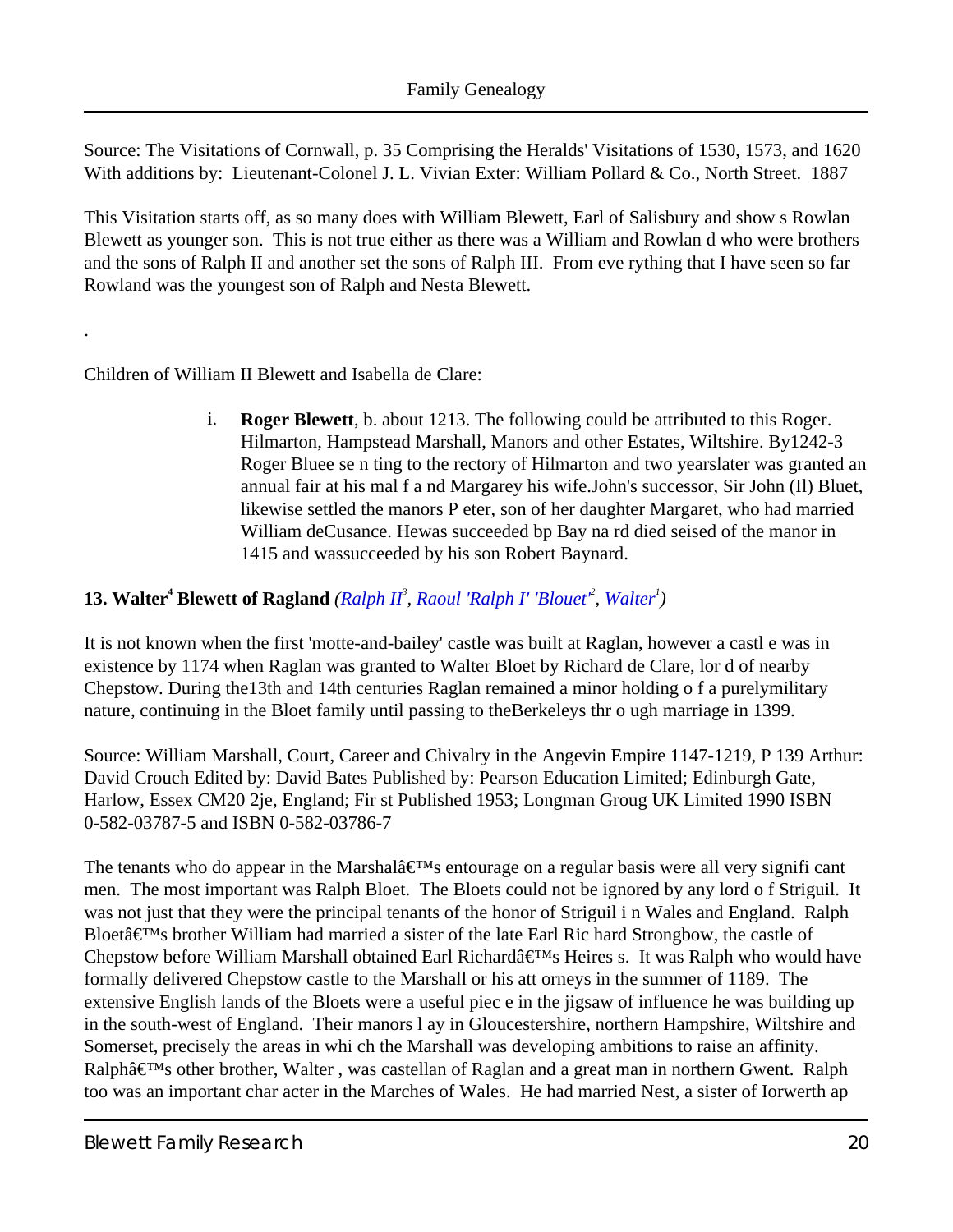Source: The Visitations of Cornwall, p. 35 Comprising the Heralds' Visitations of 1530, 1573, and 1620 With additions by: Lieutenant-Colonel J. L. Vivian Exter: William Pollard & Co., North Street. 1887

This Visitation starts off, as so many does with William Blewett, Earl of Salisbury and show s Rowlan Blewett as younger son. This is not true either as there was a William and Rowlan d who were brothers and the sons of Ralph II and another set the sons of Ralph III. From eve rything that I have seen so far Rowland was the youngest son of Ralph and Nesta Blewett.

.

Children of William II Blewett and Isabella de Clare:

i. **Roger Blewett**, b. about 1213. The following could be attributed to this Roger. Hilmarton, Hampstead Marshall, Manors and other Estates, Wiltshire. By1242-3 Roger Bluee se n ting to the rectory of Hilmarton and two yearslater was granted an annual fair at his mal f a nd Margarey his wife.John's successor, Sir John (Il) Bluet, likewise settled the manors P eter, son of her daughter Margaret, who had married William deCusance. Hewas succeeded bp Bay na rd died seised of the manor in 1415 and wassucceeded by his son Robert Baynard.

**13. Walter[4] Blewett of Ragland** *(Ralph II[3], Raoul 'Ralph I' 'Blouet'[2], Walter[1])*

It is not known when the first 'motte-and-bailey' castle was built at Raglan, however a castl e was in existence by 1174 when Raglan was granted to Walter Bloet by Richard de Clare, lor d of nearby Chepstow. During the13th and 14th centuries Raglan remained a minor holding o f a purelymilitary nature, continuing in the Bloet family until passing to theBerkeleys thr o ugh marriage in 1399.

Source: William Marshall, Court, Career and Chivalry in the Angevin Empire 1147-1219, P 139 Arthur: David Crouch Edited by: David Bates Published by: Pearson Education Limited; Edinburgh Gate, Harlow, Essex CM20 2je, England; Fir st Published 1953; Longman Groug UK Limited 1990 ISBN 0-582-03787-5 and ISBN 0-582-03786-7

The tenants who do appear in the Marshalâ€™s entourage on a regular basis were all very signifi cant men. The most important was Ralph Bloet. The Bloets could not be ignored by any lord o f Striguil. It was not just that they were the principal tenants of the honor of Striguil i n Wales and England. Ralph Bloetâ€™s brother William had married a sister of the late Earl Ric hard Strongbow, the castle of Chepstow before William Marshall obtained Earl Richardâ€™s Heires s. It was Ralph who would have formally delivered Chepstow castle to the Marshall or his att orneys in the summer of 1189. The extensive English lands of the Bloets were a useful piec e in the jigsaw of influence he was building up in the south-west of England. Their manors l ay in Gloucestershire, northern Hampshire, Wiltshire and Somerset, precisely the areas in whi ch the Marshall was developing ambitions to raise an affinity. Ralphâ€™s other brother, Walter , was castellan of Raglan and a great man in northern Gwent. Ralph too was an important char acter in the Marches of Wales. He had married Nest, a sister of Iorwerth ap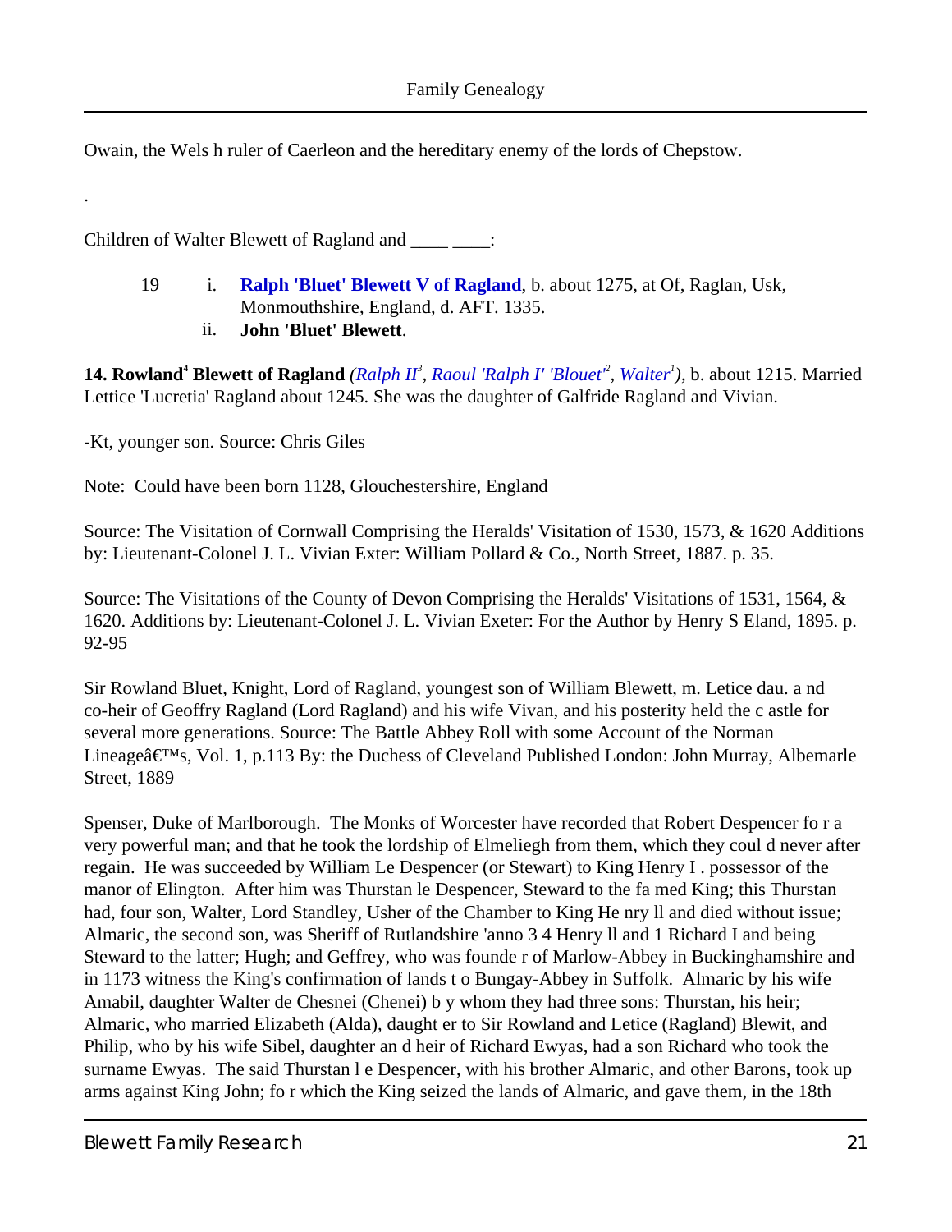Owain, the Wels h ruler of Caerleon and the hereditary enemy of the lords of Chepstow.

.

Children of Walter Blewett of Ragland and ____ ____:

19 i. **Ralph 'Bluet' Blewett V of Ragland**, b. about 1275, at Of, Raglan, Usk, Monmouthshire, England, d. AFT. 1335.

ii. **John 'Bluet' Blewett**.

**14. Rowland[4] Blewett of Ragland** *(Ralph II[3], Raoul 'Ralph I' 'Blouet'[2], Walter[1])*, b. about 1215. Married Lettice 'Lucretia' Ragland about 1245. She was the daughter of Galfride Ragland and Vivian.

-Kt, younger son. Source: Chris Giles

Note: Could have been born 1128, Glouchestershire, England

Source: The Visitation of Cornwall Comprising the Heralds' Visitation of 1530, 1573, & 1620 Additions by: Lieutenant-Colonel J. L. Vivian Exter: William Pollard & Co., North Street, 1887. p. 35.

Source: The Visitations of the County of Devon Comprising the Heralds' Visitations of 1531, 1564, & 1620. Additions by: Lieutenant-Colonel J. L. Vivian Exeter: For the Author by Henry S Eland, 1895. p. 92-95

Sir Rowland Bluet, Knight, Lord of Ragland, youngest son of William Blewett, m. Letice dau. a nd co-heir of Geoffry Ragland (Lord Ragland) and his wife Vivan, and his posterity held the c astle for several more generations. Source: The Battle Abbey Roll with some Account of the Norman Lineageâ€™s, Vol. 1, p.113 By: the Duchess of Cleveland Published London: John Murray, Albemarle Street, 1889

Spenser, Duke of Marlborough. The Monks of Worcester have recorded that Robert Despencer fo r a very powerful man; and that he took the lordship of Elmeliegh from them, which they coul d never after regain. He was succeeded by William Le Despencer (or Stewart) to King Henry I . possessor of the manor of Elington. After him was Thurstan le Despencer, Steward to the fa med King; this Thurstan had, four son, Walter, Lord Standley, Usher of the Chamber to King He nry ll and died without issue; Almaric, the second son, was Sheriff of Rutlandshire 'anno 3 4 Henry ll and 1 Richard I and being Steward to the latter; Hugh; and Geffrey, who was founde r of Marlow-Abbey in Buckinghamshire and in 1173 witness the King's confirmation of lands t o Bungay-Abbey in Suffolk. Almaric by his wife Amabil, daughter Walter de Chesnei (Chenei) b y whom they had three sons: Thurstan, his heir; Almaric, who married Elizabeth (Alda), daught er to Sir Rowland and Letice (Ragland) Blewit, and Philip, who by his wife Sibel, daughter an d heir of Richard Ewyas, had a son Richard who took the surname Ewyas. The said Thurstan l e Despencer, with his brother Almaric, and other Barons, took up arms against King John; fo r which the King seized the lands of Almaric, and gave them, in the 18th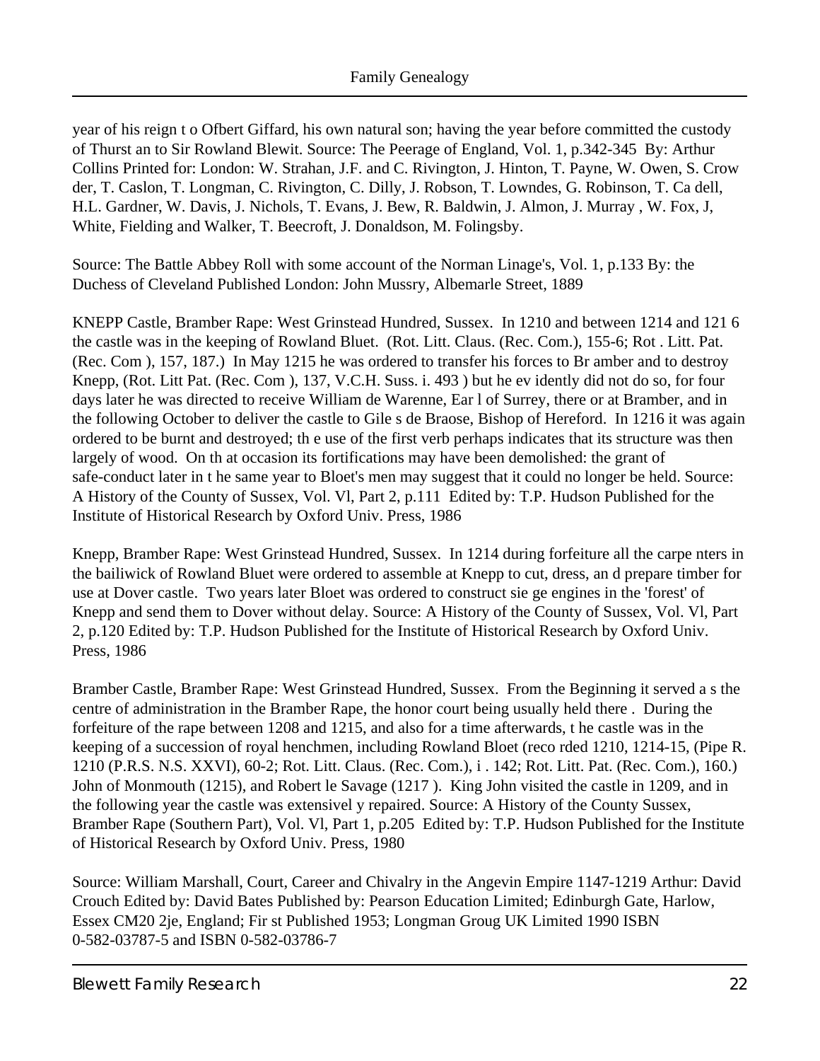year of his reign t o Ofbert Giffard, his own natural son; having the year before committed the custody of Thurst an to Sir Rowland Blewit. Source: The Peerage of England, Vol. 1, p.342-345 By: Arthur Collins Printed for: London: W. Strahan, J.F. and C. Rivington, J. Hinton, T. Payne, W. Owen, S. Crow der, T. Caslon, T. Longman, C. Rivington, C. Dilly, J. Robson, T. Lowndes, G. Robinson, T. Ca dell, H.L. Gardner, W. Davis, J. Nichols, T. Evans, J. Bew, R. Baldwin, J. Almon, J. Murray , W. Fox, J, White, Fielding and Walker, T. Beecroft, J. Donaldson, M. Folingsby.

Source: The Battle Abbey Roll with some account of the Norman Linage's, Vol. 1, p.133 By: the Duchess of Cleveland Published London: John Mussry, Albemarle Street, 1889

KNEPP Castle, Bramber Rape: West Grinstead Hundred, Sussex. In 1210 and between 1214 and 121 6 the castle was in the keeping of Rowland Bluet. (Rot. Litt. Claus. (Rec. Com.), 155-6; Rot . Litt. Pat. (Rec. Com ), 157, 187.) In May 1215 he was ordered to transfer his forces to Br amber and to destroy Knepp, (Rot. Litt Pat. (Rec. Com ), 137, V.C.H. Suss. i. 493 ) but he ev idently did not do so, for four days later he was directed to receive William de Warenne, Ear l of Surrey, there or at Bramber, and in the following October to deliver the castle to Gile s de Braose, Bishop of Hereford. In 1216 it was again ordered to be burnt and destroyed; th e use of the first verb perhaps indicates that its structure was then largely of wood. On th at occasion its fortifications may have been demolished: the grant of safe-conduct later in t he same year to Bloet's men may suggest that it could no longer be held. Source: A History of the County of Sussex, Vol. Vl, Part 2, p.111 Edited by: T.P. Hudson Published for the Institute of Historical Research by Oxford Univ. Press, 1986

Knepp, Bramber Rape: West Grinstead Hundred, Sussex. In 1214 during forfeiture all the carpe nters in the bailiwick of Rowland Bluet were ordered to assemble at Knepp to cut, dress, an d prepare timber for use at Dover castle. Two years later Bloet was ordered to construct sie ge engines in the 'forest' of Knepp and send them to Dover without delay. Source: A History of the County of Sussex, Vol. Vl, Part 2, p.120 Edited by: T.P. Hudson Published for the Institute of Historical Research by Oxford Univ. Press, 1986

Bramber Castle, Bramber Rape: West Grinstead Hundred, Sussex. From the Beginning it served a s the centre of administration in the Bramber Rape, the honor court being usually held there . During the forfeiture of the rape between 1208 and 1215, and also for a time afterwards, t he castle was in the keeping of a succession of royal henchmen, including Rowland Bloet (reco rded 1210, 1214-15, (Pipe R. 1210 (P.R.S. N.S. XXVI), 60-2; Rot. Litt. Claus. (Rec. Com.), i . 142; Rot. Litt. Pat. (Rec. Com.), 160.) John of Monmouth (1215), and Robert le Savage (1217 ). King John visited the castle in 1209, and in the following year the castle was extensivel y repaired. Source: A History of the County Sussex, Bramber Rape (Southern Part), Vol. Vl, Part 1, p.205 Edited by: T.P. Hudson Published for the Institute of Historical Research by Oxford Univ. Press, 1980

Source: William Marshall, Court, Career and Chivalry in the Angevin Empire 1147-1219 Arthur: David Crouch Edited by: David Bates Published by: Pearson Education Limited; Edinburgh Gate, Harlow, Essex CM20 2je, England; Fir st Published 1953; Longman Groug UK Limited 1990 ISBN 0-582-03787-5 and ISBN 0-582-03786-7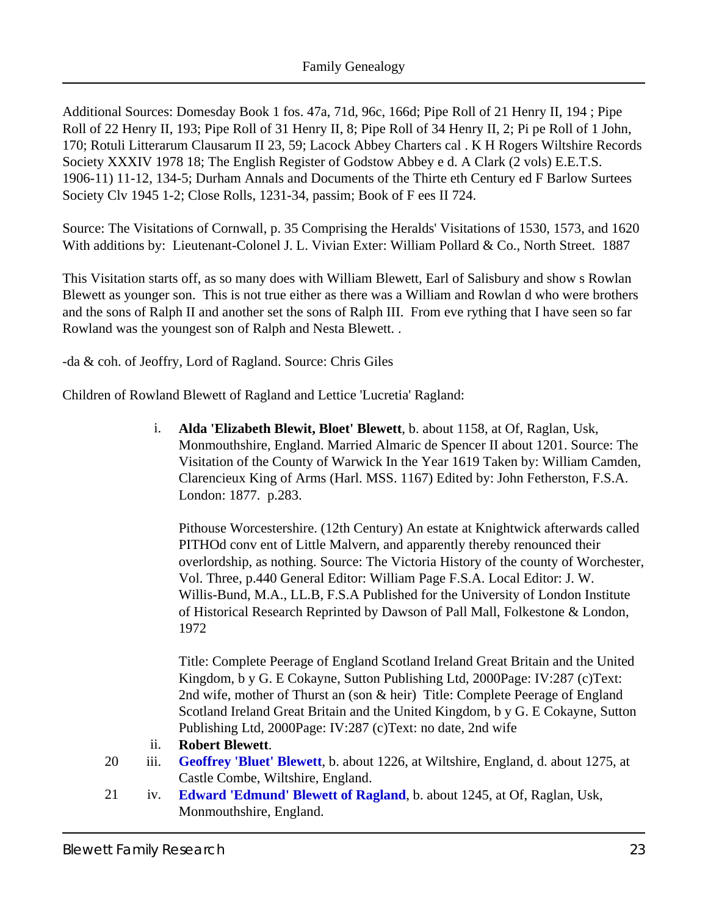Additional Sources: Domesday Book 1 fos. 47a, 71d, 96c, 166d; Pipe Roll of 21 Henry II, 194 ; Pipe Roll of 22 Henry II, 193; Pipe Roll of 31 Henry II, 8; Pipe Roll of 34 Henry II, 2; Pi pe Roll of 1 John, 170; Rotuli Litterarum Clausarum II 23, 59; Lacock Abbey Charters cal . K H Rogers Wiltshire Records Society XXXIV 1978 18; The English Register of Godstow Abbey e d. A Clark (2 vols) E.E.T.S. 1906-11) 11-12, 134-5; Durham Annals and Documents of the Thirte eth Century ed F Barlow Surtees Society Clv 1945 1-2; Close Rolls, 1231-34, passim; Book of F ees II 724.

Source: The Visitations of Cornwall, p. 35 Comprising the Heralds' Visitations of 1530, 1573, and 1620 With additions by: Lieutenant-Colonel J. L. Vivian Exter: William Pollard & Co., North Street. 1887

This Visitation starts off, as so many does with William Blewett, Earl of Salisbury and show s Rowlan Blewett as younger son. This is not true either as there was a William and Rowlan d who were brothers and the sons of Ralph II and another set the sons of Ralph III. From eve rything that I have seen so far Rowland was the youngest son of Ralph and Nesta Blewett. .

-da & coh. of Jeoffry, Lord of Ragland. Source: Chris Giles

Children of Rowland Blewett of Ragland and Lettice 'Lucretia' Ragland:

i. **Alda 'Elizabeth Blewit, Bloet' Blewett**, b. about 1158, at Of, Raglan, Usk, Monmouthshire, England. Married Almaric de Spencer II about 1201. Source: The Visitation of the County of Warwick In the Year 1619 Taken by: William Camden, Clarencieux King of Arms (Harl. MSS. 1167) Edited by: John Fetherston, F.S.A. London: 1877. p.283.

   Pithouse Worcestershire. (12th Century) An estate at Knightwick afterwards called PITHOd conv ent of Little Malvern, and apparently thereby renounced their overlordship, as nothing. Source: The Victoria History of the county of Worchester, Vol. Three, p.440 General Editor: William Page F.S.A. Local Editor: J. W. Willis-Bund, M.A., LL.B, F.S.A Published for the University of London Institute of Historical Research Reprinted by Dawson of Pall Mall, Folkestone & London, 1972

   Title: Complete Peerage of England Scotland Ireland Great Britain and the United Kingdom, b y G. E Cokayne, Sutton Publishing Ltd, 2000Page: IV:287 (c)Text: 2nd wife, mother of Thurst an (son & heir) Title: Complete Peerage of England Scotland Ireland Great Britain and the United Kingdom, b y G. E Cokayne, Sutton Publishing Ltd, 2000Page: IV:287 (c)Text: no date, 2nd wife

ii. **Robert Blewett**.

20 iii. **Geoffrey 'Bluet' Blewett**, b. about 1226, at Wiltshire, England, d. about 1275, at Castle Combe, Wiltshire, England.

21 iv. **Edward 'Edmund' Blewett of Ragland**, b. about 1245, at Of, Raglan, Usk, Monmouthshire, England.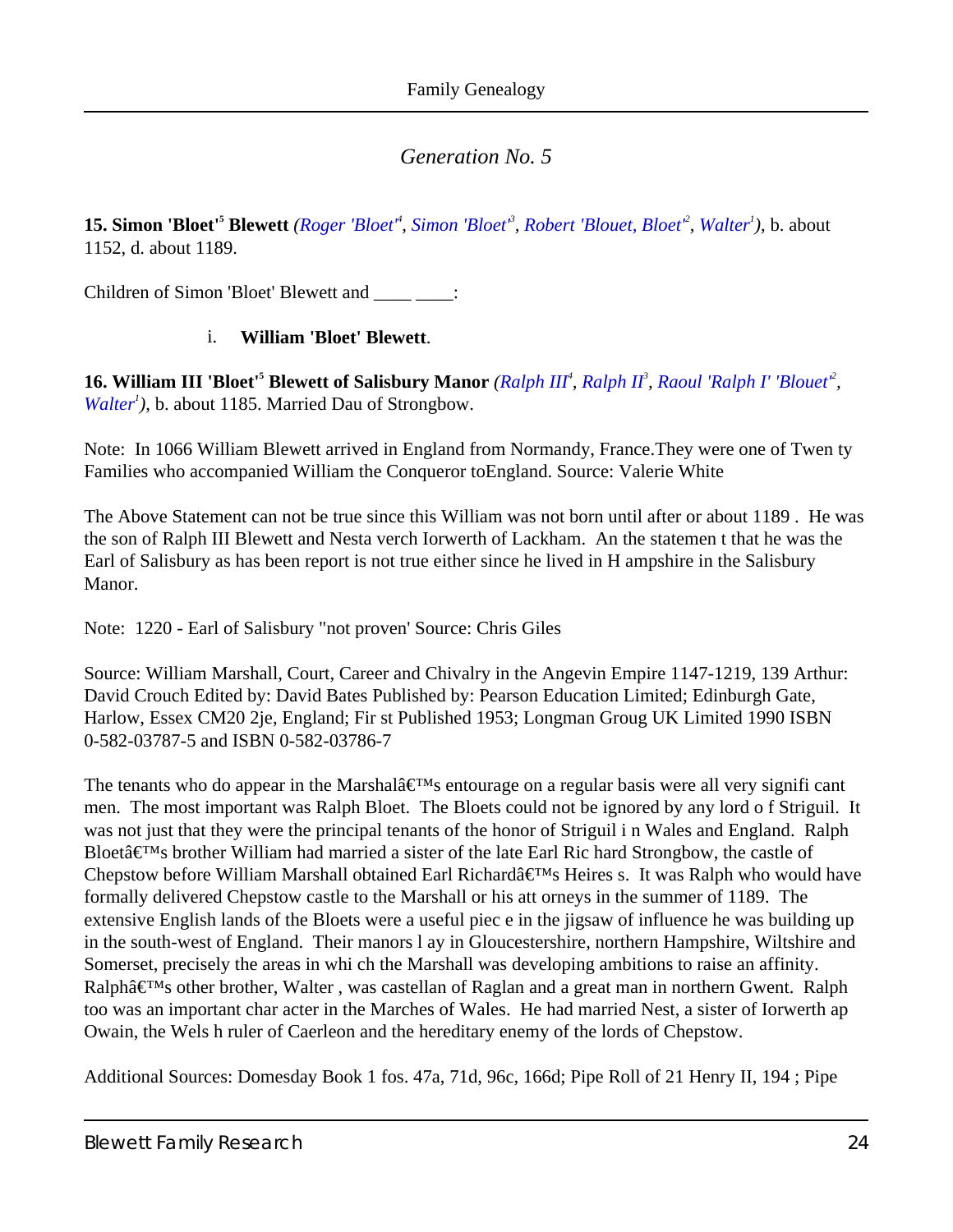## *Generation No. 5*

**15. Simon 'Bloet'[5] Blewett** *(Roger 'Bloet'[4], Simon 'Bloet'[3], Robert 'Blouet, Bloet'[2], Walter[1])*, b. about 1152, d. about 1189.

Children of Simon 'Bloet' Blewett and ____ ____:

i. **William 'Bloet' Blewett**.

**16. William III 'Bloet'[5] Blewett of Salisbury Manor** *(Ralph III[4], Ralph II[3], Raoul 'Ralph I' 'Blouet'[2], Walter[1])*, b. about 1185. Married Dau of Strongbow.

Note: In 1066 William Blewett arrived in England from Normandy, France.They were one of Twen ty Families who accompanied William the Conqueror toEngland. Source: Valerie White

The Above Statement can not be true since this William was not born until after or about 1189 . He was the son of Ralph III Blewett and Nesta verch Iorwerth of Lackham. An the statemen t that he was the Earl of Salisbury as has been report is not true either since he lived in H ampshire in the Salisbury Manor.

Note: 1220 - Earl of Salisbury "not proven' Source: Chris Giles

Source: William Marshall, Court, Career and Chivalry in the Angevin Empire 1147-1219, 139 Arthur: David Crouch Edited by: David Bates Published by: Pearson Education Limited; Edinburgh Gate, Harlow, Essex CM20 2je, England; Fir st Published 1953; Longman Groug UK Limited 1990 ISBN 0-582-03787-5 and ISBN 0-582-03786-7

The tenants who do appear in the Marshalâ€™s entourage on a regular basis were all very signifi cant men. The most important was Ralph Bloet. The Bloets could not be ignored by any lord o f Striguil. It was not just that they were the principal tenants of the honor of Striguil i n Wales and England. Ralph Bloetâ€™s brother William had married a sister of the late Earl Ric hard Strongbow, the castle of Chepstow before William Marshall obtained Earl Richardâ€™s Heires s. It was Ralph who would have formally delivered Chepstow castle to the Marshall or his att orneys in the summer of 1189. The extensive English lands of the Bloets were a useful piec e in the jigsaw of influence he was building up in the south-west of England. Their manors l ay in Gloucestershire, northern Hampshire, Wiltshire and Somerset, precisely the areas in whi ch the Marshall was developing ambitions to raise an affinity. Ralphâ€™s other brother, Walter , was castellan of Raglan and a great man in northern Gwent. Ralph too was an important char acter in the Marches of Wales. He had married Nest, a sister of Iorwerth ap Owain, the Wels h ruler of Caerleon and the hereditary enemy of the lords of Chepstow.

Additional Sources: Domesday Book 1 fos. 47a, 71d, 96c, 166d; Pipe Roll of 21 Henry II, 194 ; Pipe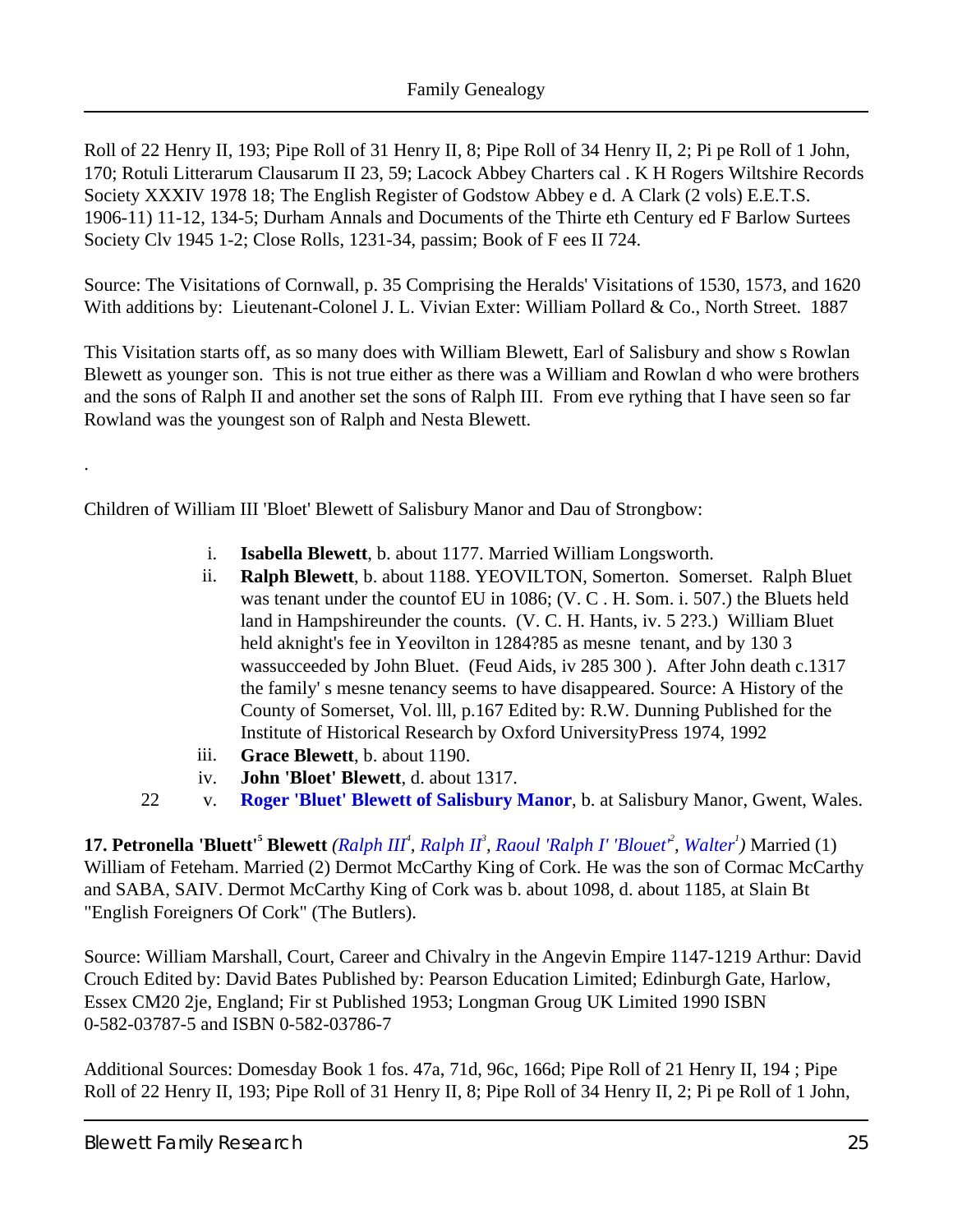Roll of 22 Henry II, 193; Pipe Roll of 31 Henry II, 8; Pipe Roll of 34 Henry II, 2; Pi pe Roll of 1 John, 170; Rotuli Litterarum Clausarum II 23, 59; Lacock Abbey Charters cal . K H Rogers Wiltshire Records Society XXXIV 1978 18; The English Register of Godstow Abbey e d. A Clark (2 vols) E.E.T.S. 1906-11) 11-12, 134-5; Durham Annals and Documents of the Thirte eth Century ed F Barlow Surtees Society Clv 1945 1-2; Close Rolls, 1231-34, passim; Book of F ees II 724.

Source: The Visitations of Cornwall, p. 35 Comprising the Heralds' Visitations of 1530, 1573, and 1620 With additions by: Lieutenant-Colonel J. L. Vivian Exter: William Pollard & Co., North Street. 1887

This Visitation starts off, as so many does with William Blewett, Earl of Salisbury and show s Rowlan Blewett as younger son. This is not true either as there was a William and Rowlan d who were brothers and the sons of Ralph II and another set the sons of Ralph III. From eve rything that I have seen so far Rowland was the youngest son of Ralph and Nesta Blewett.

.

Children of William III 'Bloet' Blewett of Salisbury Manor and Dau of Strongbow:

- i. **Isabella Blewett**, b. about 1177. Married William Longsworth.
- ii. **Ralph Blewett**, b. about 1188. YEOVILTON, Somerton. Somerset. Ralph Bluet was tenant under the countof EU in 1086; (V. C . H. Som. i. 507.) the Bluets held land in Hampshireunder the counts. (V. C. H. Hants, iv. 5 2?3.) William Bluet held aknight's fee in Yeovilton in 1284?85 as mesne tenant, and by 130 3 wassucceeded by John Bluet. (Feud Aids, iv 285 300 ). After John death c.1317 the family' s mesne tenancy seems to have disappeared. Source: A History of the County of Somerset, Vol. lll, p.167 Edited by: R.W. Dunning Published for the Institute of Historical Research by Oxford UniversityPress 1974, 1992
- iii. **Grace Blewett**, b. about 1190.
- iv. **John 'Bloet' Blewett**, d. about 1317.
- 22 v. **Roger 'Bluet' Blewett of Salisbury Manor**, b. at Salisbury Manor, Gwent, Wales.

**17. Petronella 'Bluett'[5] Blewett** *(Ralph III[4], Ralph II[3], Raoul 'Ralph I' 'Blouet'[2], Walter[1])* Married (1) William of Feteham. Married (2) Dermot McCarthy King of Cork. He was the son of Cormac McCarthy and SABA, SAIV. Dermot McCarthy King of Cork was b. about 1098, d. about 1185, at Slain Bt "English Foreigners Of Cork" (The Butlers).

Source: William Marshall, Court, Career and Chivalry in the Angevin Empire 1147-1219 Arthur: David Crouch Edited by: David Bates Published by: Pearson Education Limited; Edinburgh Gate, Harlow, Essex CM20 2je, England; Fir st Published 1953; Longman Groug UK Limited 1990 ISBN 0-582-03787-5 and ISBN 0-582-03786-7

Additional Sources: Domesday Book 1 fos. 47a, 71d, 96c, 166d; Pipe Roll of 21 Henry II, 194 ; Pipe Roll of 22 Henry II, 193; Pipe Roll of 31 Henry II, 8; Pipe Roll of 34 Henry II, 2; Pi pe Roll of 1 John,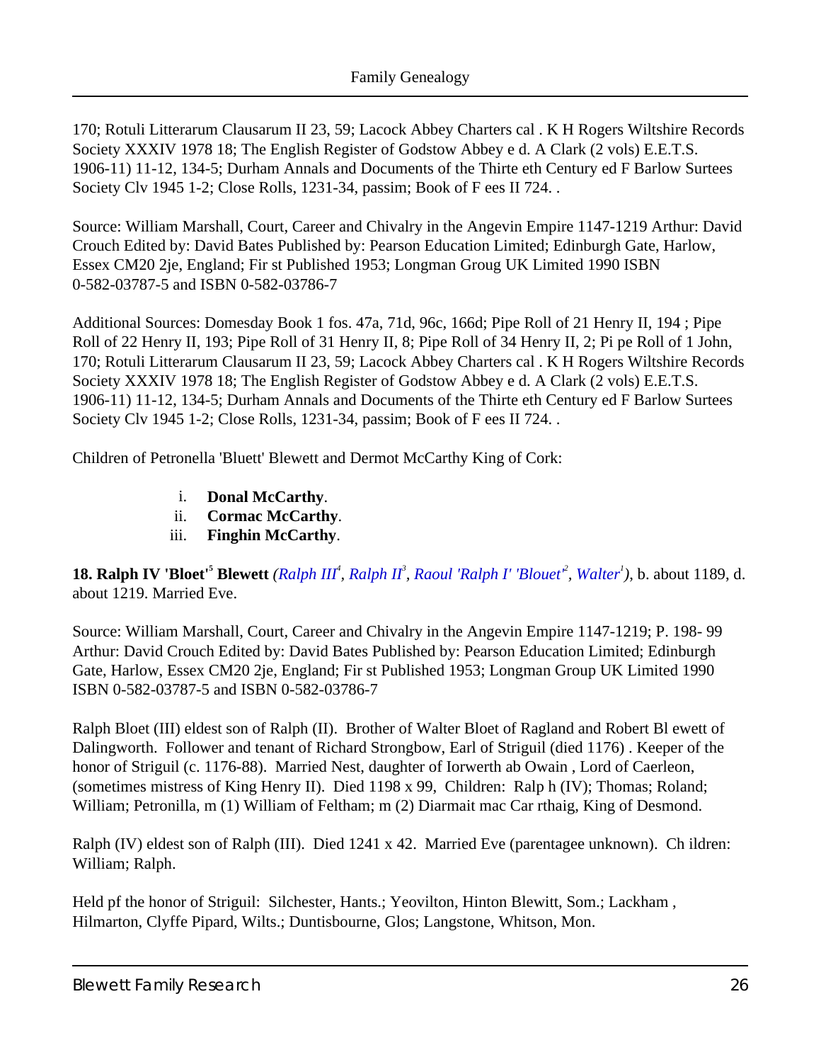170; Rotuli Litterarum Clausarum II 23, 59; Lacock Abbey Charters cal . K H Rogers Wiltshire Records Society XXXIV 1978 18; The English Register of Godstow Abbey e d. A Clark (2 vols) E.E.T.S. 1906-11) 11-12, 134-5; Durham Annals and Documents of the Thirte eth Century ed F Barlow Surtees Society Clv 1945 1-2; Close Rolls, 1231-34, passim; Book of F ees II 724. .

Source: William Marshall, Court, Career and Chivalry in the Angevin Empire 1147-1219 Arthur: David Crouch Edited by: David Bates Published by: Pearson Education Limited; Edinburgh Gate, Harlow, Essex CM20 2je, England; Fir st Published 1953; Longman Groug UK Limited 1990 ISBN 0-582-03787-5 and ISBN 0-582-03786-7

Additional Sources: Domesday Book 1 fos. 47a, 71d, 96c, 166d; Pipe Roll of 21 Henry II, 194 ; Pipe Roll of 22 Henry II, 193; Pipe Roll of 31 Henry II, 8; Pipe Roll of 34 Henry II, 2; Pi pe Roll of 1 John, 170; Rotuli Litterarum Clausarum II 23, 59; Lacock Abbey Charters cal . K H Rogers Wiltshire Records Society XXXIV 1978 18; The English Register of Godstow Abbey e d. A Clark (2 vols) E.E.T.S. 1906-11) 11-12, 134-5; Durham Annals and Documents of the Thirte eth Century ed F Barlow Surtees Society Clv 1945 1-2; Close Rolls, 1231-34, passim; Book of F ees II 724. .

Children of Petronella 'Bluett' Blewett and Dermot McCarthy King of Cork:

i. **Donal McCarthy**.
ii. **Cormac McCarthy**.
iii. **Finghin McCarthy**.

**18. Ralph IV 'Bloet'[5] Blewett** *(Ralph III[4], Ralph II[3], Raoul 'Ralph I' 'Blouet'[2], Walter[1])*, b. about 1189, d. about 1219. Married Eve.

Source: William Marshall, Court, Career and Chivalry in the Angevin Empire 1147-1219; P. 198- 99 Arthur: David Crouch Edited by: David Bates Published by: Pearson Education Limited; Edinburgh Gate, Harlow, Essex CM20 2je, England; Fir st Published 1953; Longman Group UK Limited 1990 ISBN 0-582-03787-5 and ISBN 0-582-03786-7

Ralph Bloet (III) eldest son of Ralph (II). Brother of Walter Bloet of Ragland and Robert Bl ewett of Dalingworth. Follower and tenant of Richard Strongbow, Earl of Striguil (died 1176) . Keeper of the honor of Striguil (c. 1176-88). Married Nest, daughter of Iorwerth ab Owain , Lord of Caerleon, (sometimes mistress of King Henry II). Died 1198 x 99, Children: Ralp h (IV); Thomas; Roland; William; Petronilla, m (1) William of Feltham; m (2) Diarmait mac Car rthaig, King of Desmond.

Ralph (IV) eldest son of Ralph (III). Died 1241 x 42. Married Eve (parentagee unknown). Ch ildren: William; Ralph.

Held pf the honor of Striguil: Silchester, Hants.; Yeovilton, Hinton Blewitt, Som.; Lackham , Hilmarton, Clyffe Pipard, Wilts.; Duntisbourne, Glos; Langstone, Whitson, Mon.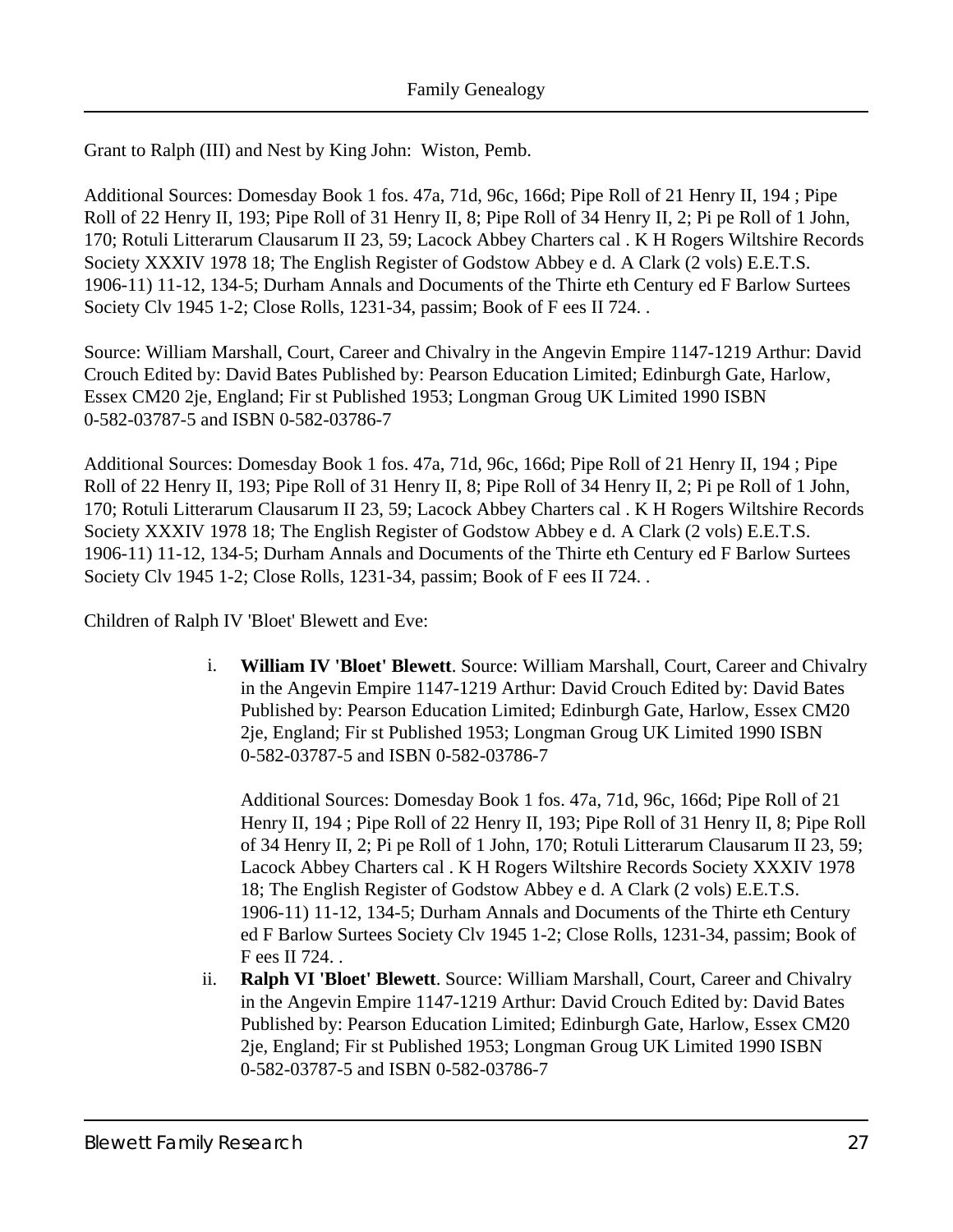Grant to Ralph (III) and Nest by King John: Wiston, Pemb.

Additional Sources: Domesday Book 1 fos. 47a, 71d, 96c, 166d; Pipe Roll of 21 Henry II, 194 ; Pipe Roll of 22 Henry II, 193; Pipe Roll of 31 Henry II, 8; Pipe Roll of 34 Henry II, 2; Pi pe Roll of 1 John, 170; Rotuli Litterarum Clausarum II 23, 59; Lacock Abbey Charters cal . K H Rogers Wiltshire Records Society XXXIV 1978 18; The English Register of Godstow Abbey e d. A Clark (2 vols) E.E.T.S. 1906-11) 11-12, 134-5; Durham Annals and Documents of the Thirte eth Century ed F Barlow Surtees Society Clv 1945 1-2; Close Rolls, 1231-34, passim; Book of F ees II 724. .

Source: William Marshall, Court, Career and Chivalry in the Angevin Empire 1147-1219 Arthur: David Crouch Edited by: David Bates Published by: Pearson Education Limited; Edinburgh Gate, Harlow, Essex CM20 2je, England; Fir st Published 1953; Longman Groug UK Limited 1990 ISBN 0-582-03787-5 and ISBN 0-582-03786-7

Additional Sources: Domesday Book 1 fos. 47a, 71d, 96c, 166d; Pipe Roll of 21 Henry II, 194 ; Pipe Roll of 22 Henry II, 193; Pipe Roll of 31 Henry II, 8; Pipe Roll of 34 Henry II, 2; Pi pe Roll of 1 John, 170; Rotuli Litterarum Clausarum II 23, 59; Lacock Abbey Charters cal . K H Rogers Wiltshire Records Society XXXIV 1978 18; The English Register of Godstow Abbey e d. A Clark (2 vols) E.E.T.S. 1906-11) 11-12, 134-5; Durham Annals and Documents of the Thirte eth Century ed F Barlow Surtees Society Clv 1945 1-2; Close Rolls, 1231-34, passim; Book of F ees II 724. .

Children of Ralph IV 'Bloet' Blewett and Eve:

i. **William IV 'Bloet' Blewett**. Source: William Marshall, Court, Career and Chivalry in the Angevin Empire 1147-1219 Arthur: David Crouch Edited by: David Bates Published by: Pearson Education Limited; Edinburgh Gate, Harlow, Essex CM20 2je, England; Fir st Published 1953; Longman Groug UK Limited 1990 ISBN 0-582-03787-5 and ISBN 0-582-03786-7

   Additional Sources: Domesday Book 1 fos. 47a, 71d, 96c, 166d; Pipe Roll of 21 Henry II, 194 ; Pipe Roll of 22 Henry II, 193; Pipe Roll of 31 Henry II, 8; Pipe Roll of 34 Henry II, 2; Pi pe Roll of 1 John, 170; Rotuli Litterarum Clausarum II 23, 59; Lacock Abbey Charters cal . K H Rogers Wiltshire Records Society XXXIV 1978 18; The English Register of Godstow Abbey e d. A Clark (2 vols) E.E.T.S. 1906-11) 11-12, 134-5; Durham Annals and Documents of the Thirte eth Century ed F Barlow Surtees Society Clv 1945 1-2; Close Rolls, 1231-34, passim; Book of F ees II 724. .

ii. **Ralph VI 'Bloet' Blewett**. Source: William Marshall, Court, Career and Chivalry in the Angevin Empire 1147-1219 Arthur: David Crouch Edited by: David Bates Published by: Pearson Education Limited; Edinburgh Gate, Harlow, Essex CM20 2je, England; Fir st Published 1953; Longman Groug UK Limited 1990 ISBN 0-582-03787-5 and ISBN 0-582-03786-7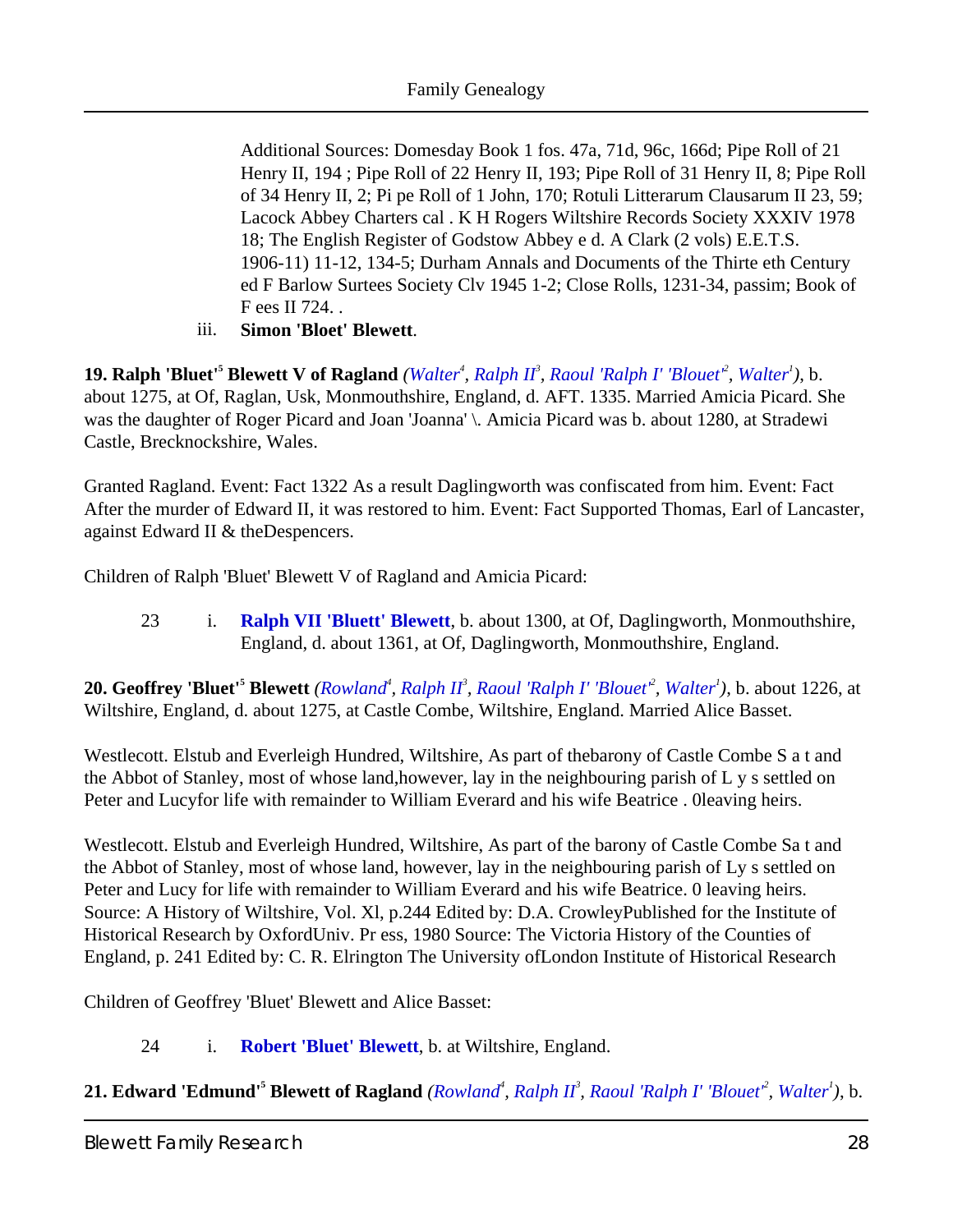Additional Sources: Domesday Book 1 fos. 47a, 71d, 96c, 166d; Pipe Roll of 21 Henry II, 194 ; Pipe Roll of 22 Henry II, 193; Pipe Roll of 31 Henry II, 8; Pipe Roll of 34 Henry II, 2; Pi pe Roll of 1 John, 170; Rotuli Litterarum Clausarum II 23, 59; Lacock Abbey Charters cal . K H Rogers Wiltshire Records Society XXXIV 1978 18; The English Register of Godstow Abbey e d. A Clark (2 vols) E.E.T.S. 1906-11) 11-12, 134-5; Durham Annals and Documents of the Thirte eth Century ed F Barlow Surtees Society Clv 1945 1-2; Close Rolls, 1231-34, passim; Book of F ees II 724. .

iii. **Simon 'Bloet' Blewett**.

**19. Ralph 'Bluet'[5] Blewett V of Ragland** *(Walter[4], Ralph II[3], Raoul 'Ralph I' 'Blouet'[2], Walter[1])*, b. about 1275, at Of, Raglan, Usk, Monmouthshire, England, d. AFT. 1335. Married Amicia Picard. She was the daughter of Roger Picard and Joan 'Joanna' \. Amicia Picard was b. about 1280, at Stradewi Castle, Brecknockshire, Wales.

Granted Ragland. Event: Fact 1322 As a result Daglingworth was confiscated from him. Event: Fact After the murder of Edward II, it was restored to him. Event: Fact Supported Thomas, Earl of Lancaster, against Edward II & theDespencers.

Children of Ralph 'Bluet' Blewett V of Ragland and Amicia Picard:

23 i. **Ralph VII 'Bluett' Blewett**, b. about 1300, at Of, Daglingworth, Monmouthshire, England, d. about 1361, at Of, Daglingworth, Monmouthshire, England.

**20. Geoffrey 'Bluet'[5] Blewett** *(Rowland[4], Ralph II[3], Raoul 'Ralph I' 'Blouet'[2], Walter[1])*, b. about 1226, at Wiltshire, England, d. about 1275, at Castle Combe, Wiltshire, England. Married Alice Basset.

Westlecott. Elstub and Everleigh Hundred, Wiltshire, As part of thebarony of Castle Combe S a t and the Abbot of Stanley, most of whose land,however, lay in the neighbouring parish of L y s settled on Peter and Lucyfor life with remainder to William Everard and his wife Beatrice . 0leaving heirs.

Westlecott. Elstub and Everleigh Hundred, Wiltshire, As part of the barony of Castle Combe Sa t and the Abbot of Stanley, most of whose land, however, lay in the neighbouring parish of Ly s settled on Peter and Lucy for life with remainder to William Everard and his wife Beatrice. 0 leaving heirs. Source: A History of Wiltshire, Vol. Xl, p.244 Edited by: D.A. CrowleyPublished for the Institute of Historical Research by OxfordUniv. Pr ess, 1980 Source: The Victoria History of the Counties of England, p. 241 Edited by: C. R. Elrington The University ofLondon Institute of Historical Research

Children of Geoffrey 'Bluet' Blewett and Alice Basset:

24 i. **Robert 'Bluet' Blewett**, b. at Wiltshire, England.

**21. Edward 'Edmund'[5] Blewett of Ragland** *(Rowland[4], Ralph II[3], Raoul 'Ralph I' 'Blouet'[2], Walter[1])*, b.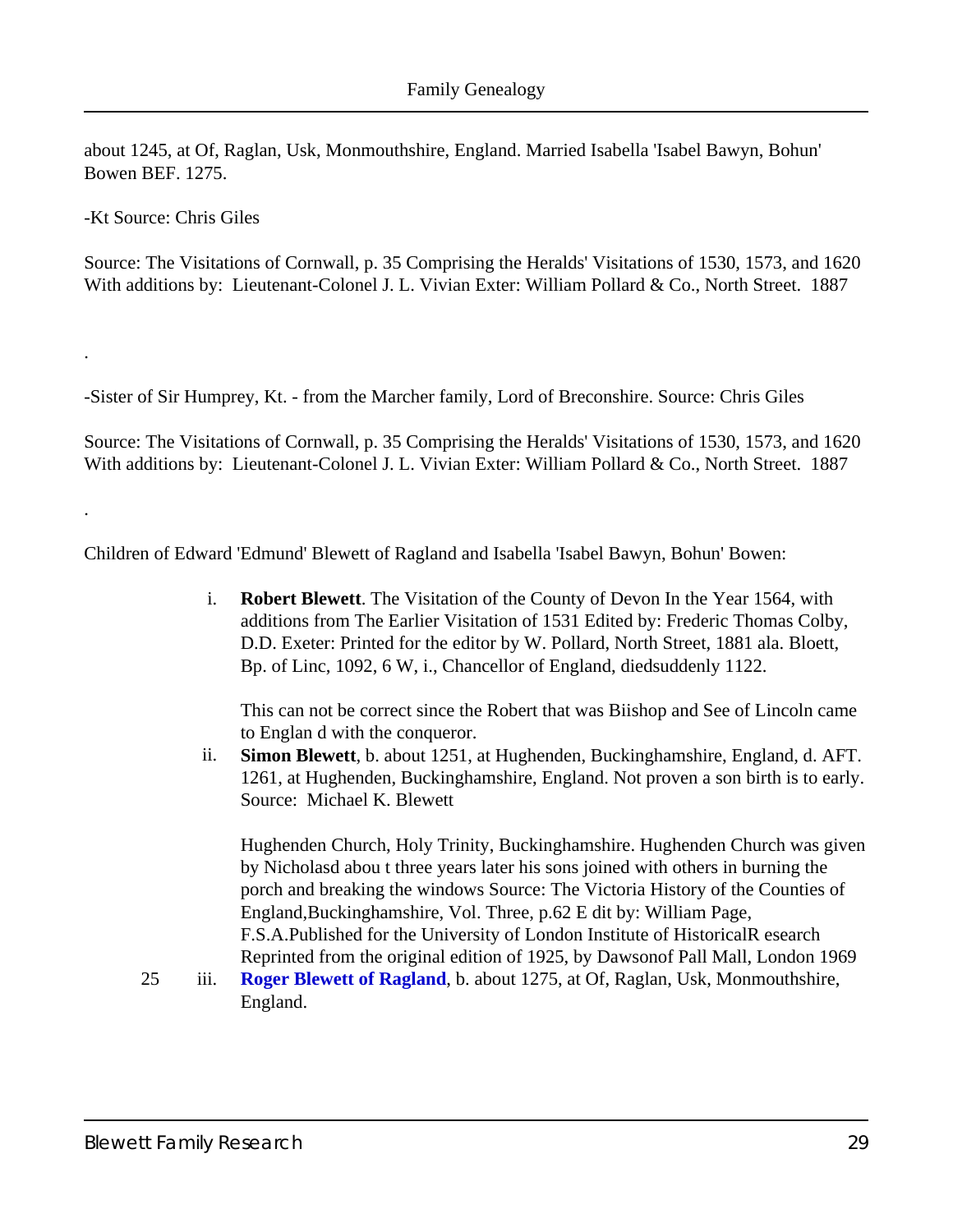about 1245, at Of, Raglan, Usk, Monmouthshire, England. Married Isabella 'Isabel Bawyn, Bohun' Bowen BEF. 1275.

-Kt Source: Chris Giles

Source: The Visitations of Cornwall, p. 35 Comprising the Heralds' Visitations of 1530, 1573, and 1620 With additions by: Lieutenant-Colonel J. L. Vivian Exter: William Pollard & Co., North Street. 1887

.

-Sister of Sir Humprey, Kt. - from the Marcher family, Lord of Breconshire. Source: Chris Giles

Source: The Visitations of Cornwall, p. 35 Comprising the Heralds' Visitations of 1530, 1573, and 1620 With additions by: Lieutenant-Colonel J. L. Vivian Exter: William Pollard & Co., North Street. 1887

.

Children of Edward 'Edmund' Blewett of Ragland and Isabella 'Isabel Bawyn, Bohun' Bowen:

i. **Robert Blewett**. The Visitation of the County of Devon In the Year 1564, with additions from The Earlier Visitation of 1531 Edited by: Frederic Thomas Colby, D.D. Exeter: Printed for the editor by W. Pollard, North Street, 1881 ala. Bloett, Bp. of Linc, 1092, 6 W, i., Chancellor of England, diedsuddenly 1122.

   This can not be correct since the Robert that was Biishop and See of Lincoln came to Englan d with the conqueror.

ii. **Simon Blewett**, b. about 1251, at Hughenden, Buckinghamshire, England, d. AFT. 1261, at Hughenden, Buckinghamshire, England. Not proven a son birth is to early. Source: Michael K. Blewett

   Hughenden Church, Holy Trinity, Buckinghamshire. Hughenden Church was given by Nicholasd abou t three years later his sons joined with others in burning the porch and breaking the windows Source: The Victoria History of the Counties of England,Buckinghamshire, Vol. Three, p.62 E dit by: William Page, F.S.A.Published for the University of London Institute of HistoricalR esearch Reprinted from the original edition of 1925, by Dawsonof Pall Mall, London 1969

25 iii. **Roger Blewett of Ragland**, b. about 1275, at Of, Raglan, Usk, Monmouthshire, England.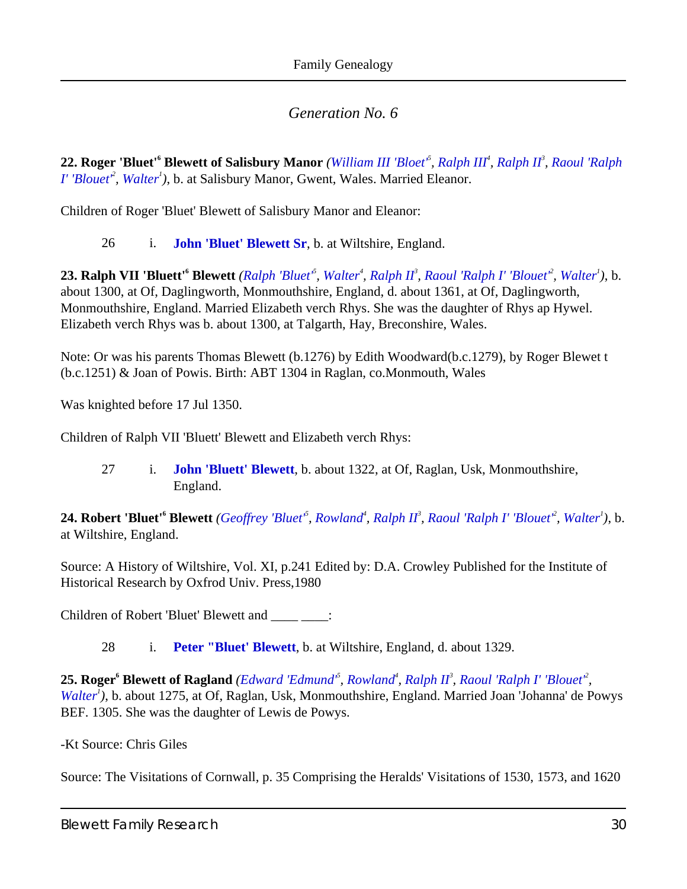## *Generation No. 6*

**22. Roger 'Bluet'[6] Blewett of Salisbury Manor** *(William III 'Bloet'[5], Ralph III[4], Ralph II[3], Raoul 'Ralph I' 'Blouet'[2], Walter[1])*, b. at Salisbury Manor, Gwent, Wales. Married Eleanor.

Children of Roger 'Bluet' Blewett of Salisbury Manor and Eleanor:

26 i. **John 'Bluet' Blewett Sr**, b. at Wiltshire, England.

**23. Ralph VII 'Bluett'[6] Blewett** *(Ralph 'Bluet'[5], Walter[4], Ralph II[3], Raoul 'Ralph I' 'Blouet'[2], Walter[1])*, b. about 1300, at Of, Daglingworth, Monmouthshire, England, d. about 1361, at Of, Daglingworth, Monmouthshire, England. Married Elizabeth verch Rhys. She was the daughter of Rhys ap Hywel. Elizabeth verch Rhys was b. about 1300, at Talgarth, Hay, Breconshire, Wales.

Note: Or was his parents Thomas Blewett (b.1276) by Edith Woodward(b.c.1279), by Roger Blewet t (b.c.1251) & Joan of Powis. Birth: ABT 1304 in Raglan, co.Monmouth, Wales

Was knighted before 17 Jul 1350.

Children of Ralph VII 'Bluett' Blewett and Elizabeth verch Rhys:

27 i. **John 'Bluett' Blewett**, b. about 1322, at Of, Raglan, Usk, Monmouthshire, England.

**24. Robert 'Bluet'[6] Blewett** *(Geoffrey 'Bluet'[5], Rowland[4], Ralph II[3], Raoul 'Ralph I' 'Blouet'[2], Walter[1])*, b. at Wiltshire, England.

Source: A History of Wiltshire, Vol. XI, p.241 Edited by: D.A. Crowley Published for the Institute of Historical Research by Oxfrod Univ. Press,1980

Children of Robert 'Bluet' Blewett and ____ ____:

28 i. **Peter "Bluet' Blewett**, b. at Wiltshire, England, d. about 1329.

**25. Roger[6] Blewett of Ragland** *(Edward 'Edmund'[5], Rowland[4], Ralph II[3], Raoul 'Ralph I' 'Blouet'[2], Walter[1])*, b. about 1275, at Of, Raglan, Usk, Monmouthshire, England. Married Joan 'Johanna' de Powys BEF. 1305. She was the daughter of Lewis de Powys.

-Kt Source: Chris Giles

Source: The Visitations of Cornwall, p. 35 Comprising the Heralds' Visitations of 1530, 1573, and 1620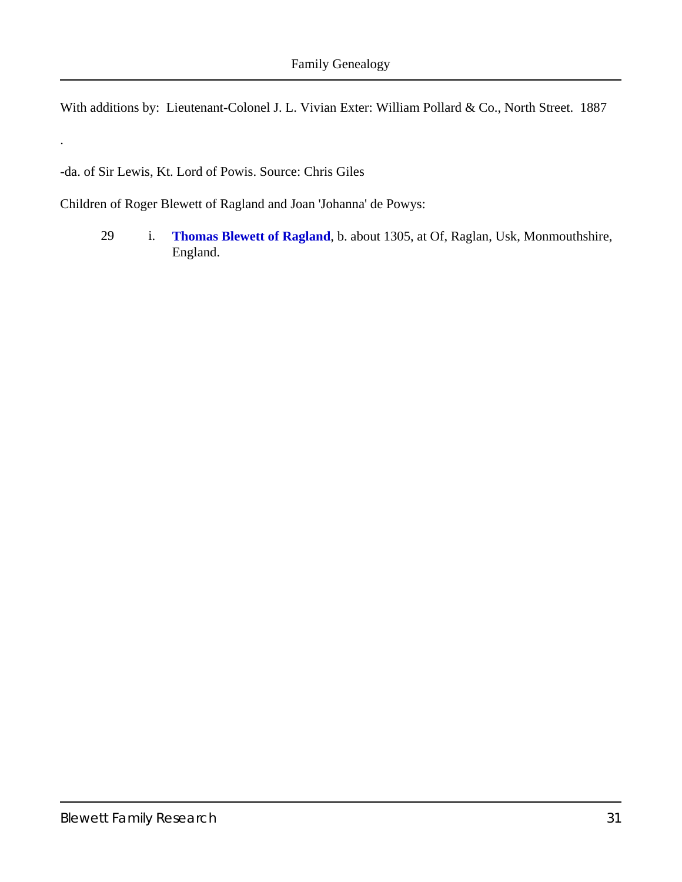With additions by: Lieutenant-Colonel J. L. Vivian Exter: William Pollard & Co., North Street. 1887

.

-da. of Sir Lewis, Kt. Lord of Powis. Source: Chris Giles

Children of Roger Blewett of Ragland and Joan 'Johanna' de Powys:

29 i. **Thomas Blewett of Ragland**, b. about 1305, at Of, Raglan, Usk, Monmouthshire, England.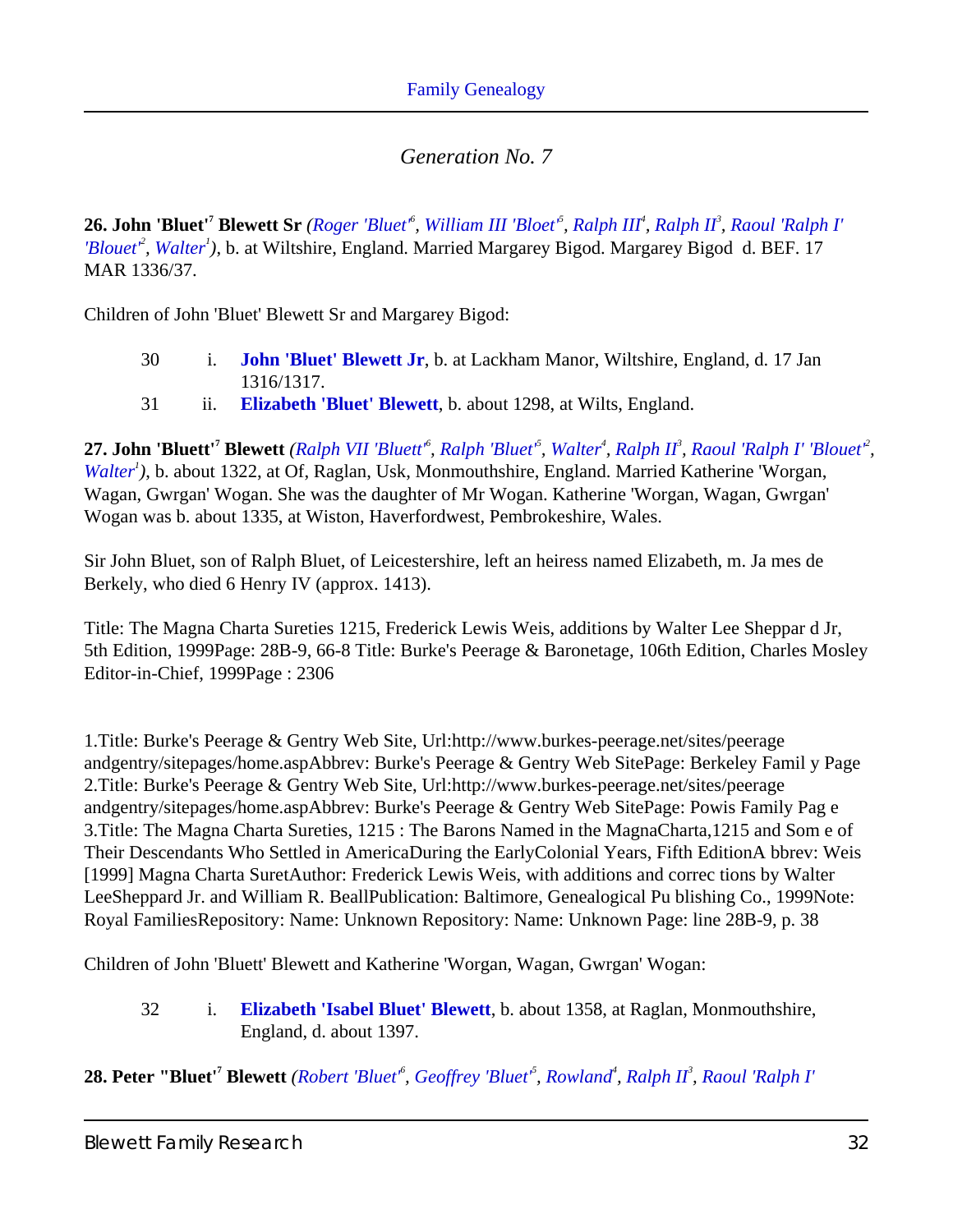## *Generation No. 7*

**26. John 'Bluet'[7] Blewett Sr** *(Roger 'Bluet'[6], William III 'Bloet'[5], Ralph III[4], Ralph II[3], Raoul 'Ralph I' 'Blouet'[2], Walter[1])*, b. at Wiltshire, England. Married Margarey Bigod. Margarey Bigod d. BEF. 17 MAR 1336/37.

Children of John 'Bluet' Blewett Sr and Margarey Bigod:

30 i. **John 'Bluet' Blewett Jr**, b. at Lackham Manor, Wiltshire, England, d. 17 Jan 1316/1317.

31 ii. **Elizabeth 'Bluet' Blewett**, b. about 1298, at Wilts, England.

**27. John 'Bluett'[7] Blewett** *(Ralph VII 'Bluett'[6], Ralph 'Bluet'[5], Walter[4], Ralph II[3], Raoul 'Ralph I' 'Blouet'[2], Walter[1])*, b. about 1322, at Of, Raglan, Usk, Monmouthshire, England. Married Katherine 'Worgan, Wagan, Gwrgan' Wogan. She was the daughter of Mr Wogan. Katherine 'Worgan, Wagan, Gwrgan' Wogan was b. about 1335, at Wiston, Haverfordwest, Pembrokeshire, Wales.

Sir John Bluet, son of Ralph Bluet, of Leicestershire, left an heiress named Elizabeth, m. Ja mes de Berkely, who died 6 Henry IV (approx. 1413).

Title: The Magna Charta Sureties 1215, Frederick Lewis Weis, additions by Walter Lee Sheppar d Jr, 5th Edition, 1999Page: 28B-9, 66-8 Title: Burke's Peerage & Baronetage, 106th Edition, Charles Mosley Editor-in-Chief, 1999Page : 2306

1.Title: Burke's Peerage & Gentry Web Site, Url:http://www.burkes-peerage.net/sites/peerage andgentry/sitepages/home.aspAbbrev: Burke's Peerage & Gentry Web SitePage: Berkeley Famil y Page 2.Title: Burke's Peerage & Gentry Web Site, Url:http://www.burkes-peerage.net/sites/peerage andgentry/sitepages/home.aspAbbrev: Burke's Peerage & Gentry Web SitePage: Powis Family Pag e 3.Title: The Magna Charta Sureties, 1215 : The Barons Named in the MagnaCharta,1215 and Som e of Their Descendants Who Settled in AmericaDuring the EarlyColonial Years, Fifth EditionA bbrev: Weis [1999] Magna Charta SuretAuthor: Frederick Lewis Weis, with additions and correc tions by Walter LeeSheppard Jr. and William R. BeallPublication: Baltimore, Genealogical Pu blishing Co., 1999Note: Royal FamiliesRepository: Name: Unknown Repository: Name: Unknown Page: line 28B-9, p. 38

Children of John 'Bluett' Blewett and Katherine 'Worgan, Wagan, Gwrgan' Wogan:

32 i. **Elizabeth 'Isabel Bluet' Blewett**, b. about 1358, at Raglan, Monmouthshire, England, d. about 1397.

**28. Peter "Bluet'[7] Blewett** *(Robert 'Bluet'[6], Geoffrey 'Bluet'[5], Rowland[4], Ralph II[3], Raoul 'Ralph I'*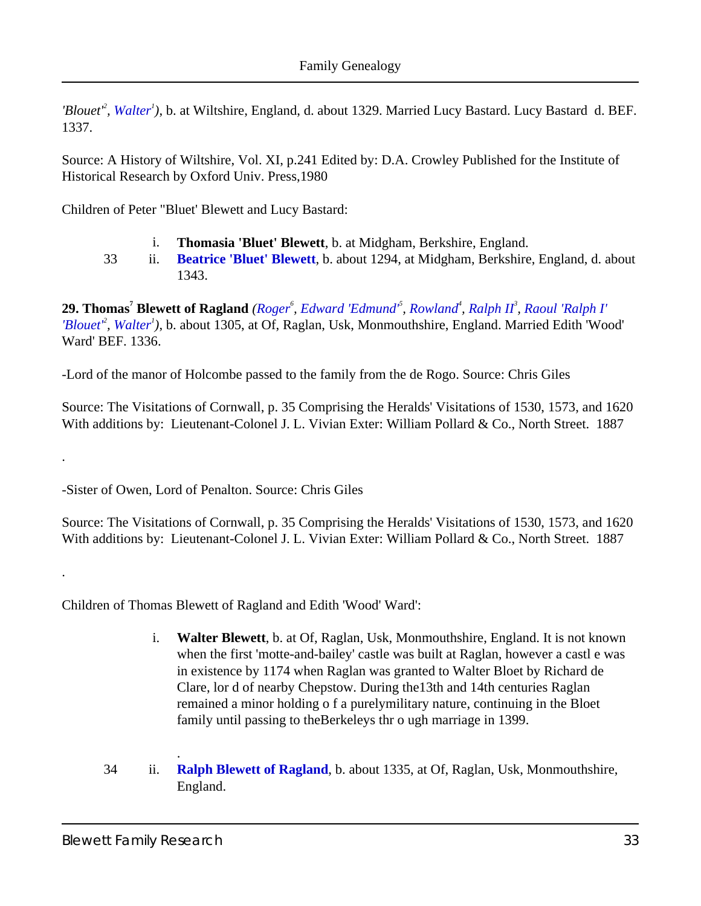*'Blouet'*[2], *Walter*[1]*)*, b. at Wiltshire, England, d. about 1329. Married Lucy Bastard. Lucy Bastard d. BEF. 1337.

Source: A History of Wiltshire, Vol. XI, p.241 Edited by: D.A. Crowley Published for the Institute of Historical Research by Oxford Univ. Press,1980

Children of Peter "Bluet' Blewett and Lucy Bastard:

- i. **Thomasia 'Bluet' Blewett**, b. at Midgham, Berkshire, England.
- 33 ii. **Beatrice 'Bluet' Blewett**, b. about 1294, at Midgham, Berkshire, England, d. about 1343.

**29. Thomas[7] Blewett of Ragland** *(Roger*[6], *Edward 'Edmund'*[5], *Rowland*[4], *Ralph II*[3], *Raoul 'Ralph I' 'Blouet'*[2], *Walter*[1]*)*, b. about 1305, at Of, Raglan, Usk, Monmouthshire, England. Married Edith 'Wood' Ward' BEF. 1336.

-Lord of the manor of Holcombe passed to the family from the de Rogo. Source: Chris Giles

Source: The Visitations of Cornwall, p. 35 Comprising the Heralds' Visitations of 1530, 1573, and 1620 With additions by: Lieutenant-Colonel J. L. Vivian Exter: William Pollard & Co., North Street. 1887

.

-Sister of Owen, Lord of Penalton. Source: Chris Giles

Source: The Visitations of Cornwall, p. 35 Comprising the Heralds' Visitations of 1530, 1573, and 1620 With additions by: Lieutenant-Colonel J. L. Vivian Exter: William Pollard & Co., North Street. 1887

.

Children of Thomas Blewett of Ragland and Edith 'Wood' Ward':

- i. **Walter Blewett**, b. at Of, Raglan, Usk, Monmouthshire, England. It is not known when the first 'motte-and-bailey' castle was built at Raglan, however a castl e was in existence by 1174 when Raglan was granted to Walter Bloet by Richard de Clare, lor d of nearby Chepstow. During the13th and 14th centuries Raglan remained a minor holding o f a purelymilitary nature, continuing in the Bloet family until passing to theBerkeleys thr o ugh marriage in 1399.

  .
- 34 ii. **Ralph Blewett of Ragland**, b. about 1335, at Of, Raglan, Usk, Monmouthshire, England.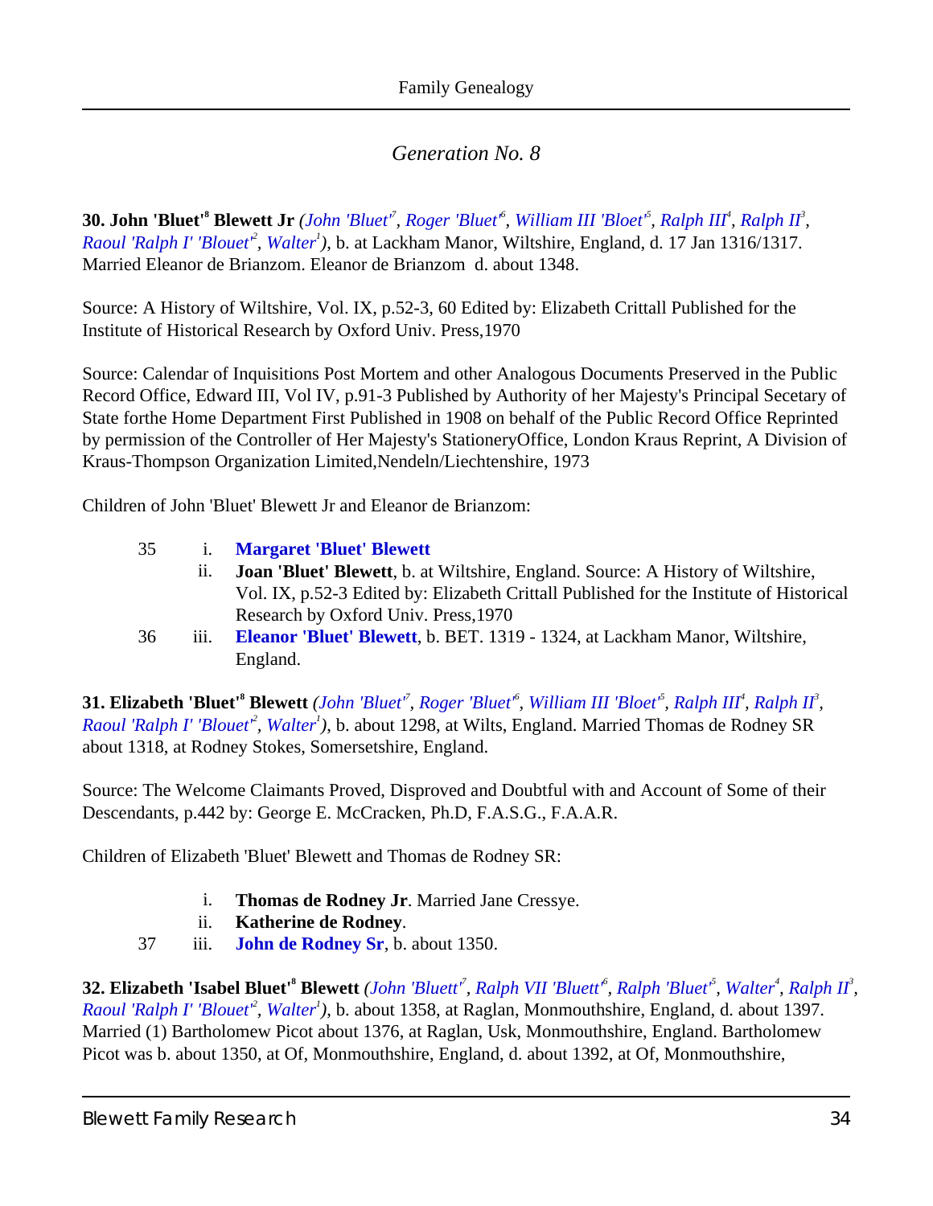## *Generation No. 8*

**30. John 'Bluet'[8] Blewett Jr** *(John 'Bluet'[7], Roger 'Bluet'[6], William III 'Bloet'[5], Ralph III[4], Ralph II[3], Raoul 'Ralph I' 'Blouet'[2], Walter[1])*, b. at Lackham Manor, Wiltshire, England, d. 17 Jan 1316/1317. Married Eleanor de Brianzom. Eleanor de Brianzom d. about 1348.

Source: A History of Wiltshire, Vol. IX, p.52-3, 60 Edited by: Elizabeth Crittall Published for the Institute of Historical Research by Oxford Univ. Press,1970

Source: Calendar of Inquisitions Post Mortem and other Analogous Documents Preserved in the Public Record Office, Edward III, Vol IV, p.91-3 Published by Authority of her Majesty's Principal Secetary of State forthe Home Department First Published in 1908 on behalf of the Public Record Office Reprinted by permission of the Controller of Her Majesty's StationeryOffice, London Kraus Reprint, A Division of Kraus-Thompson Organization Limited,Nendeln/Liechtenshire, 1973

Children of John 'Bluet' Blewett Jr and Eleanor de Brianzom:

- 35 i. **Margaret 'Bluet' Blewett**
- ii. **Joan 'Bluet' Blewett**, b. at Wiltshire, England. Source: A History of Wiltshire, Vol. IX, p.52-3 Edited by: Elizabeth Crittall Published for the Institute of Historical Research by Oxford Univ. Press,1970
- 36 iii. **Eleanor 'Bluet' Blewett**, b. BET. 1319 - 1324, at Lackham Manor, Wiltshire, England.

**31. Elizabeth 'Bluet'[8] Blewett** *(John 'Bluet'[7], Roger 'Bluet'[6], William III 'Bloet'[5], Ralph III[4], Ralph II[3], Raoul 'Ralph I' 'Blouet'[2], Walter[1])*, b. about 1298, at Wilts, England. Married Thomas de Rodney SR about 1318, at Rodney Stokes, Somersetshire, England.

Source: The Welcome Claimants Proved, Disproved and Doubtful with and Account of Some of their Descendants, p.442 by: George E. McCracken, Ph.D, F.A.S.G., F.A.A.R.

Children of Elizabeth 'Bluet' Blewett and Thomas de Rodney SR:

- i. **Thomas de Rodney Jr**. Married Jane Cressye.
- ii. **Katherine de Rodney**.
- 37 iii. **John de Rodney Sr**, b. about 1350.

**32. Elizabeth 'Isabel Bluet'[8] Blewett** *(John 'Bluett'[7], Ralph VII 'Bluett'[6], Ralph 'Bluet'[5], Walter[4], Ralph II[3], Raoul 'Ralph I' 'Blouet'[2], Walter[1])*, b. about 1358, at Raglan, Monmouthshire, England, d. about 1397. Married (1) Bartholomew Picot about 1376, at Raglan, Usk, Monmouthshire, England. Bartholomew Picot was b. about 1350, at Of, Monmouthshire, England, d. about 1392, at Of, Monmouthshire,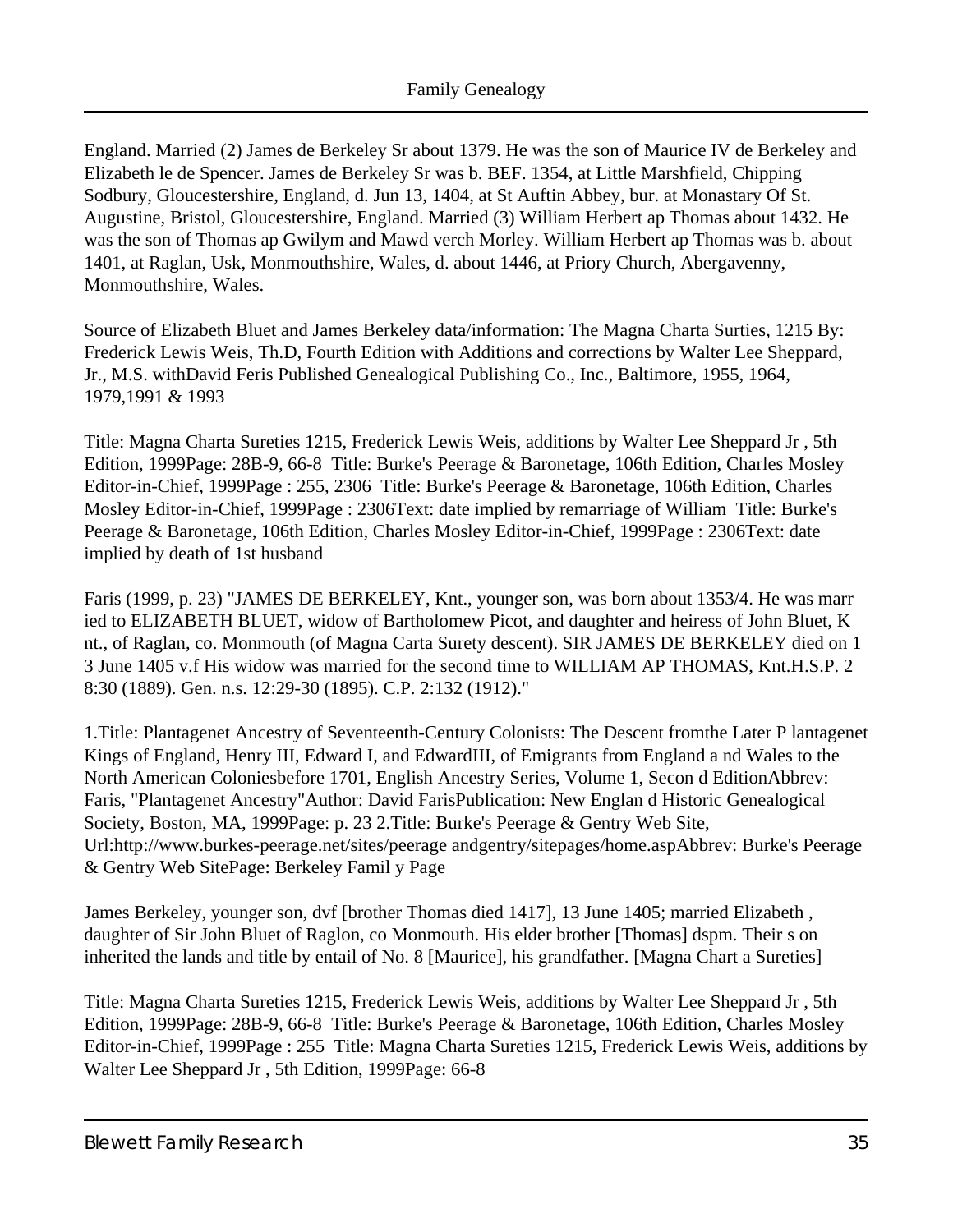England. Married (2) James de Berkeley Sr about 1379. He was the son of Maurice IV de Berkeley and Elizabeth le de Spencer. James de Berkeley Sr was b. BEF. 1354, at Little Marshfield, Chipping Sodbury, Gloucestershire, England, d. Jun 13, 1404, at St Auftin Abbey, bur. at Monastary Of St. Augustine, Bristol, Gloucestershire, England. Married (3) William Herbert ap Thomas about 1432. He was the son of Thomas ap Gwilym and Mawd verch Morley. William Herbert ap Thomas was b. about 1401, at Raglan, Usk, Monmouthshire, Wales, d. about 1446, at Priory Church, Abergavenny, Monmouthshire, Wales.

Source of Elizabeth Bluet and James Berkeley data/information: The Magna Charta Surties, 1215 By: Frederick Lewis Weis, Th.D, Fourth Edition with Additions and corrections by Walter Lee Sheppard, Jr., M.S. withDavid Feris Published Genealogical Publishing Co., Inc., Baltimore, 1955, 1964, 1979,1991 & 1993

Title: Magna Charta Sureties 1215, Frederick Lewis Weis, additions by Walter Lee Sheppard Jr , 5th Edition, 1999Page: 28B-9, 66-8  Title: Burke's Peerage & Baronetage, 106th Edition, Charles Mosley Editor-in-Chief, 1999Page : 255, 2306  Title: Burke's Peerage & Baronetage, 106th Edition, Charles Mosley Editor-in-Chief, 1999Page : 2306Text: date implied by remarriage of William  Title: Burke's Peerage & Baronetage, 106th Edition, Charles Mosley Editor-in-Chief, 1999Page : 2306Text: date implied by death of 1st husband

Faris (1999, p. 23) "JAMES DE BERKELEY, Knt., younger son, was born about 1353/4. He was marr ied to ELIZABETH BLUET, widow of Bartholomew Picot, and daughter and heiress of John Bluet, K nt., of Raglan, co. Monmouth (of Magna Carta Surety descent). SIR JAMES DE BERKELEY died on 1 3 June 1405 v.f His widow was married for the second time to WILLIAM AP THOMAS, Knt.H.S.P. 2 8:30 (1889). Gen. n.s. 12:29-30 (1895). C.P. 2:132 (1912)."

1.Title: Plantagenet Ancestry of Seventeenth-Century Colonists: The Descent fromthe Later P lantagenet Kings of England, Henry III, Edward I, and EdwardIII, of Emigrants from England a nd Wales to the North American Coloniesbefore 1701, English Ancestry Series, Volume 1, Secon d EditionAbbrev: Faris, "Plantagenet Ancestry"Author: David FarisPublication: New Englan d Historic Genealogical Society, Boston, MA, 1999Page: p. 23 2.Title: Burke's Peerage & Gentry Web Site, Url:http://www.burkes-peerage.net/sites/peerage andgentry/sitepages/home.aspAbbrev: Burke's Peerage & Gentry Web SitePage: Berkeley Famil y Page

James Berkeley, younger son, dvf [brother Thomas died 1417], 13 June 1405; married Elizabeth , daughter of Sir John Bluet of Raglon, co Monmouth. His elder brother [Thomas] dspm. Their s on inherited the lands and title by entail of No. 8 [Maurice], his grandfather. [Magna Chart a Sureties]

Title: Magna Charta Sureties 1215, Frederick Lewis Weis, additions by Walter Lee Sheppard Jr , 5th Edition, 1999Page: 28B-9, 66-8  Title: Burke's Peerage & Baronetage, 106th Edition, Charles Mosley Editor-in-Chief, 1999Page : 255  Title: Magna Charta Sureties 1215, Frederick Lewis Weis, additions by Walter Lee Sheppard Jr , 5th Edition, 1999Page: 66-8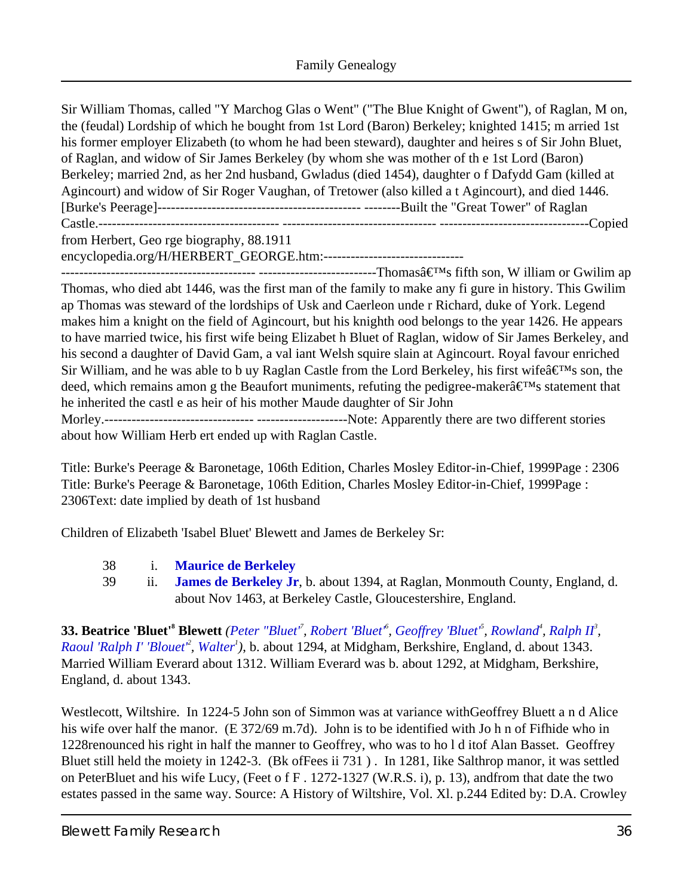Sir William Thomas, called "Y Marchog Glas o Went" ("The Blue Knight of Gwent"), of Raglan, M on, the (feudal) Lordship of which he bought from 1st Lord (Baron) Berkeley; knighted 1415; m arried 1st his former employer Elizabeth (to whom he had been steward), daughter and heires s of Sir John Bluet, of Raglan, and widow of Sir James Berkeley (by whom she was mother of th e 1st Lord (Baron) Berkeley; married 2nd, as her 2nd husband, Gwladus (died 1454), daughter o f Dafydd Gam (killed at Agincourt) and widow of Sir Roger Vaughan, of Tretower (also killed a t Agincourt), and died 1446. [Burke's Peerage]-------------------------------------------- --------Built the "Great Tower" of Raglan Castle.--------------------------------------- --------------------------------- --------------------------------Copied from Herbert, Geo rge biography, 88.1911 encyclopedia.org/H/HERBERT_GEORGE.htm:-------------------------------
------------------------------------------- -------------------------Thomasâ€™s fifth son, W illiam or Gwilim ap Thomas, who died abt 1446, was the first man of the family to make any fi gure in history. This Gwilim ap Thomas was steward of the lordships of Usk and Caerleon unde r Richard, duke of York. Legend makes him a knight on the field of Agincourt, but his knighth ood belongs to the year 1426. He appears to have married twice, his first wife being Elizabet h Bluet of Raglan, widow of Sir James Berkeley, and his second a daughter of David Gam, a val iant Welsh squire slain at Agincourt. Royal favour enriched Sir William, and he was able to b uy Raglan Castle from the Lord Berkeley, his first wifeâ€™s son, the deed, which remains amon g the Beaufort muniments, refuting the pedigree-makerâ€™s statement that he inherited the castl e as heir of his mother Maude daughter of Sir John Morley.--------------------------------- --------------------Note: Apparently there are two different stories about how William Herb ert ended up with Raglan Castle.

Title: Burke's Peerage & Baronetage, 106th Edition, Charles Mosley Editor-in-Chief, 1999Page : 2306
Title: Burke's Peerage & Baronetage, 106th Edition, Charles Mosley Editor-in-Chief, 1999Page : 2306Text: date implied by death of 1st husband

Children of Elizabeth 'Isabel Bluet' Blewett and James de Berkeley Sr:

38 i. **Maurice de Berkeley**
39 ii. **James de Berkeley Jr**, b. about 1394, at Raglan, Monmouth County, England, d. about Nov 1463, at Berkeley Castle, Gloucestershire, England.

**33. Beatrice 'Bluet'[8] Blewett** *(Peter "Bluet'[7], Robert 'Bluet'[6], Geoffrey 'Bluet'[5], Rowland[4], Ralph II[3], Raoul 'Ralph I' 'Blouet'[2], Walter[1])*, b. about 1294, at Midgham, Berkshire, England, d. about 1343. Married William Everard about 1312. William Everard was b. about 1292, at Midgham, Berkshire, England, d. about 1343.

Westlecott, Wiltshire. In 1224-5 John son of Simmon was at variance withGeoffrey Bluett a n d Alice his wife over half the manor. (E 372/69 m.7d). John is to be identified with Jo h n of Fifhide who in 1228renounced his right in half the manner to Geoffrey, who was to ho l d itof Alan Basset. Geoffrey Bluet still held the moiety in 1242-3. (Bk ofFees ii 731 ) . In 1281, Iike Salthrop manor, it was settled on PeterBluet and his wife Lucy, (Feet o f F . 1272-1327 (W.R.S. i), p. 13), andfrom that date the two estates passed in the same way. Source: A History of Wiltshire, Vol. Xl. p.244 Edited by: D.A. Crowley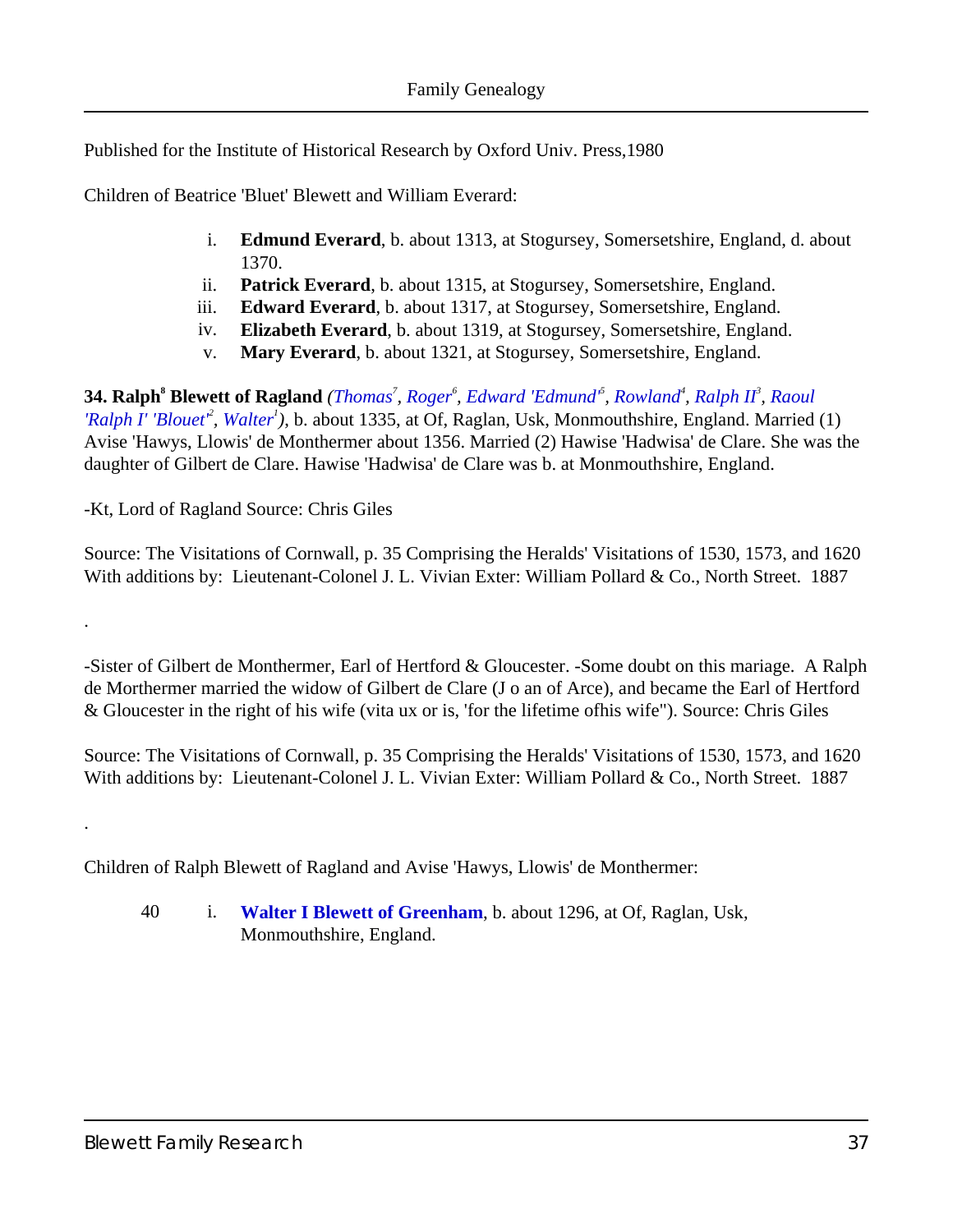Published for the Institute of Historical Research by Oxford Univ. Press,1980

Children of Beatrice 'Bluet' Blewett and William Everard:

i. **Edmund Everard**, b. about 1313, at Stogursey, Somersetshire, England, d. about 1370.
ii. **Patrick Everard**, b. about 1315, at Stogursey, Somersetshire, England.
iii. **Edward Everard**, b. about 1317, at Stogursey, Somersetshire, England.
iv. **Elizabeth Everard**, b. about 1319, at Stogursey, Somersetshire, England.
v. **Mary Everard**, b. about 1321, at Stogursey, Somersetshire, England.

**34. Ralph[8] Blewett of Ragland** *(Thomas[7], Roger[6], Edward 'Edmund'[5], Rowland[4], Ralph II[3], Raoul 'Ralph I' 'Blouet'[2], Walter[1])*, b. about 1335, at Of, Raglan, Usk, Monmouthshire, England. Married (1) Avise 'Hawys, Llowis' de Monthermer about 1356. Married (2) Hawise 'Hadwisa' de Clare. She was the daughter of Gilbert de Clare. Hawise 'Hadwisa' de Clare was b. at Monmouthshire, England.

-Kt, Lord of Ragland Source: Chris Giles

Source: The Visitations of Cornwall, p. 35 Comprising the Heralds' Visitations of 1530, 1573, and 1620 With additions by: Lieutenant-Colonel J. L. Vivian Exter: William Pollard & Co., North Street. 1887

.

-Sister of Gilbert de Monthermer, Earl of Hertford & Gloucester. -Some doubt on this mariage. A Ralph de Morthermer married the widow of Gilbert de Clare (J o an of Arce), and became the Earl of Hertford & Gloucester in the right of his wife (vita ux or is, 'for the lifetime ofhis wife"). Source: Chris Giles

Source: The Visitations of Cornwall, p. 35 Comprising the Heralds' Visitations of 1530, 1573, and 1620 With additions by: Lieutenant-Colonel J. L. Vivian Exter: William Pollard & Co., North Street. 1887

.

Children of Ralph Blewett of Ragland and Avise 'Hawys, Llowis' de Monthermer:

40 i. **Walter I Blewett of Greenham**, b. about 1296, at Of, Raglan, Usk, Monmouthshire, England.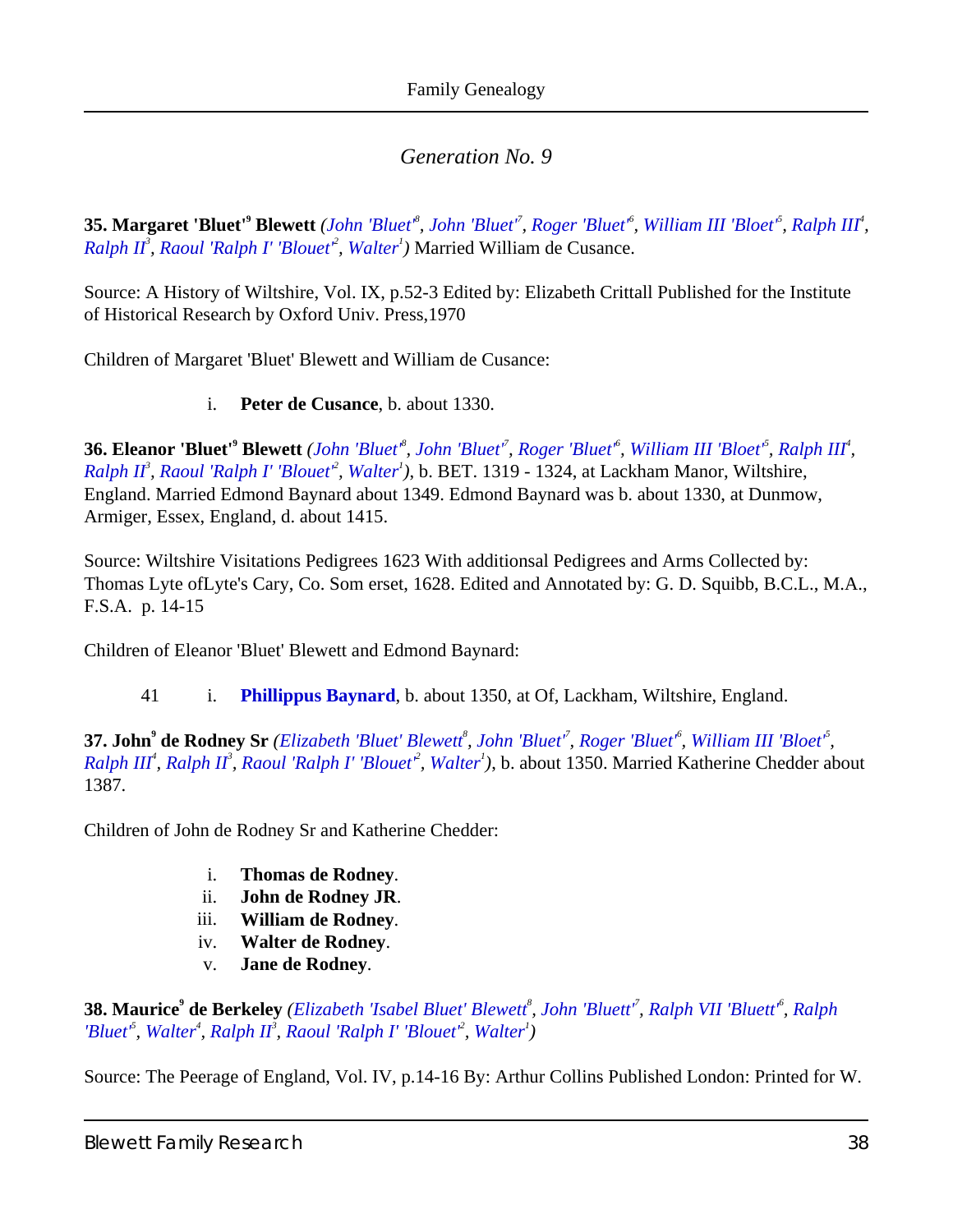## *Generation No. 9*

**35. Margaret 'Bluet'[9] Blewett** *(John 'Bluet'[8], John 'Bluet'[7], Roger 'Bluet'[6], William III 'Bloet'[5], Ralph III[4], Ralph II[3], Raoul 'Ralph I' 'Blouet'[2], Walter[1])* Married William de Cusance.

Source: A History of Wiltshire, Vol. IX, p.52-3 Edited by: Elizabeth Crittall Published for the Institute of Historical Research by Oxford Univ. Press,1970

Children of Margaret 'Bluet' Blewett and William de Cusance:

i. **Peter de Cusance**, b. about 1330.

**36. Eleanor 'Bluet'[9] Blewett** *(John 'Bluet'[8], John 'Bluet'[7], Roger 'Bluet'[6], William III 'Bloet'[5], Ralph III[4], Ralph II[3], Raoul 'Ralph I' 'Blouet'[2], Walter[1])*, b. BET. 1319 - 1324, at Lackham Manor, Wiltshire, England. Married Edmond Baynard about 1349. Edmond Baynard was b. about 1330, at Dunmow, Armiger, Essex, England, d. about 1415.

Source: Wiltshire Visitations Pedigrees 1623 With additionsal Pedigrees and Arms Collected by: Thomas Lyte ofLyte's Cary, Co. Som erset, 1628. Edited and Annotated by: G. D. Squibb, B.C.L., M.A., F.S.A. p. 14-15

Children of Eleanor 'Bluet' Blewett and Edmond Baynard:

41 i. **Phillippus Baynard**, b. about 1350, at Of, Lackham, Wiltshire, England.

**37. John[9] de Rodney Sr** *(Elizabeth 'Bluet' Blewett[8], John 'Bluet'[7], Roger 'Bluet'[6], William III 'Bloet'[5], Ralph III[4], Ralph II[3], Raoul 'Ralph I' 'Blouet'[2], Walter[1])*, b. about 1350. Married Katherine Chedder about 1387.

Children of John de Rodney Sr and Katherine Chedder:

i. **Thomas de Rodney**.
ii. **John de Rodney JR**.
iii. **William de Rodney**.
iv. **Walter de Rodney**.
v. **Jane de Rodney**.

**38. Maurice[9] de Berkeley** *(Elizabeth 'Isabel Bluet' Blewett[8], John 'Bluett'[7], Ralph VII 'Bluett'[6], Ralph 'Bluet'[5], Walter[4], Ralph II[3], Raoul 'Ralph I' 'Blouet'[2], Walter[1])*

Source: The Peerage of England, Vol. IV, p.14-16 By: Arthur Collins Published London: Printed for W.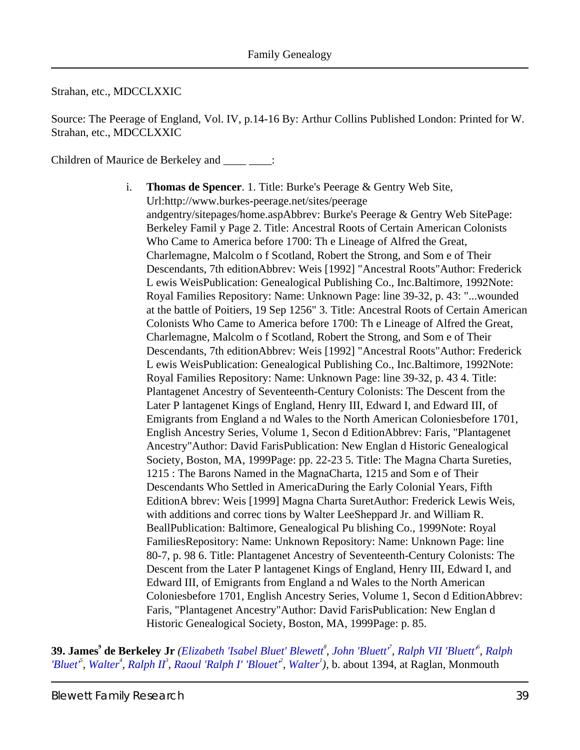Strahan, etc., MDCCLXXIC

Source: The Peerage of England, Vol. IV, p.14-16 By: Arthur Collins Published London: Printed for W. Strahan, etc., MDCCLXXIC

Children of Maurice de Berkeley and ____ ____:

i. **Thomas de Spencer**. 1. Title: Burke's Peerage & Gentry Web Site, Url:http://www.burkes-peerage.net/sites/peerage andgentry/sitepages/home.aspAbbrev: Burke's Peerage & Gentry Web SitePage: Berkeley Famil y Page 2. Title: Ancestral Roots of Certain American Colonists Who Came to America before 1700: Th e Lineage of Alfred the Great, Charlemagne, Malcolm o f Scotland, Robert the Strong, and Som e of Their Descendants, 7th editionAbbrev: Weis [1992] "Ancestral Roots"Author: Frederick L ewis WeisPublication: Genealogical Publishing Co., Inc.Baltimore, 1992Note: Royal Families Repository: Name: Unknown Page: line 39-32, p. 43: "...wounded at the battle of Poitiers, 19 Sep 1256" 3. Title: Ancestral Roots of Certain American Colonists Who Came to America before 1700: Th e Lineage of Alfred the Great, Charlemagne, Malcolm o f Scotland, Robert the Strong, and Som e of Their Descendants, 7th editionAbbrev: Weis [1992] "Ancestral Roots"Author: Frederick L ewis WeisPublication: Genealogical Publishing Co., Inc.Baltimore, 1992Note: Royal Families Repository: Name: Unknown Page: line 39-32, p. 43 4. Title: Plantagenet Ancestry of Seventeenth-Century Colonists: The Descent from the Later P lantagenet Kings of England, Henry III, Edward I, and Edward III, of Emigrants from England a nd Wales to the North American Coloniesbefore 1701, English Ancestry Series, Volume 1, Secon d EditionAbbrev: Faris, "Plantagenet Ancestry"Author: David FarisPublication: New Englan d Historic Genealogical Society, Boston, MA, 1999Page: pp. 22-23 5. Title: The Magna Charta Sureties, 1215 : The Barons Named in the MagnaCharta, 1215 and Som e of Their Descendants Who Settled in AmericaDuring the Early Colonial Years, Fifth EditionA bbrev: Weis [1999] Magna Charta SuretAuthor: Frederick Lewis Weis, with additions and correc tions by Walter LeeSheppard Jr. and William R. BeallPublication: Baltimore, Genealogical Pu blishing Co., 1999Note: Royal FamiliesRepository: Name: Unknown Repository: Name: Unknown Page: line 80-7, p. 98 6. Title: Plantagenet Ancestry of Seventeenth-Century Colonists: The Descent from the Later P lantagenet Kings of England, Henry III, Edward I, and Edward III, of Emigrants from England a nd Wales to the North American Coloniesbefore 1701, English Ancestry Series, Volume 1, Secon d EditionAbbrev: Faris, "Plantagenet Ancestry"Author: David FarisPublication: New Englan d Historic Genealogical Society, Boston, MA, 1999Page: p. 85.

**39. James[9] de Berkeley Jr** *(Elizabeth 'Isabel Bluet' Blewett[8], John 'Bluett'[7], Ralph VII 'Bluett'[6], Ralph 'Bluet'[5], Walter[4], Ralph II[3], Raoul 'Ralph I' 'Blouet'[2], Walter[1])*, b. about 1394, at Raglan, Monmouth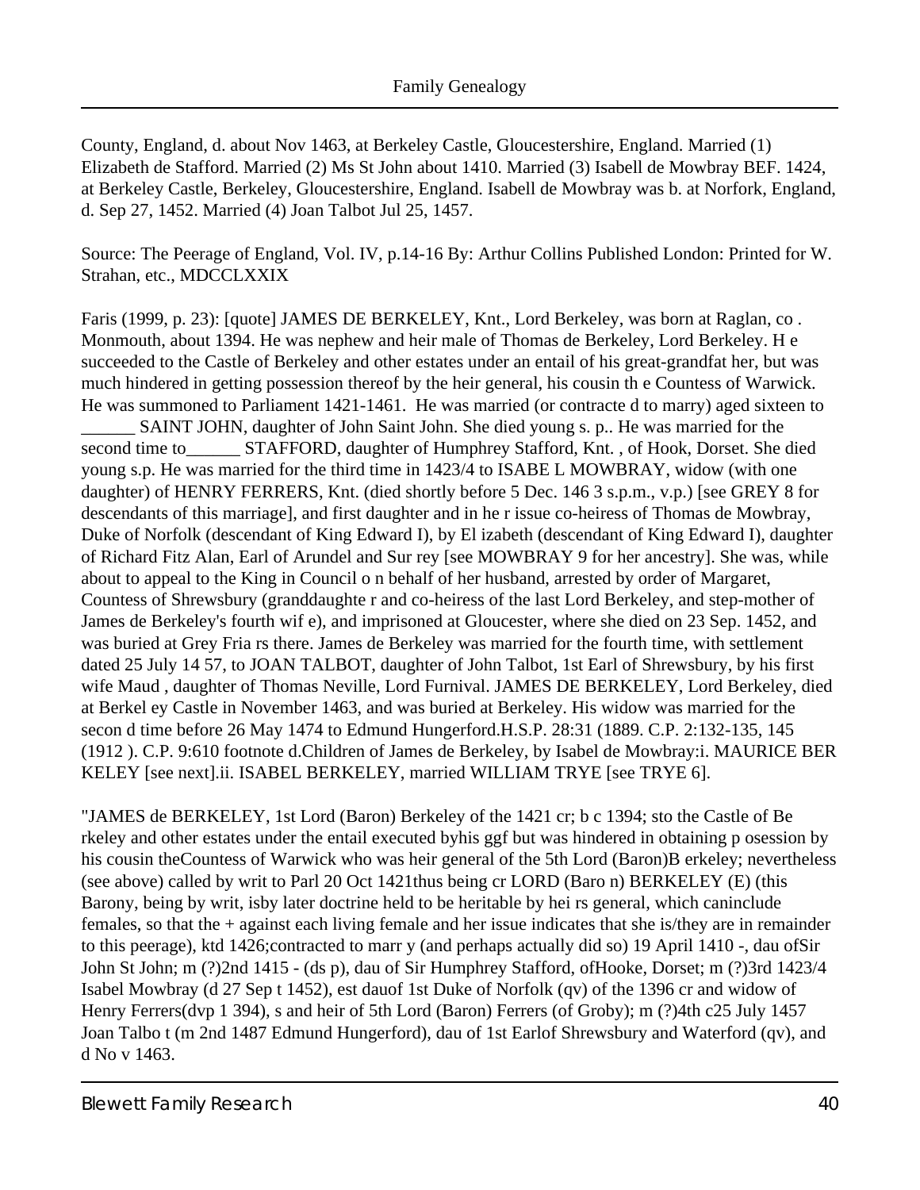County, England, d. about Nov 1463, at Berkeley Castle, Gloucestershire, England. Married (1) Elizabeth de Stafford. Married (2) Ms St John about 1410. Married (3) Isabell de Mowbray BEF. 1424, at Berkeley Castle, Berkeley, Gloucestershire, England. Isabell de Mowbray was b. at Norfork, England, d. Sep 27, 1452. Married (4) Joan Talbot Jul 25, 1457.

Source: The Peerage of England, Vol. IV, p.14-16 By: Arthur Collins Published London: Printed for W. Strahan, etc., MDCCLXXIX

Faris (1999, p. 23): [quote] JAMES DE BERKELEY, Knt., Lord Berkeley, was born at Raglan, co . Monmouth, about 1394. He was nephew and heir male of Thomas de Berkeley, Lord Berkeley. H e succeeded to the Castle of Berkeley and other estates under an entail of his great-grandfat her, but was much hindered in getting possession thereof by the heir general, his cousin th e Countess of Warwick. He was summoned to Parliament 1421-1461. He was married (or contracte d to marry) aged sixteen to ______ SAINT JOHN, daughter of John Saint John. She died young s. p.. He was married for the second time to______ STAFFORD, daughter of Humphrey Stafford, Knt. , of Hook, Dorset. She died young s.p. He was married for the third time in 1423/4 to ISABE L MOWBRAY, widow (with one daughter) of HENRY FERRERS, Knt. (died shortly before 5 Dec. 146 3 s.p.m., v.p.) [see GREY 8 for descendants of this marriage], and first daughter and in he r issue co-heiress of Thomas de Mowbray, Duke of Norfolk (descendant of King Edward I), by El izabeth (descendant of King Edward I), daughter of Richard Fitz Alan, Earl of Arundel and Sur rey [see MOWBRAY 9 for her ancestry]. She was, while about to appeal to the King in Council o n behalf of her husband, arrested by order of Margaret, Countess of Shrewsbury (granddaughte r and co-heiress of the last Lord Berkeley, and step-mother of James de Berkeley's fourth wif e), and imprisoned at Gloucester, where she died on 23 Sep. 1452, and was buried at Grey Fria rs there. James de Berkeley was married for the fourth time, with settlement dated 25 July 14 57, to JOAN TALBOT, daughter of John Talbot, 1st Earl of Shrewsbury, by his first wife Maud , daughter of Thomas Neville, Lord Furnival. JAMES DE BERKELEY, Lord Berkeley, died at Berkel ey Castle in November 1463, and was buried at Berkeley. His widow was married for the secon d time before 26 May 1474 to Edmund Hungerford.H.S.P. 28:31 (1889. C.P. 2:132-135, 145 (1912 ). C.P. 9:610 footnote d.Children of James de Berkeley, by Isabel de Mowbray:i. MAURICE BER KELEY [see next].ii. ISABEL BERKELEY, married WILLIAM TRYE [see TRYE 6].

"JAMES de BERKELEY, 1st Lord (Baron) Berkeley of the 1421 cr; b c 1394; sto the Castle of Be rkeley and other estates under the entail executed byhis ggf but was hindered in obtaining p osession by his cousin theCountess of Warwick who was heir general of the 5th Lord (Baron)B erkeley; nevertheless (see above) called by writ to Parl 20 Oct 1421thus being cr LORD (Baro n) BERKELEY (E) (this Barony, being by writ, isby later doctrine held to be heritable by hei rs general, which caninclude females, so that the + against each living female and her issue indicates that she is/they are in remainder to this peerage), ktd 1426;contracted to marr y (and perhaps actually did so) 19 April 1410 -, dau ofSir John St John; m (?)2nd 1415 - (ds p), dau of Sir Humphrey Stafford, ofHooke, Dorset; m (?)3rd 1423/4 Isabel Mowbray (d 27 Sep t 1452), est dauof 1st Duke of Norfolk (qv) of the 1396 cr and widow of Henry Ferrers(dvp 1 394), s and heir of 5th Lord (Baron) Ferrers (of Groby); m (?)4th c25 July 1457 Joan Talbo t (m 2nd 1487 Edmund Hungerford), dau of 1st Earlof Shrewsbury and Waterford (qv), and d No v 1463.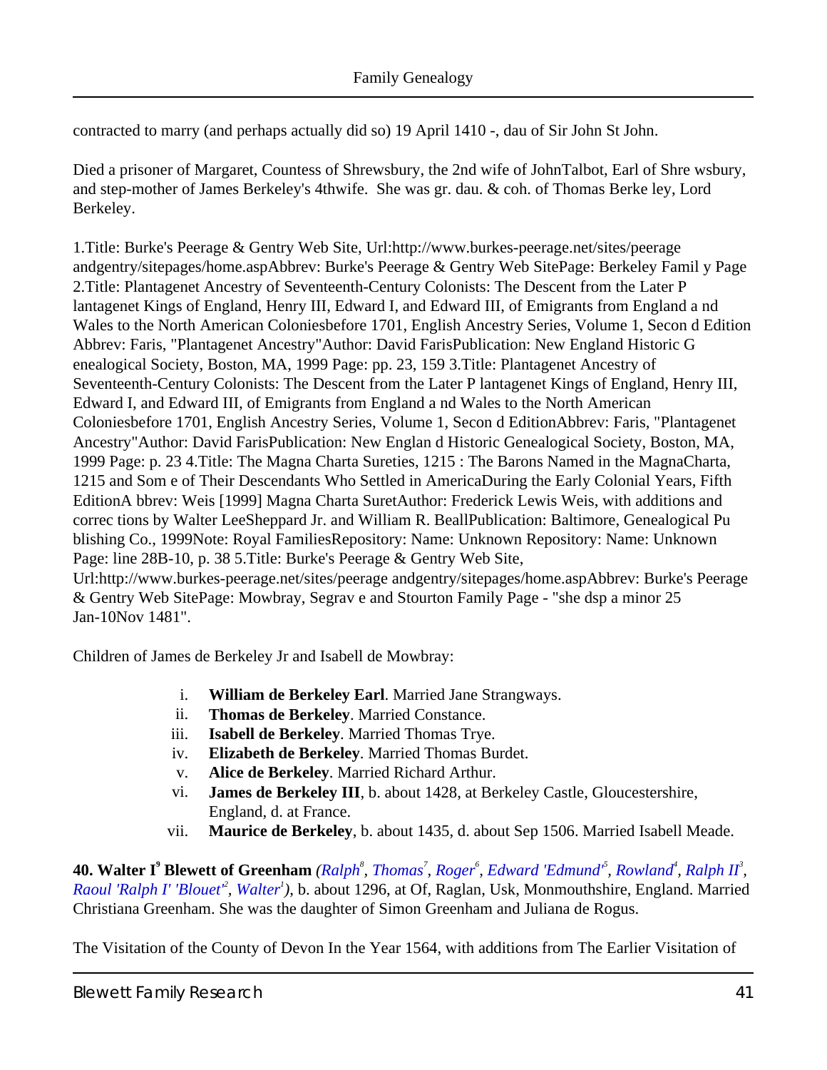contracted to marry (and perhaps actually did so) 19 April 1410 -, dau of Sir John St John.

Died a prisoner of Margaret, Countess of Shrewsbury, the 2nd wife of JohnTalbot, Earl of Shre wsbury, and step-mother of James Berkeley's 4thwife. She was gr. dau. & coh. of Thomas Berke ley, Lord Berkeley.

1.Title: Burke's Peerage & Gentry Web Site, Url:http://www.burkes-peerage.net/sites/peerage andgentry/sitepages/home.aspAbbrev: Burke's Peerage & Gentry Web SitePage: Berkeley Famil y Page 2.Title: Plantagenet Ancestry of Seventeenth-Century Colonists: The Descent from the Later P lantagenet Kings of England, Henry III, Edward I, and Edward III, of Emigrants from England a nd Wales to the North American Coloniesbefore 1701, English Ancestry Series, Volume 1, Secon d Edition Abbrev: Faris, "Plantagenet Ancestry"Author: David FarisPublication: New England Historic G enealogical Society, Boston, MA, 1999 Page: pp. 23, 159 3.Title: Plantagenet Ancestry of Seventeenth-Century Colonists: The Descent from the Later P lantagenet Kings of England, Henry III, Edward I, and Edward III, of Emigrants from England a nd Wales to the North American Coloniesbefore 1701, English Ancestry Series, Volume 1, Secon d EditionAbbrev: Faris, "Plantagenet Ancestry"Author: David FarisPublication: New Englan d Historic Genealogical Society, Boston, MA, 1999 Page: p. 23 4.Title: The Magna Charta Sureties, 1215 : The Barons Named in the MagnaCharta, 1215 and Som e of Their Descendants Who Settled in AmericaDuring the Early Colonial Years, Fifth EditionA bbrev: Weis [1999] Magna Charta SuretAuthor: Frederick Lewis Weis, with additions and correc tions by Walter LeeSheppard Jr. and William R. BeallPublication: Baltimore, Genealogical Pu blishing Co., 1999Note: Royal FamiliesRepository: Name: Unknown Repository: Name: Unknown Page: line 28B-10, p. 38 5.Title: Burke's Peerage & Gentry Web Site, Url:http://www.burkes-peerage.net/sites/peerage andgentry/sitepages/home.aspAbbrev: Burke's Peerage & Gentry Web SitePage: Mowbray, Segrav e and Stourton Family Page - "she dsp a minor 25 Jan-10Nov 1481".

Children of James de Berkeley Jr and Isabell de Mowbray:

i. **William de Berkeley Earl**. Married Jane Strangways.
ii. **Thomas de Berkeley**. Married Constance.
iii. **Isabell de Berkeley**. Married Thomas Trye.
iv. **Elizabeth de Berkeley**. Married Thomas Burdet.
v. **Alice de Berkeley**. Married Richard Arthur.
vi. **James de Berkeley III**, b. about 1428, at Berkeley Castle, Gloucestershire, England, d. at France.
vii. **Maurice de Berkeley**, b. about 1435, d. about Sep 1506. Married Isabell Meade.

**40. Walter I[9] Blewett of Greenham** *(Ralph[8], Thomas[7], Roger[6], Edward 'Edmund'[5], Rowland[4], Ralph II[3], Raoul 'Ralph I' 'Blouet'[2], Walter[1])*, b. about 1296, at Of, Raglan, Usk, Monmouthshire, England. Married Christiana Greenham. She was the daughter of Simon Greenham and Juliana de Rogus.

The Visitation of the County of Devon In the Year 1564, with additions from The Earlier Visitation of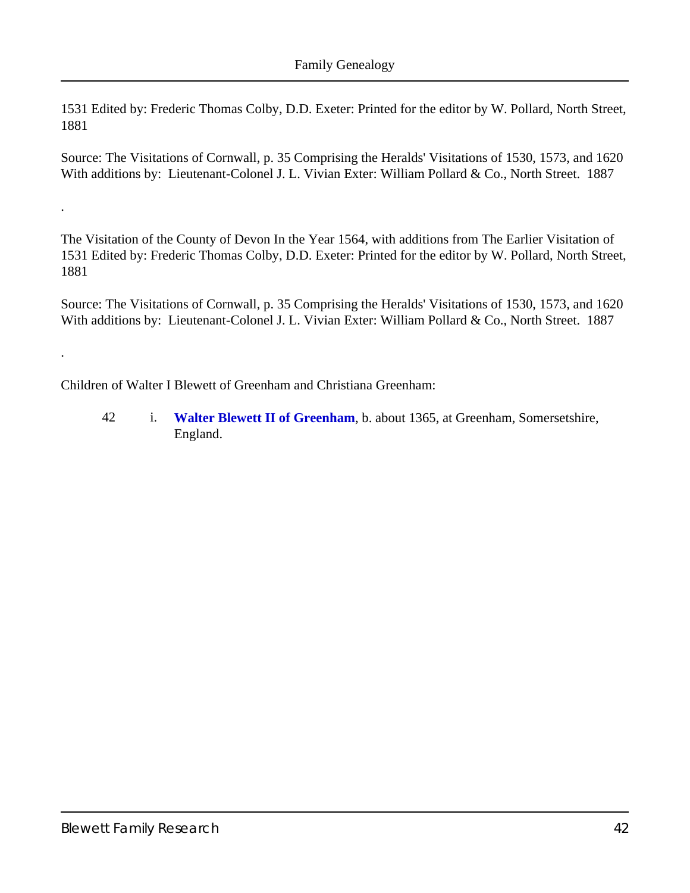1531 Edited by: Frederic Thomas Colby, D.D. Exeter: Printed for the editor by W. Pollard, North Street, 1881

Source: The Visitations of Cornwall, p. 35 Comprising the Heralds' Visitations of 1530, 1573, and 1620 With additions by:  Lieutenant-Colonel J. L. Vivian Exter: William Pollard & Co., North Street.  1887

.

The Visitation of the County of Devon In the Year 1564, with additions from The Earlier Visitation of 1531 Edited by: Frederic Thomas Colby, D.D. Exeter: Printed for the editor by W. Pollard, North Street, 1881

Source: The Visitations of Cornwall, p. 35 Comprising the Heralds' Visitations of 1530, 1573, and 1620 With additions by:  Lieutenant-Colonel J. L. Vivian Exter: William Pollard & Co., North Street.  1887

.

Children of Walter I Blewett of Greenham and Christiana Greenham:

42 i. **Walter Blewett II of Greenham**, b. about 1365, at Greenham, Somersetshire, England.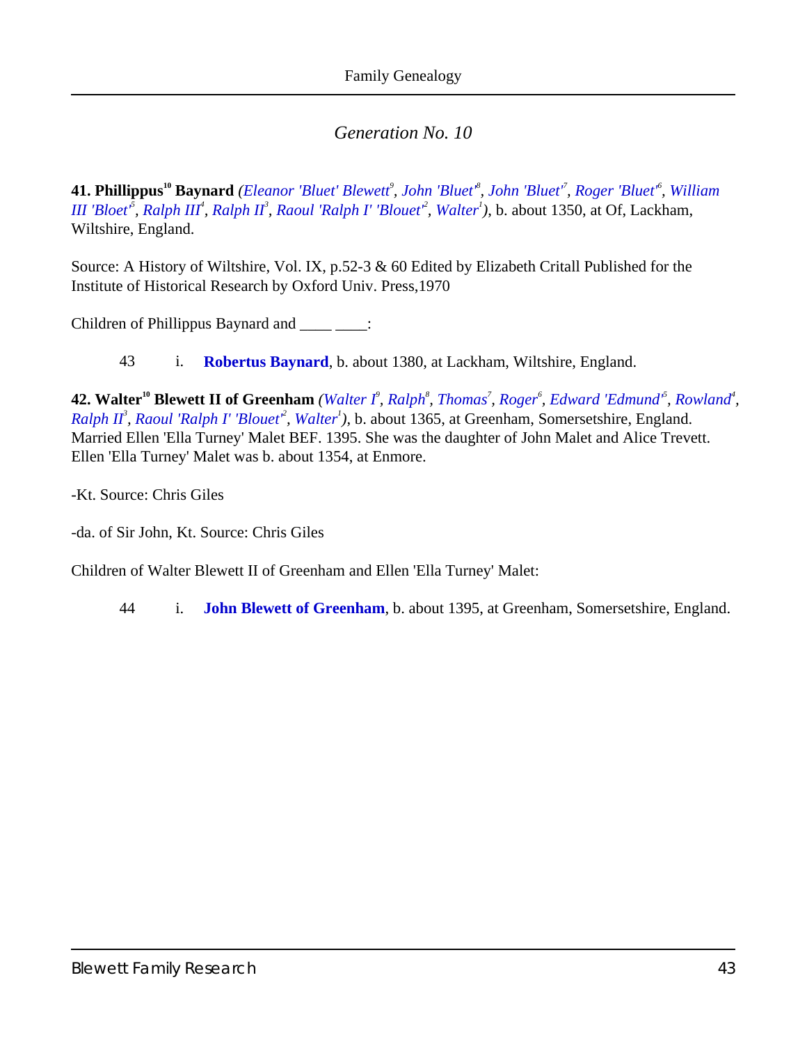*Generation No. 10*

**41. Phillippus**[10] **Baynard** *(Eleanor 'Bluet' Blewett*[9]*, John 'Bluet'*[8]*, John 'Bluet'*[7]*, Roger 'Bluet'*[6]*, William III 'Bloet'*[5]*, Ralph III*[4]*, Ralph II*[3]*, Raoul 'Ralph I' 'Blouet'*[2]*, Walter*[1]*)*, b. about 1350, at Of, Lackham, Wiltshire, England.

Source: A History of Wiltshire, Vol. IX, p.52-3 & 60 Edited by Elizabeth Critall Published for the Institute of Historical Research by Oxford Univ. Press,1970

Children of Phillippus Baynard and ____ ____:

43 i. **Robertus Baynard**, b. about 1380, at Lackham, Wiltshire, England.

**42. Walter**[10] **Blewett II of Greenham** *(Walter I*[9]*, Ralph*[8]*, Thomas*[7]*, Roger*[6]*, Edward 'Edmund'*[5]*, Rowland*[4]*, Ralph II*[3]*, Raoul 'Ralph I' 'Blouet'*[2]*, Walter*[1]*)*, b. about 1365, at Greenham, Somersetshire, England. Married Ellen 'Ella Turney' Malet BEF. 1395. She was the daughter of John Malet and Alice Trevett. Ellen 'Ella Turney' Malet was b. about 1354, at Enmore.

-Kt. Source: Chris Giles

-da. of Sir John, Kt. Source: Chris Giles

Children of Walter Blewett II of Greenham and Ellen 'Ella Turney' Malet:

44 i. **John Blewett of Greenham**, b. about 1395, at Greenham, Somersetshire, England.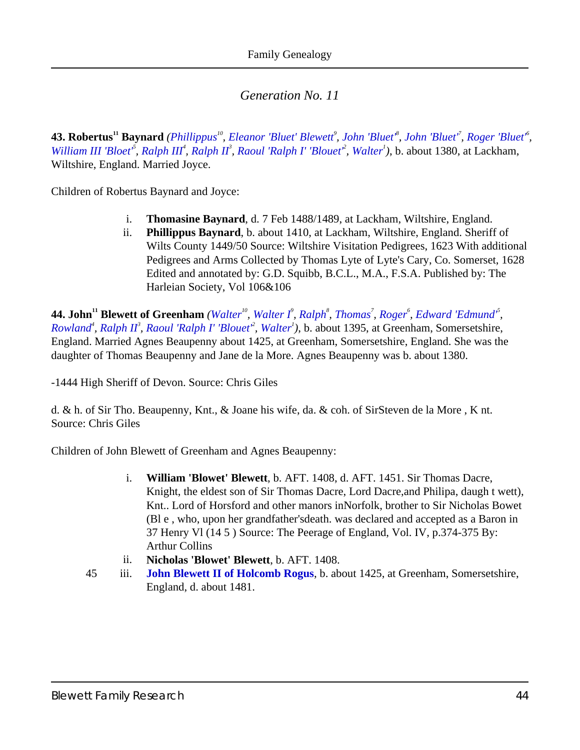## *Generation No. 11*

**43. Robertus[11] Baynard** *(Phillippus[10], Eleanor 'Bluet' Blewett[9], John 'Bluet'[8], John 'Bluet'[7], Roger 'Bluet'[6], William III 'Bloet'[5], Ralph III[4], Ralph II[3], Raoul 'Ralph I' 'Blouet'[2], Walter[1])*, b. about 1380, at Lackham, Wiltshire, England. Married Joyce.

Children of Robertus Baynard and Joyce:

i. **Thomasine Baynard**, d. 7 Feb 1488/1489, at Lackham, Wiltshire, England.

ii. **Phillippus Baynard**, b. about 1410, at Lackham, Wiltshire, England. Sheriff of Wilts County 1449/50 Source: Wiltshire Visitation Pedigrees, 1623 With additional Pedigrees and Arms Collected by Thomas Lyte of Lyte's Cary, Co. Somerset, 1628 Edited and annotated by: G.D. Squibb, B.C.L., M.A., F.S.A. Published by: The Harleian Society, Vol 106&106

**44. John[11] Blewett of Greenham** *(Walter[10], Walter I[9], Ralph[8], Thomas[7], Roger[6], Edward 'Edmund'[5], Rowland[4], Ralph II[3], Raoul 'Ralph I' 'Blouet'[2], Walter[1])*, b. about 1395, at Greenham, Somersetshire, England. Married Agnes Beaupenny about 1425, at Greenham, Somersetshire, England. She was the daughter of Thomas Beaupenny and Jane de la More. Agnes Beaupenny was b. about 1380.

-1444 High Sheriff of Devon. Source: Chris Giles

d. & h. of Sir Tho. Beaupenny, Knt., & Joane his wife, da. & coh. of SirSteven de la More , K nt. Source: Chris Giles

Children of John Blewett of Greenham and Agnes Beaupenny:

i. **William 'Blowet' Blewett**, b. AFT. 1408, d. AFT. 1451. Sir Thomas Dacre, Knight, the eldest son of Sir Thomas Dacre, Lord Dacre,and Philipa, daugh t wett), Knt.. Lord of Horsford and other manors inNorfolk, brother to Sir Nicholas Bowet (Bl e , who, upon her grandfather'sdeath. was declared and accepted as a Baron in 37 Henry Vl (14 5 ) Source: The Peerage of England, Vol. IV, p.374-375 By: Arthur Collins

ii. **Nicholas 'Blowet' Blewett**, b. AFT. 1408.

45 iii. **John Blewett II of Holcomb Rogus**, b. about 1425, at Greenham, Somersetshire, England, d. about 1481.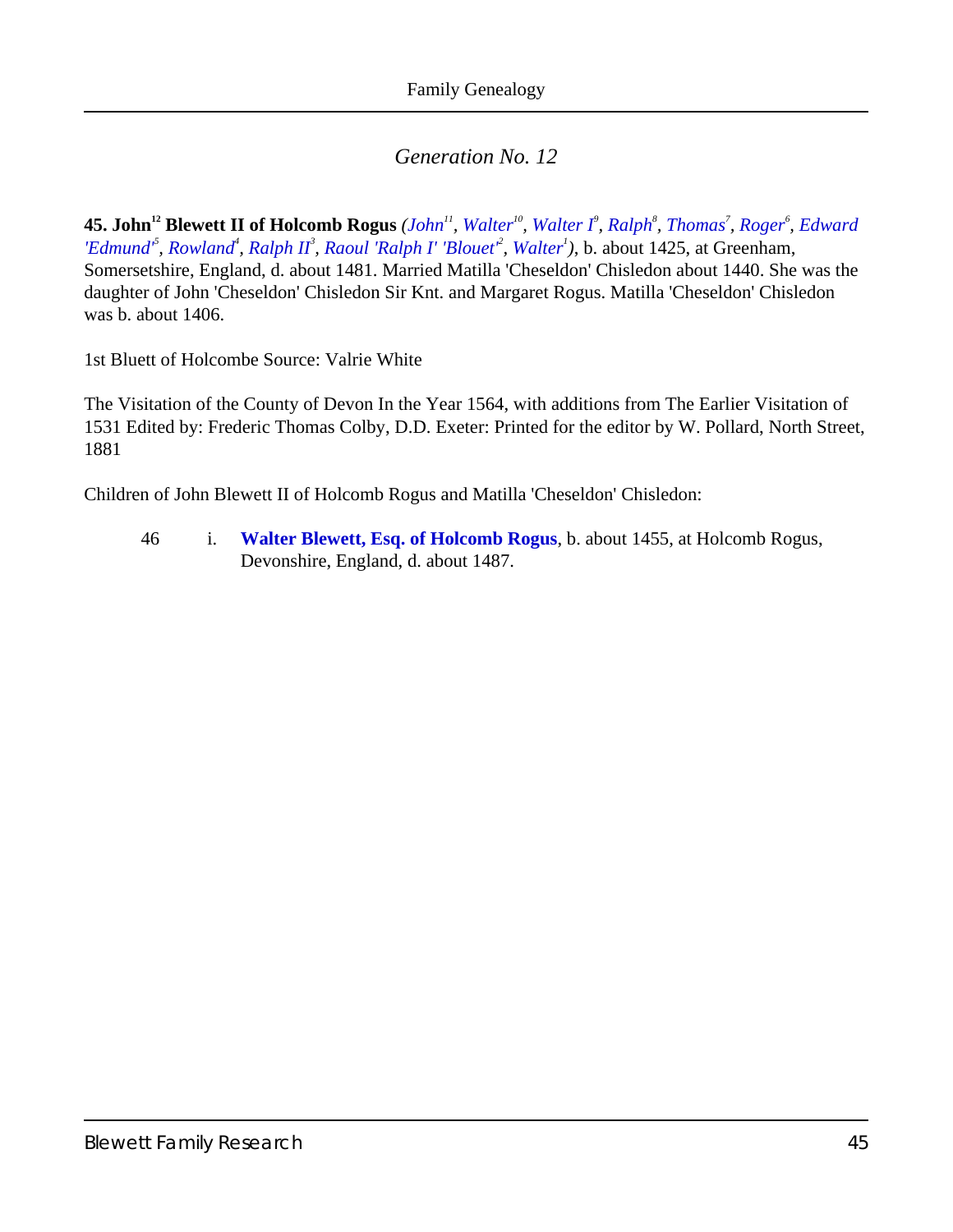## *Generation No. 12*

**45. John[12] Blewett II of Holcomb Rogus** *(John[11], Walter[10], Walter I[9], Ralph[8], Thomas[7], Roger[6], Edward 'Edmund'[5], Rowland[4], Ralph II[3], Raoul 'Ralph I' 'Blouet'[2], Walter[1])*, b. about 1425, at Greenham, Somersetshire, England, d. about 1481. Married Matilla 'Cheseldon' Chisledon about 1440. She was the daughter of John 'Cheseldon' Chisledon Sir Knt. and Margaret Rogus. Matilla 'Cheseldon' Chisledon was b. about 1406.

1st Bluett of Holcombe Source: Valrie White

The Visitation of the County of Devon In the Year 1564, with additions from The Earlier Visitation of 1531 Edited by: Frederic Thomas Colby, D.D. Exeter: Printed for the editor by W. Pollard, North Street, 1881

Children of John Blewett II of Holcomb Rogus and Matilla 'Cheseldon' Chisledon:

46 i. **Walter Blewett, Esq. of Holcomb Rogus**, b. about 1455, at Holcomb Rogus, Devonshire, England, d. about 1487.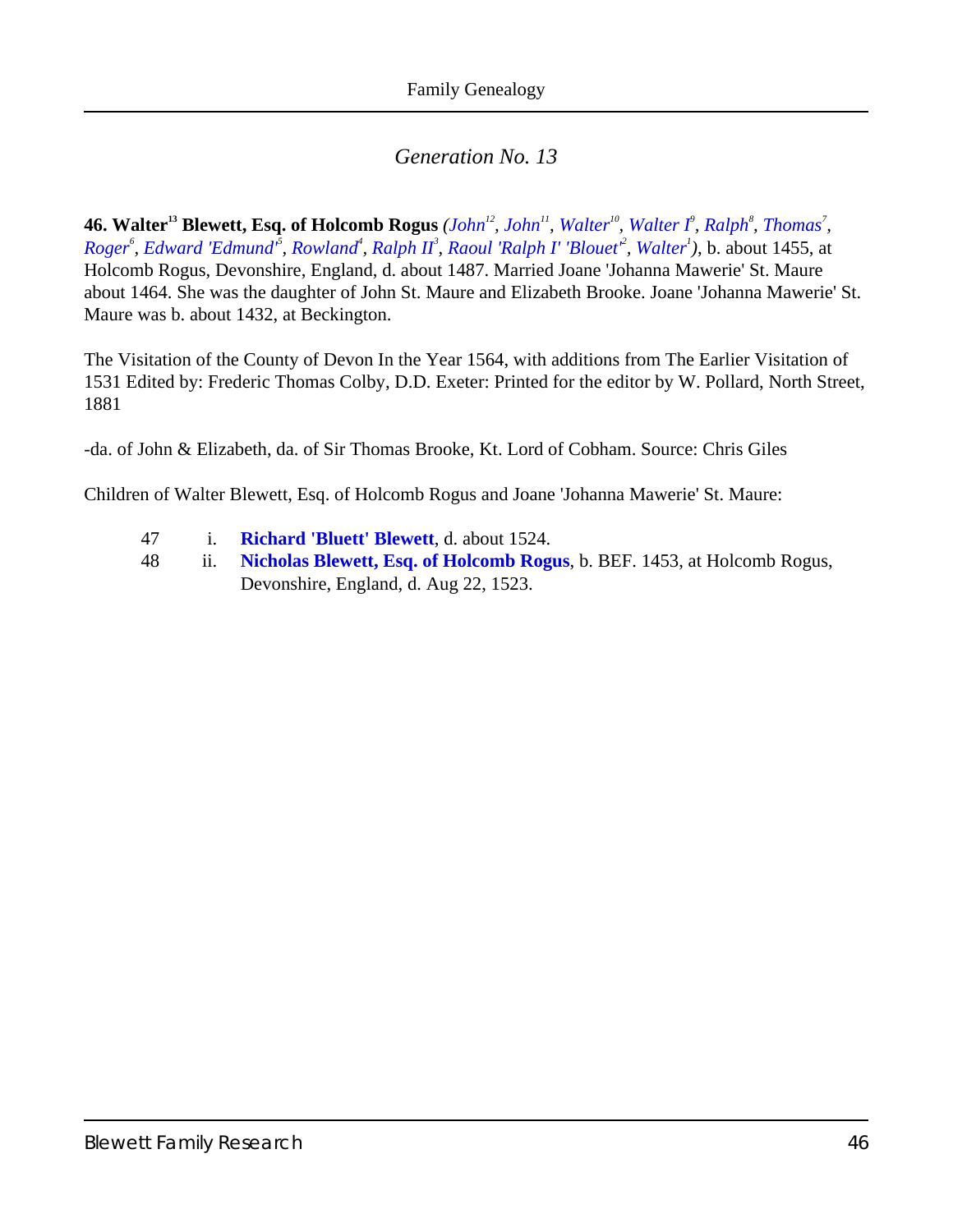## *Generation No. 13*

**46. Walter[13] Blewett, Esq. of Holcomb Rogus** *(John[12], John[11], Walter[10], Walter I[9], Ralph[8], Thomas[7], Roger[6], Edward 'Edmund'[5], Rowland[4], Ralph II[3], Raoul 'Ralph I' 'Blouet'[2], Walter[1])*, b. about 1455, at Holcomb Rogus, Devonshire, England, d. about 1487. Married Joane 'Johanna Mawerie' St. Maure about 1464. She was the daughter of John St. Maure and Elizabeth Brooke. Joane 'Johanna Mawerie' St. Maure was b. about 1432, at Beckington.

The Visitation of the County of Devon In the Year 1564, with additions from The Earlier Visitation of 1531 Edited by: Frederic Thomas Colby, D.D. Exeter: Printed for the editor by W. Pollard, North Street, 1881

-da. of John & Elizabeth, da. of Sir Thomas Brooke, Kt. Lord of Cobham. Source: Chris Giles

Children of Walter Blewett, Esq. of Holcomb Rogus and Joane 'Johanna Mawerie' St. Maure:

47 i. **Richard 'Bluett' Blewett**, d. about 1524.

48 ii. **Nicholas Blewett, Esq. of Holcomb Rogus**, b. BEF. 1453, at Holcomb Rogus, Devonshire, England, d. Aug 22, 1523.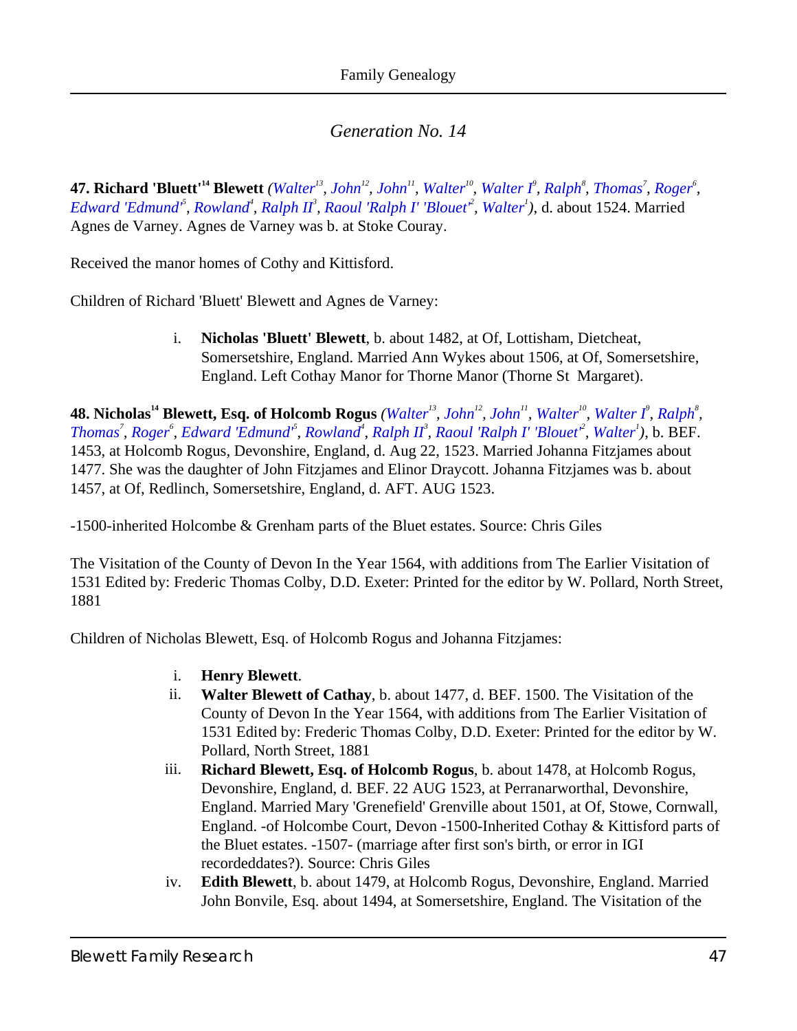## *Generation No. 14*

**47. Richard 'Bluett'[14] Blewett** *(Walter[13], John[12], John[11], Walter[10], Walter I[9], Ralph[8], Thomas[7], Roger[6], Edward 'Edmund'[5], Rowland[4], Ralph II[3], Raoul 'Ralph I' 'Blouet'[2], Walter[1])*, d. about 1524. Married Agnes de Varney. Agnes de Varney was b. at Stoke Couray.

Received the manor homes of Cothy and Kittisford.

Children of Richard 'Bluett' Blewett and Agnes de Varney:

i. **Nicholas 'Bluett' Blewett**, b. about 1482, at Of, Lottisham, Dietcheat, Somersetshire, England. Married Ann Wykes about 1506, at Of, Somersetshire, England. Left Cothay Manor for Thorne Manor (Thorne St Margaret).

**48. Nicholas[14] Blewett, Esq. of Holcomb Rogus** *(Walter[13], John[12], John[11], Walter[10], Walter I[9], Ralph[8], Thomas[7], Roger[6], Edward 'Edmund'[5], Rowland[4], Ralph II[3], Raoul 'Ralph I' 'Blouet'[2], Walter[1])*, b. BEF. 1453, at Holcomb Rogus, Devonshire, England, d. Aug 22, 1523. Married Johanna Fitzjames about 1477. She was the daughter of John Fitzjames and Elinor Draycott. Johanna Fitzjames was b. about 1457, at Of, Redlinch, Somersetshire, England, d. AFT. AUG 1523.

-1500-inherited Holcombe & Grenham parts of the Bluet estates. Source: Chris Giles

The Visitation of the County of Devon In the Year 1564, with additions from The Earlier Visitation of 1531 Edited by: Frederic Thomas Colby, D.D. Exeter: Printed for the editor by W. Pollard, North Street, 1881

Children of Nicholas Blewett, Esq. of Holcomb Rogus and Johanna Fitzjames:

i. **Henry Blewett**.

ii. **Walter Blewett of Cathay**, b. about 1477, d. BEF. 1500. The Visitation of the County of Devon In the Year 1564, with additions from The Earlier Visitation of 1531 Edited by: Frederic Thomas Colby, D.D. Exeter: Printed for the editor by W. Pollard, North Street, 1881

iii. **Richard Blewett, Esq. of Holcomb Rogus**, b. about 1478, at Holcomb Rogus, Devonshire, England, d. BEF. 22 AUG 1523, at Perranarworthal, Devonshire, England. Married Mary 'Grenefield' Grenville about 1501, at Of, Stowe, Cornwall, England. -of Holcombe Court, Devon -1500-Inherited Cothay & Kittisford parts of the Bluet estates. -1507- (marriage after first son's birth, or error in IGI recordeddates?). Source: Chris Giles

iv. **Edith Blewett**, b. about 1479, at Holcomb Rogus, Devonshire, England. Married John Bonvile, Esq. about 1494, at Somersetshire, England. The Visitation of the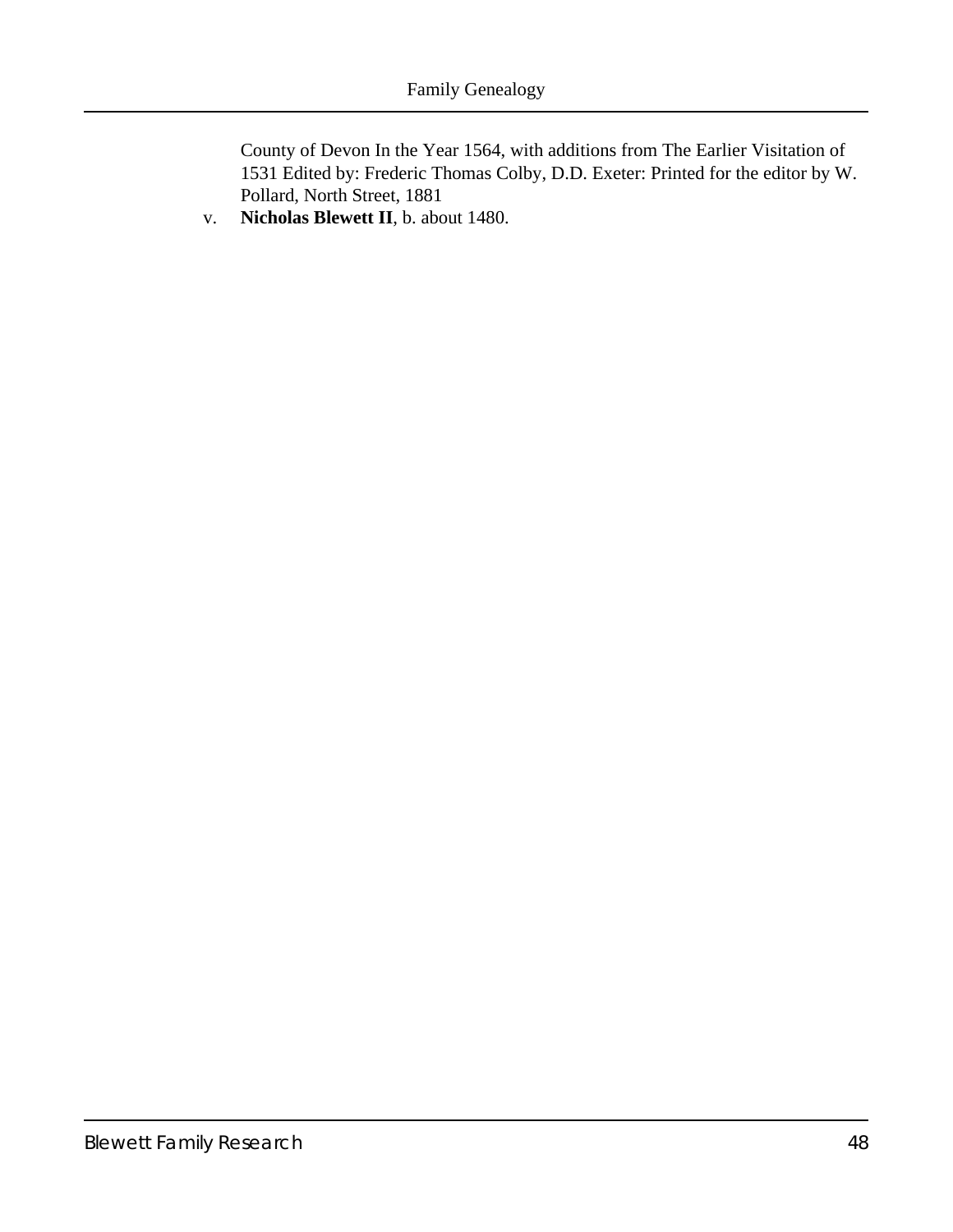County of Devon In the Year 1564, with additions from The Earlier Visitation of 1531 Edited by: Frederic Thomas Colby, D.D. Exeter: Printed for the editor by W. Pollard, North Street, 1881

v. **Nicholas Blewett II**, b. about 1480.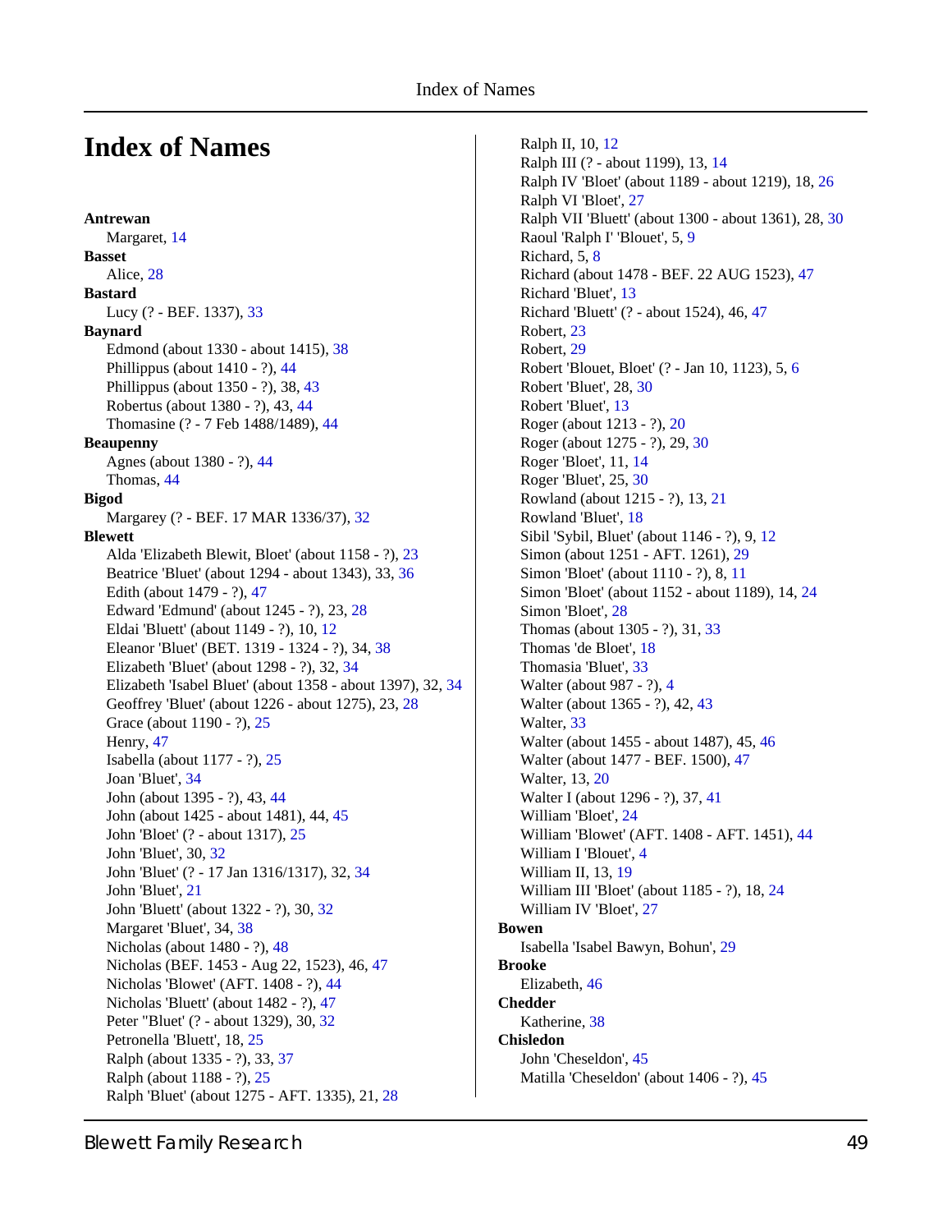# Index of Names

**Antrewan**
  Margaret, 14
**Basset**
  Alice, 28
**Bastard**
  Lucy (? - BEF. 1337), 33
**Baynard**
  Edmond (about 1330 - about 1415), 38
  Phillippus (about 1410 - ?), 44
  Phillippus (about 1350 - ?), 38, 43
  Robertus (about 1380 - ?), 43, 44
  Thomasine (? - 7 Feb 1488/1489), 44
**Beaupenny**
  Agnes (about 1380 - ?), 44
  Thomas, 44
**Bigod**
  Margarey (? - BEF. 17 MAR 1336/37), 32
**Blewett**
  Alda 'Elizabeth Blewit, Bloet' (about 1158 - ?), 23
  Beatrice 'Bluet' (about 1294 - about 1343), 33, 36
  Edith (about 1479 - ?), 47
  Edward 'Edmund' (about 1245 - ?), 23, 28
  Eldai 'Bluett' (about 1149 - ?), 10, 12
  Eleanor 'Bluet' (BET. 1319 - 1324 - ?), 34, 38
  Elizabeth 'Bluet' (about 1298 - ?), 32, 34
  Elizabeth 'Isabel Bluet' (about 1358 - about 1397), 32, 34
  Geoffrey 'Bluet' (about 1226 - about 1275), 23, 28
  Grace (about 1190 - ?), 25
  Henry, 47
  Isabella (about 1177 - ?), 25
  Joan 'Bluet', 34
  John (about 1395 - ?), 43, 44
  John (about 1425 - about 1481), 44, 45
  John 'Bloet' (? - about 1317), 25
  John 'Bluet', 30, 32
  John 'Bluet' (? - 17 Jan 1316/1317), 32, 34
  John 'Bluet', 21
  John 'Bluett' (about 1322 - ?), 30, 32
  Margaret 'Bluet', 34, 38
  Nicholas (about 1480 - ?), 48
  Nicholas (BEF. 1453 - Aug 22, 1523), 46, 47
  Nicholas 'Blowet' (AFT. 1408 - ?), 44
  Nicholas 'Bluett' (about 1482 - ?), 47
  Peter "Bluet' (? - about 1329), 30, 32
  Petronella 'Bluett', 18, 25
  Ralph (about 1335 - ?), 33, 37
  Ralph (about 1188 - ?), 25
  Ralph 'Bluet' (about 1275 - AFT. 1335), 21, 28
  Ralph II, 10, 12
  Ralph III (? - about 1199), 13, 14
  Ralph IV 'Bloet' (about 1189 - about 1219), 18, 26
  Ralph VI 'Bloet', 27
  Ralph VII 'Bluett' (about 1300 - about 1361), 28, 30
  Raoul 'Ralph I' 'Blouet', 5, 9
  Richard, 5, 8
  Richard (about 1478 - BEF. 22 AUG 1523), 47
  Richard 'Bluet', 13
  Richard 'Bluett' (? - about 1524), 46, 47
  Robert, 23
  Robert, 29
  Robert 'Blouet, Bloet' (? - Jan 10, 1123), 5, 6
  Robert 'Bluet', 28, 30
  Robert 'Bluet', 13
  Roger (about 1213 - ?), 20
  Roger (about 1275 - ?), 29, 30
  Roger 'Bloet', 11, 14
  Roger 'Bluet', 25, 30
  Rowland (about 1215 - ?), 13, 21
  Rowland 'Bluet', 18
  Sibil 'Sybil, Bluet' (about 1146 - ?), 9, 12
  Simon (about 1251 - AFT. 1261), 29
  Simon 'Bloet' (about 1110 - ?), 8, 11
  Simon 'Bloet' (about 1152 - about 1189), 14, 24
  Simon 'Bloet', 28
  Thomas (about 1305 - ?), 31, 33
  Thomas 'de Bloet', 18
  Thomasia 'Bluet', 33
  Walter (about 987 - ?), 4
  Walter (about 1365 - ?), 42, 43
  Walter, 33
  Walter (about 1455 - about 1487), 45, 46
  Walter (about 1477 - BEF. 1500), 47
  Walter, 13, 20
  Walter I (about 1296 - ?), 37, 41
  William 'Bloet', 24
  William 'Blowet' (AFT. 1408 - AFT. 1451), 44
  William I 'Blouet', 4
  William II, 13, 19
  William III 'Bloet' (about 1185 - ?), 18, 24
  William IV 'Bloet', 27
**Bowen**
  Isabella 'Isabel Bawyn, Bohun', 29
**Brooke**
  Elizabeth, 46
**Chedder**
  Katherine, 38
**Chisledon**
  John 'Cheseldon', 45
  Matilla 'Cheseldon' (about 1406 - ?), 45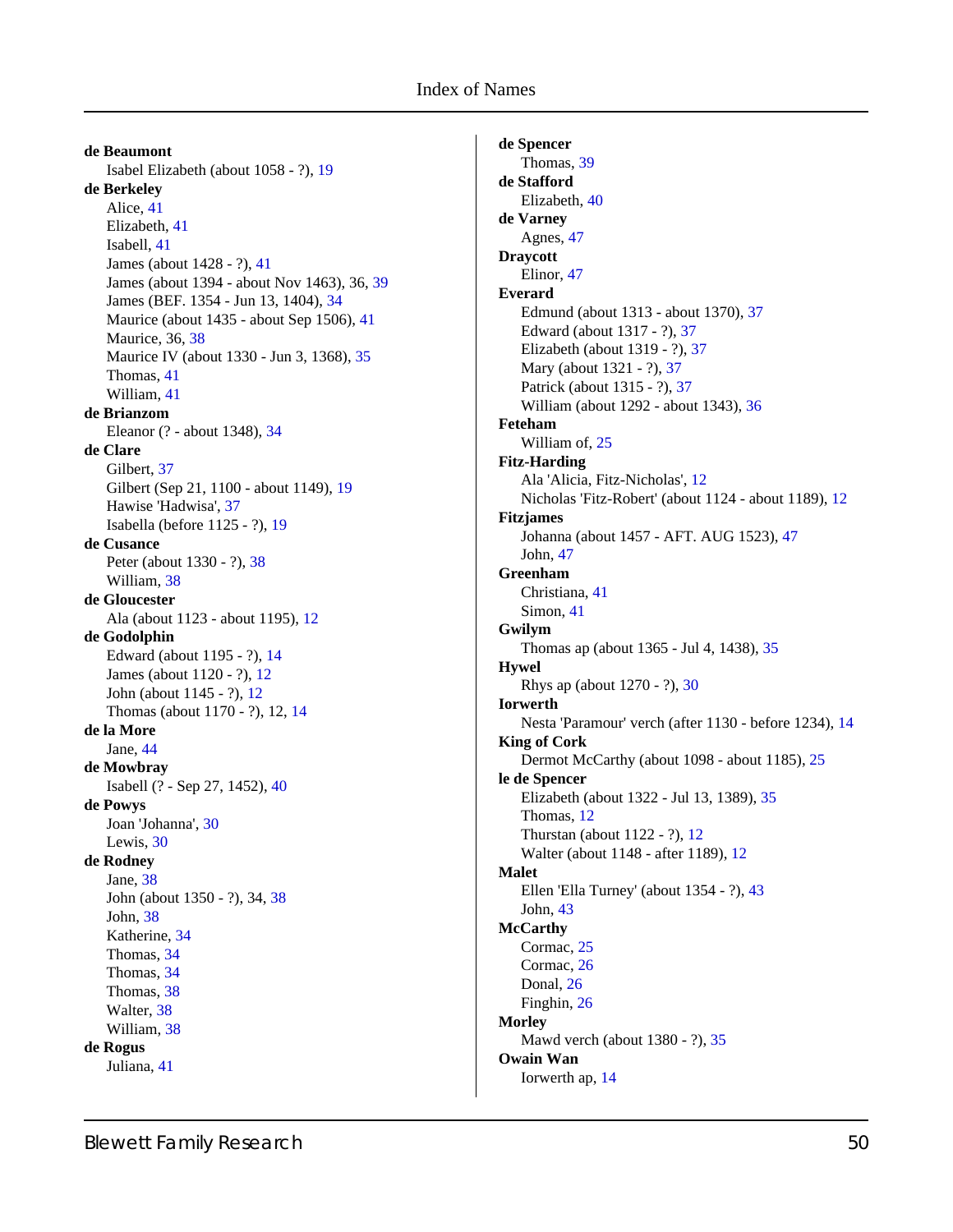**de Beaumont**
Isabel Elizabeth (about 1058 - ?), 19

**de Berkeley**
Alice, 41
Elizabeth, 41
Isabell, 41
James (about 1428 - ?), 41
James (about 1394 - about Nov 1463), 36, 39
James (BEF. 1354 - Jun 13, 1404), 34
Maurice (about 1435 - about Sep 1506), 41
Maurice, 36, 38
Maurice IV (about 1330 - Jun 3, 1368), 35
Thomas, 41
William, 41

**de Brianzom**
Eleanor (? - about 1348), 34

**de Clare**
Gilbert, 37
Gilbert (Sep 21, 1100 - about 1149), 19
Hawise 'Hadwisa', 37
Isabella (before 1125 - ?), 19

**de Cusance**
Peter (about 1330 - ?), 38
William, 38

**de Gloucester**
Ala (about 1123 - about 1195), 12

**de Godolphin**
Edward (about 1195 - ?), 14
James (about 1120 - ?), 12
John (about 1145 - ?), 12
Thomas (about 1170 - ?), 12, 14

**de la More**
Jane, 44

**de Mowbray**
Isabell (? - Sep 27, 1452), 40

**de Powys**
Joan 'Johanna', 30
Lewis, 30

**de Rodney**
Jane, 38
John (about 1350 - ?), 34, 38
John, 38
Katherine, 34
Thomas, 34
Thomas, 34
Thomas, 38
Walter, 38
William, 38

**de Rogus**
Juliana, 41

**de Spencer**
Thomas, 39

**de Stafford**
Elizabeth, 40

**de Varney**
Agnes, 47

**Draycott**
Elinor, 47

**Everard**
Edmund (about 1313 - about 1370), 37
Edward (about 1317 - ?), 37
Elizabeth (about 1319 - ?), 37
Mary (about 1321 - ?), 37
Patrick (about 1315 - ?), 37
William (about 1292 - about 1343), 36

**Feteham**
William of, 25

**Fitz-Harding**
Ala 'Alicia, Fitz-Nicholas', 12
Nicholas 'Fitz-Robert' (about 1124 - about 1189), 12

**Fitzjames**
Johanna (about 1457 - AFT. AUG 1523), 47
John, 47

**Greenham**
Christiana, 41
Simon, 41

**Gwilym**
Thomas ap (about 1365 - Jul 4, 1438), 35

**Hywel**
Rhys ap (about 1270 - ?), 30

**Iorwerth**
Nesta 'Paramour' verch (after 1130 - before 1234), 14

**King of Cork**
Dermot McCarthy (about 1098 - about 1185), 25

**le de Spencer**
Elizabeth (about 1322 - Jul 13, 1389), 35
Thomas, 12
Thurstan (about 1122 - ?), 12
Walter (about 1148 - after 1189), 12

**Malet**
Ellen 'Ella Turney' (about 1354 - ?), 43
John, 43

**McCarthy**
Cormac, 25
Cormac, 26
Donal, 26
Finghin, 26

**Morley**
Mawd verch (about 1380 - ?), 35

**Owain Wan**
Iorwerth ap, 14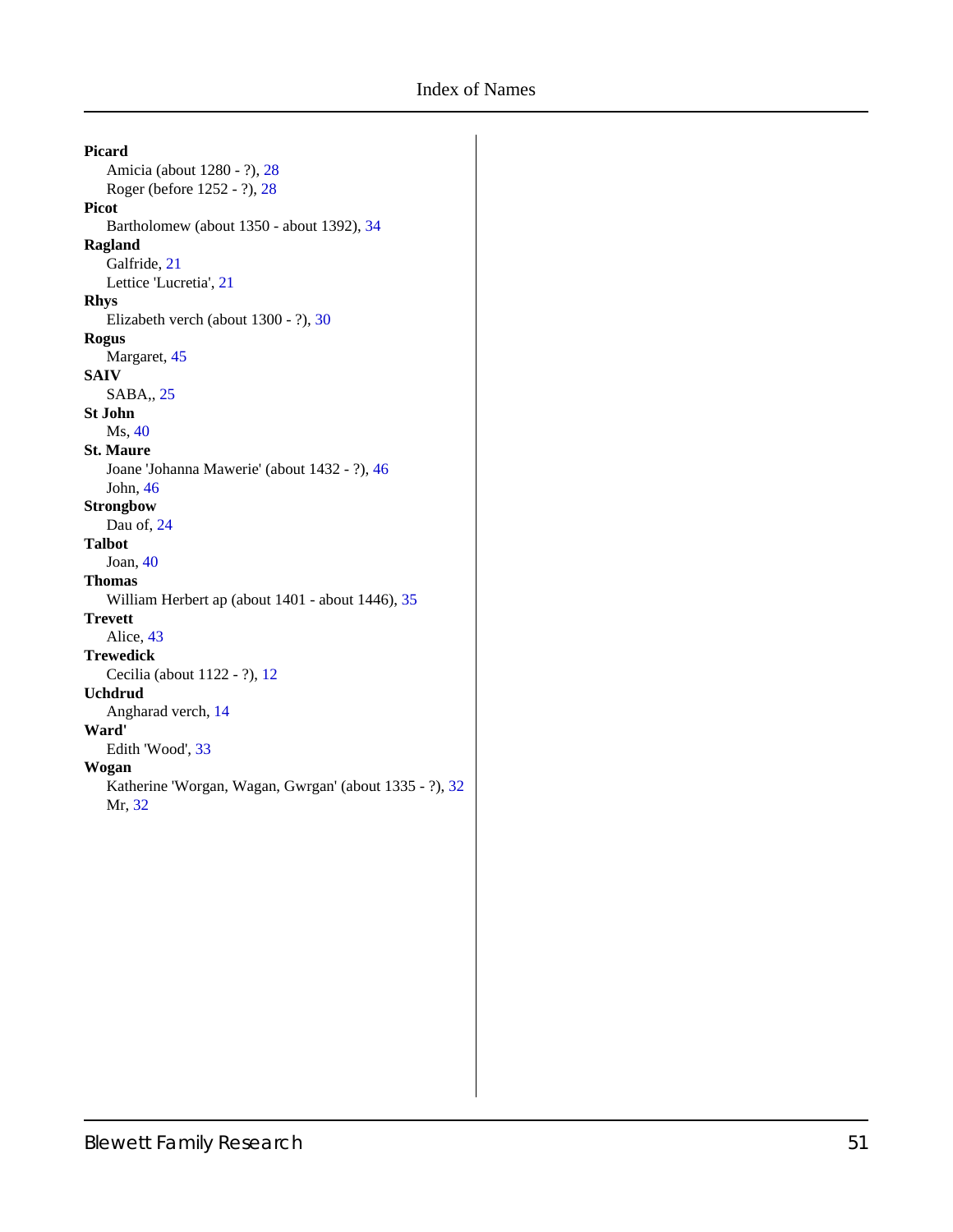**Picard**
Amicia (about 1280 - ?), 28
Roger (before 1252 - ?), 28
**Picot**
Bartholomew (about 1350 - about 1392), 34
**Ragland**
Galfride, 21
Lettice 'Lucretia', 21
**Rhys**
Elizabeth verch (about 1300 - ?), 30
**Rogus**
Margaret, 45
**SAIV**
SABA,, 25
**St John**
Ms, 40
**St. Maure**
Joane 'Johanna Mawerie' (about 1432 - ?), 46
John, 46
**Strongbow**
Dau of, 24
**Talbot**
Joan, 40
**Thomas**
William Herbert ap (about 1401 - about 1446), 35
**Trevett**
Alice, 43
**Trewedick**
Cecilia (about 1122 - ?), 12
**Uchdrud**
Angharad verch, 14
**Ward'**
Edith 'Wood', 33
**Wogan**
Katherine 'Worgan, Wagan, Gwrgan' (about 1335 - ?), 32
Mr, 32